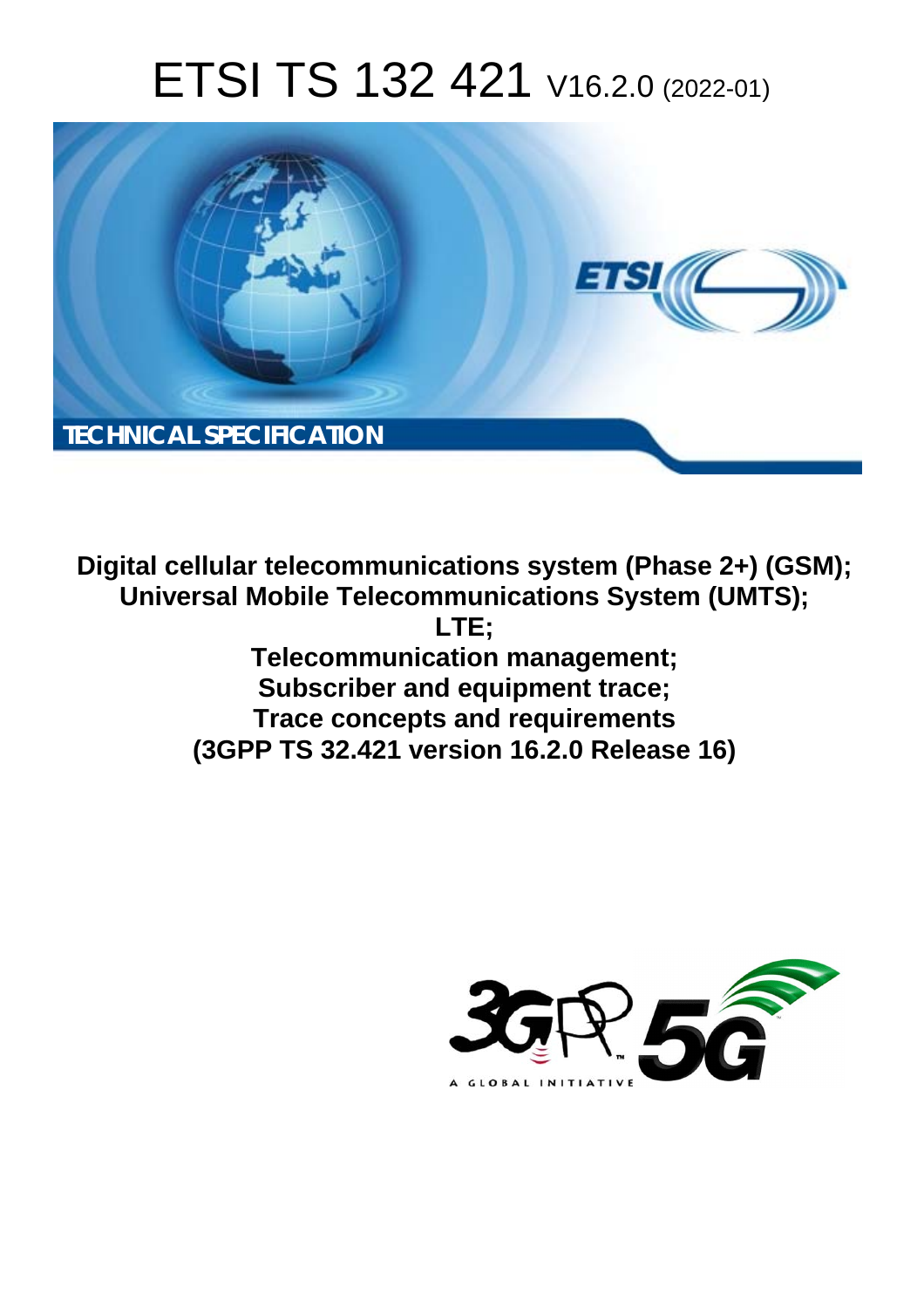# ETSI TS 132 421 V16.2.0 (2022-01)

TECHNICAL SPECIFICATION

**Digital cellular telecommunications system (Phase 2+) (GSM);**
**Universal Mobile Telecommunications System (UMTS);**
**LTE;**
**Telecommunication management;**
**Subscriber and equipment trace;**
**Trace concepts and requirements**
**(3GPP TS 32.421 version 16.2.0 Release 16)**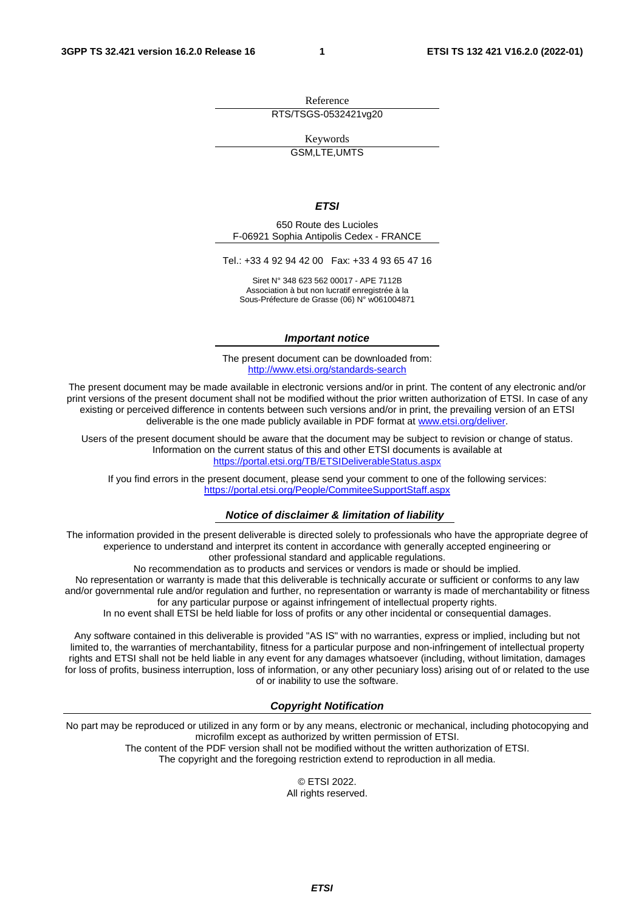Reference

RTS/TSGS-0532421vg20

Keywords

GSM,LTE,UMTS

***ETSI***

650 Route des Lucioles
F-06921 Sophia Antipolis Cedex - FRANCE

Tel.: +33 4 92 94 42 00   Fax: +33 4 93 65 47 16

Siret N° 348 623 562 00017 - APE 7112B
Association à but non lucratif enregistrée à la
Sous-Préfecture de Grasse (06) N° w061004871

***Important notice***

The present document can be downloaded from:
http://www.etsi.org/standards-search

The present document may be made available in electronic versions and/or in print. The content of any electronic and/or print versions of the present document shall not be modified without the prior written authorization of ETSI. In case of any existing or perceived difference in contents between such versions and/or in print, the prevailing version of an ETSI deliverable is the one made publicly available in PDF format at www.etsi.org/deliver.

Users of the present document should be aware that the document may be subject to revision or change of status. Information on the current status of this and other ETSI documents is available at https://portal.etsi.org/TB/ETSIDeliverableStatus.aspx

If you find errors in the present document, please send your comment to one of the following services:
https://portal.etsi.org/People/CommiteeSupportStaff.aspx

***Notice of disclaimer & limitation of liability***

The information provided in the present deliverable is directed solely to professionals who have the appropriate degree of experience to understand and interpret its content in accordance with generally accepted engineering or other professional standard and applicable regulations.
No recommendation as to products and services or vendors is made or should be implied.
No representation or warranty is made that this deliverable is technically accurate or sufficient or conforms to any law and/or governmental rule and/or regulation and further, no representation or warranty is made of merchantability or fitness for any particular purpose or against infringement of intellectual property rights.
In no event shall ETSI be held liable for loss of profits or any other incidental or consequential damages.

Any software contained in this deliverable is provided "AS IS" with no warranties, express or implied, including but not limited to, the warranties of merchantability, fitness for a particular purpose and non-infringement of intellectual property rights and ETSI shall not be held liable in any event for any damages whatsoever (including, without limitation, damages for loss of profits, business interruption, loss of information, or any other pecuniary loss) arising out of or related to the use of or inability to use the software.

***Copyright Notification***

No part may be reproduced or utilized in any form or by any means, electronic or mechanical, including photocopying and microfilm except as authorized by written permission of ETSI.
The content of the PDF version shall not be modified without the written authorization of ETSI.
The copyright and the foregoing restriction extend to reproduction in all media.

© ETSI 2022.
All rights reserved.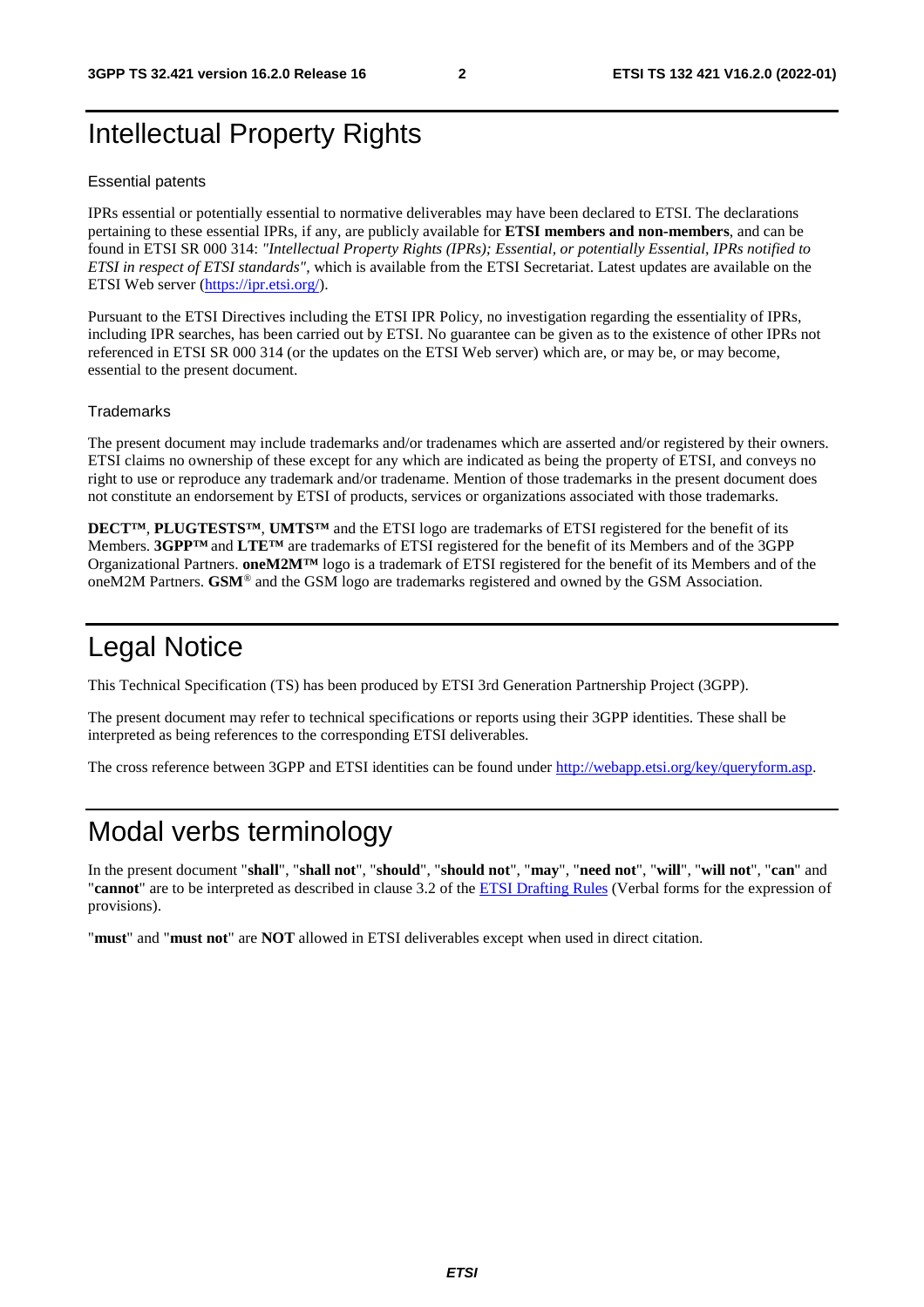# Intellectual Property Rights

Essential patents

IPRs essential or potentially essential to normative deliverables may have been declared to ETSI. The declarations pertaining to these essential IPRs, if any, are publicly available for **ETSI members and non-members**, and can be found in ETSI SR 000 314: *"Intellectual Property Rights (IPRs); Essential, or potentially Essential, IPRs notified to ETSI in respect of ETSI standards"*, which is available from the ETSI Secretariat. Latest updates are available on the ETSI Web server (https://ipr.etsi.org/).

Pursuant to the ETSI Directives including the ETSI IPR Policy, no investigation regarding the essentiality of IPRs, including IPR searches, has been carried out by ETSI. No guarantee can be given as to the existence of other IPRs not referenced in ETSI SR 000 314 (or the updates on the ETSI Web server) which are, or may be, or may become, essential to the present document.

Trademarks

The present document may include trademarks and/or tradenames which are asserted and/or registered by their owners. ETSI claims no ownership of these except for any which are indicated as being the property of ETSI, and conveys no right to use or reproduce any trademark and/or tradename. Mention of those trademarks in the present document does not constitute an endorsement by ETSI of products, services or organizations associated with those trademarks.

**DECT™**, **PLUGTESTS™**, **UMTS™** and the ETSI logo are trademarks of ETSI registered for the benefit of its Members. **3GPP™** and **LTE™** are trademarks of ETSI registered for the benefit of its Members and of the 3GPP Organizational Partners. **oneM2M™** logo is a trademark of ETSI registered for the benefit of its Members and of the oneM2M Partners. **GSM**® and the GSM logo are trademarks registered and owned by the GSM Association.

# Legal Notice

This Technical Specification (TS) has been produced by ETSI 3rd Generation Partnership Project (3GPP).

The present document may refer to technical specifications or reports using their 3GPP identities. These shall be interpreted as being references to the corresponding ETSI deliverables.

The cross reference between 3GPP and ETSI identities can be found under http://webapp.etsi.org/key/queryform.asp.

# Modal verbs terminology

In the present document "**shall**", "**shall not**", "**should**", "**should not**", "**may**", "**need not**", "**will**", "**will not**", "**can**" and "**cannot**" are to be interpreted as described in clause 3.2 of the ETSI Drafting Rules (Verbal forms for the expression of provisions).

"**must**" and "**must not**" are **NOT** allowed in ETSI deliverables except when used in direct citation.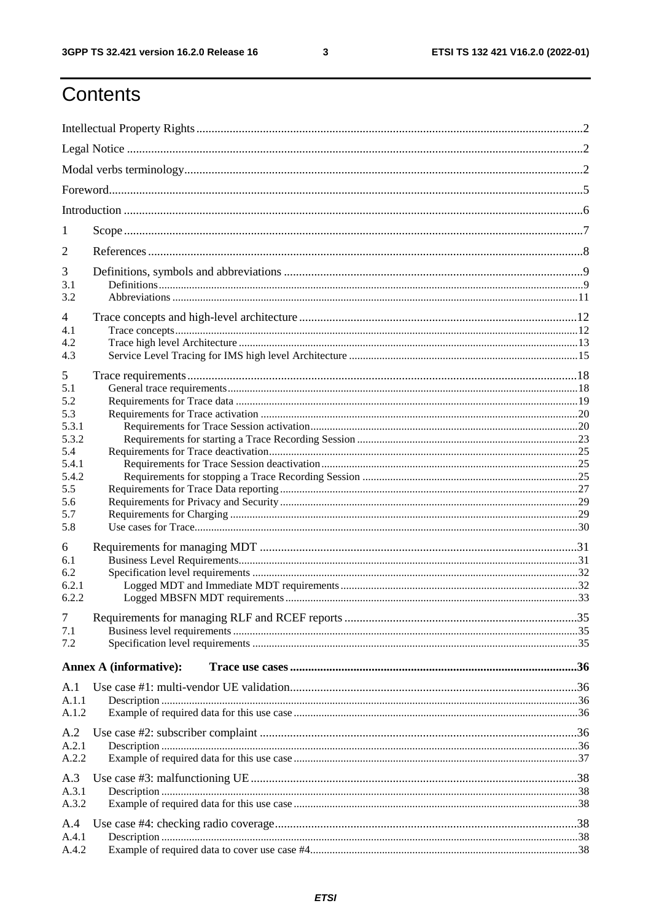# Contents

Intellectual Property Rights ..... 2
Legal Notice ..... 2
Modal verbs terminology ..... 2
Foreword ..... 5
Introduction ..... 6
1 Scope ..... 7
2 References ..... 8
3 Definitions, symbols and abbreviations ..... 9
3.1 Definitions ..... 9
3.2 Abbreviations ..... 11
4 Trace concepts and high-level architecture ..... 12
4.1 Trace concepts ..... 12
4.2 Trace high level Architecture ..... 13
4.3 Service Level Tracing for IMS high level Architecture ..... 15
5 Trace requirements ..... 18
5.1 General trace requirements ..... 18
5.2 Requirements for Trace data ..... 19
5.3 Requirements for Trace activation ..... 20
5.3.1 Requirements for Trace Session activation ..... 20
5.3.2 Requirements for starting a Trace Recording Session ..... 23
5.4 Requirements for Trace deactivation ..... 25
5.4.1 Requirements for Trace Session deactivation ..... 25
5.4.2 Requirements for stopping a Trace Recording Session ..... 25
5.5 Requirements for Trace Data reporting ..... 27
5.6 Requirements for Privacy and Security ..... 29
5.7 Requirements for Charging ..... 29
5.8 Use cases for Trace ..... 30
6 Requirements for managing MDT ..... 31
6.1 Business Level Requirements ..... 31
6.2 Specification level requirements ..... 32
6.2.1 Logged MDT and Immediate MDT requirements ..... 32
6.2.2 Logged MBSFN MDT requirements ..... 33
7 Requirements for managing RLF and RCEF reports ..... 35
7.1 Business level requirements ..... 35
7.2 Specification level requirements ..... 35
**Annex A (informative): Trace use cases ..... 36**
A.1 Use case #1: multi-vendor UE validation ..... 36
A.1.1 Description ..... 36
A.1.2 Example of required data for this use case ..... 36
A.2 Use case #2: subscriber complaint ..... 36
A.2.1 Description ..... 36
A.2.2 Example of required data for this use case ..... 37
A.3 Use case #3: malfunctioning UE ..... 38
A.3.1 Description ..... 38
A.3.2 Example of required data for this use case ..... 38
A.4 Use case #4: checking radio coverage ..... 38
A.4.1 Description ..... 38
A.4.2 Example of required data to cover use case #4 ..... 38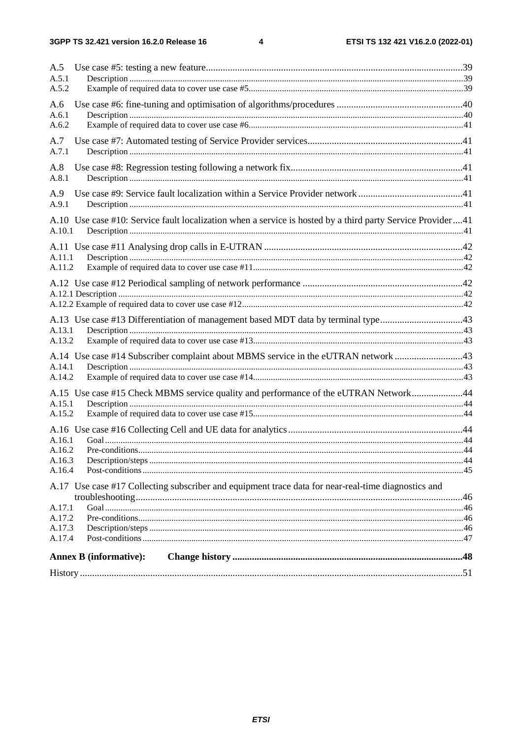A.5 Use case #5: testing a new feature ....... 39
A.5.1 Description ....... 39
A.5.2 Example of required data to cover use case #5 ....... 39

A.6 Use case #6: fine-tuning and optimisation of algorithms/procedures ....... 40
A.6.1 Description ....... 40
A.6.2 Example of required data to cover use case #6 ....... 41

A.7 Use case #7: Automated testing of Service Provider services ....... 41
A.7.1 Description ....... 41

A.8 Use case #8: Regression testing following a network fix ....... 41
A.8.1 Description ....... 41

A.9 Use case #9: Service fault localization within a Service Provider network ....... 41
A.9.1 Description ....... 41

A.10 Use case #10: Service fault localization when a service is hosted by a third party Service Provider ....... 41
A.10.1 Description ....... 41

A.11 Use case #11 Analysing drop calls in E-UTRAN ....... 42
A.11.1 Description ....... 42
A.11.2 Example of required data to cover use case #11 ....... 42

A.12 Use case #12 Periodical sampling of network performance ....... 42
A.12.1 Description ....... 42
A.12.2 Example of required data to cover use case #12 ....... 42

A.13 Use case #13 Differentiation of management based MDT data by terminal type ....... 43
A.13.1 Description ....... 43
A.13.2 Example of required data to cover use case #13 ....... 43

A.14 Use case #14 Subscriber complaint about MBMS service in the eUTRAN network ....... 43
A.14.1 Description ....... 43
A.14.2 Example of required data to cover use case #14 ....... 43

A.15 Use case #15 Check MBMS service quality and performance of the eUTRAN Network ....... 44
A.15.1 Description ....... 44
A.15.2 Example of required data to cover use case #15 ....... 44

A.16 Use case #16 Collecting Cell and UE data for analytics ....... 44
A.16.1 Goal ....... 44
A.16.2 Pre-conditions ....... 44
A.16.3 Description/steps ....... 44
A.16.4 Post-conditions ....... 45

A.17 Use case #17 Collecting subscriber and equipment trace data for near-real-time diagnostics and troubleshooting ....... 46
A.17.1 Goal ....... 46
A.17.2 Pre-conditions ....... 46
A.17.3 Description/steps ....... 46
A.17.4 Post-conditions ....... 47

**Annex B (informative): Change history ....... 48**

History ....... 51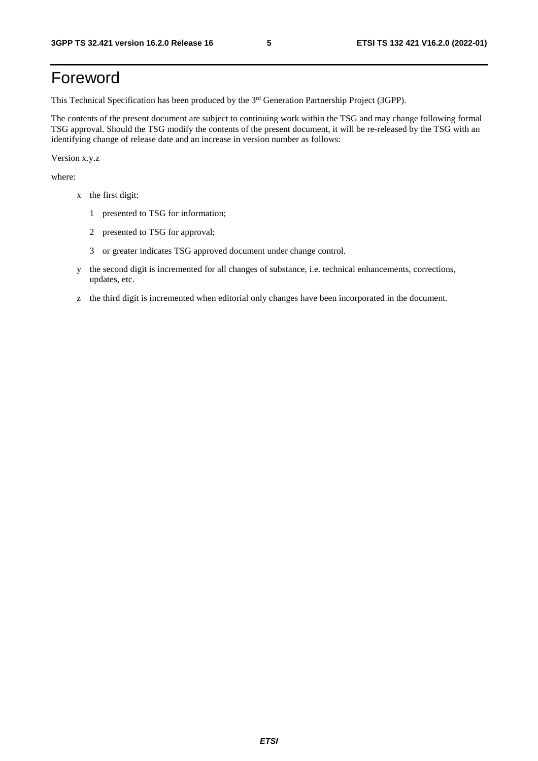# Foreword

This Technical Specification has been produced by the 3rd Generation Partnership Project (3GPP).

The contents of the present document are subject to continuing work within the TSG and may change following formal TSG approval. Should the TSG modify the contents of the present document, it will be re-released by the TSG with an identifying change of release date and an increase in version number as follows:

Version x.y.z

where:

- x the first digit:
  - 1 presented to TSG for information;
  - 2 presented to TSG for approval;
  - 3 or greater indicates TSG approved document under change control.
- y the second digit is incremented for all changes of substance, i.e. technical enhancements, corrections, updates, etc.
- z the third digit is incremented when editorial only changes have been incorporated in the document.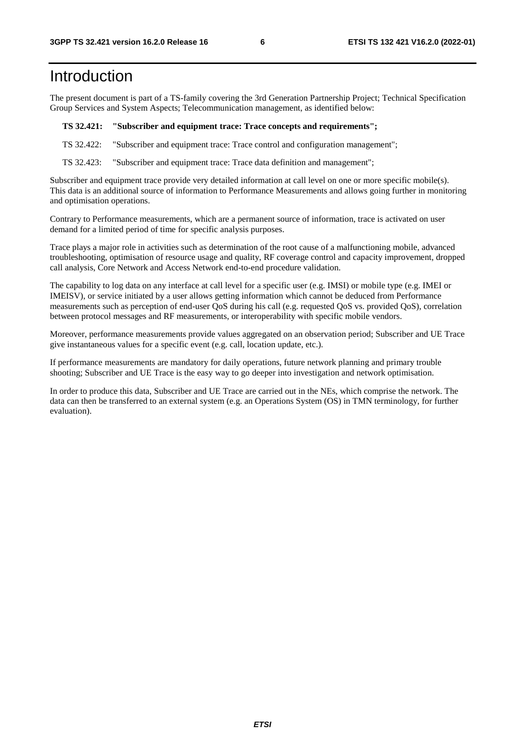# Introduction

The present document is part of a TS-family covering the 3rd Generation Partnership Project; Technical Specification Group Services and System Aspects; Telecommunication management, as identified below:

**TS 32.421: "Subscriber and equipment trace: Trace concepts and requirements";**

TS 32.422: "Subscriber and equipment trace: Trace control and configuration management";

TS 32.423: "Subscriber and equipment trace: Trace data definition and management";

Subscriber and equipment trace provide very detailed information at call level on one or more specific mobile(s). This data is an additional source of information to Performance Measurements and allows going further in monitoring and optimisation operations.

Contrary to Performance measurements, which are a permanent source of information, trace is activated on user demand for a limited period of time for specific analysis purposes.

Trace plays a major role in activities such as determination of the root cause of a malfunctioning mobile, advanced troubleshooting, optimisation of resource usage and quality, RF coverage control and capacity improvement, dropped call analysis, Core Network and Access Network end-to-end procedure validation.

The capability to log data on any interface at call level for a specific user (e.g. IMSI) or mobile type (e.g. IMEI or IMEISV), or service initiated by a user allows getting information which cannot be deduced from Performance measurements such as perception of end-user QoS during his call (e.g. requested QoS vs. provided QoS), correlation between protocol messages and RF measurements, or interoperability with specific mobile vendors.

Moreover, performance measurements provide values aggregated on an observation period; Subscriber and UE Trace give instantaneous values for a specific event (e.g. call, location update, etc.).

If performance measurements are mandatory for daily operations, future network planning and primary trouble shooting; Subscriber and UE Trace is the easy way to go deeper into investigation and network optimisation.

In order to produce this data, Subscriber and UE Trace are carried out in the NEs, which comprise the network. The data can then be transferred to an external system (e.g. an Operations System (OS) in TMN terminology, for further evaluation).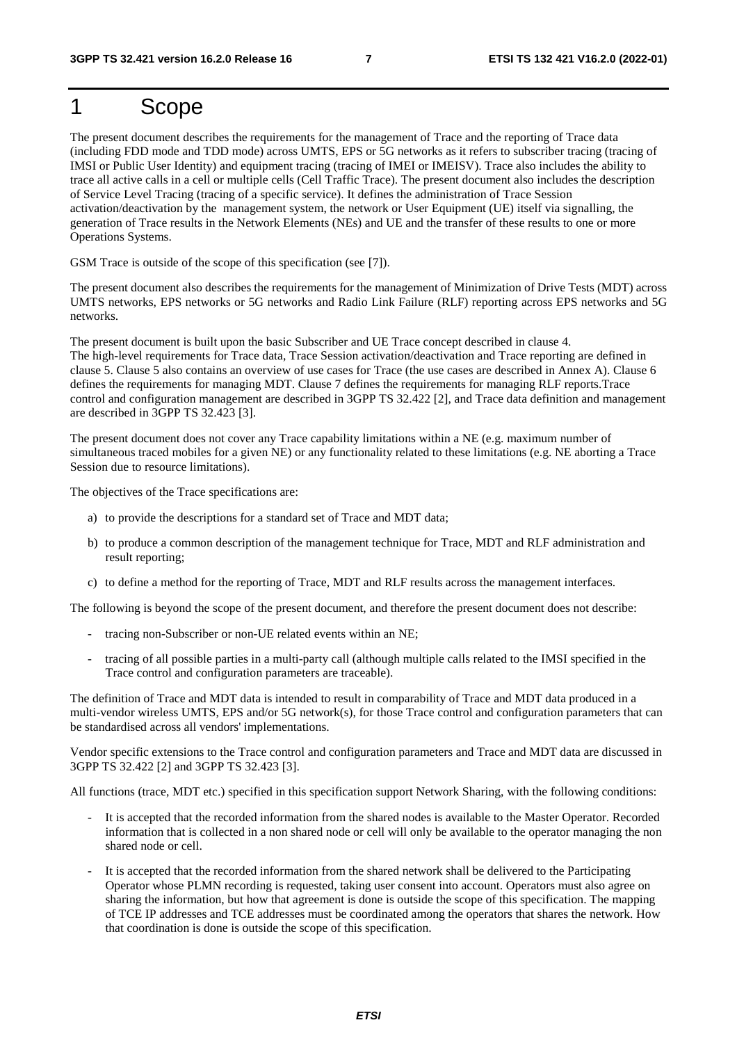# 1 Scope

The present document describes the requirements for the management of Trace and the reporting of Trace data (including FDD mode and TDD mode) across UMTS, EPS or 5G networks as it refers to subscriber tracing (tracing of IMSI or Public User Identity) and equipment tracing (tracing of IMEI or IMEISV). Trace also includes the ability to trace all active calls in a cell or multiple cells (Cell Traffic Trace). The present document also includes the description of Service Level Tracing (tracing of a specific service). It defines the administration of Trace Session activation/deactivation by the management system, the network or User Equipment (UE) itself via signalling, the generation of Trace results in the Network Elements (NEs) and UE and the transfer of these results to one or more Operations Systems.

GSM Trace is outside of the scope of this specification (see [7]).

The present document also describes the requirements for the management of Minimization of Drive Tests (MDT) across UMTS networks, EPS networks or 5G networks and Radio Link Failure (RLF) reporting across EPS networks and 5G networks.

The present document is built upon the basic Subscriber and UE Trace concept described in clause 4.
The high-level requirements for Trace data, Trace Session activation/deactivation and Trace reporting are defined in clause 5. Clause 5 also contains an overview of use cases for Trace (the use cases are described in Annex A). Clause 6 defines the requirements for managing MDT. Clause 7 defines the requirements for managing RLF reports.Trace control and configuration management are described in 3GPP TS 32.422 [2], and Trace data definition and management are described in 3GPP TS 32.423 [3].

The present document does not cover any Trace capability limitations within a NE (e.g. maximum number of simultaneous traced mobiles for a given NE) or any functionality related to these limitations (e.g. NE aborting a Trace Session due to resource limitations).

The objectives of the Trace specifications are:

a) to provide the descriptions for a standard set of Trace and MDT data;

b) to produce a common description of the management technique for Trace, MDT and RLF administration and result reporting;

c) to define a method for the reporting of Trace, MDT and RLF results across the management interfaces.

The following is beyond the scope of the present document, and therefore the present document does not describe:

- tracing non-Subscriber or non-UE related events within an NE;
- tracing of all possible parties in a multi-party call (although multiple calls related to the IMSI specified in the Trace control and configuration parameters are traceable).

The definition of Trace and MDT data is intended to result in comparability of Trace and MDT data produced in a multi-vendor wireless UMTS, EPS and/or 5G network(s), for those Trace control and configuration parameters that can be standardised across all vendors' implementations.

Vendor specific extensions to the Trace control and configuration parameters and Trace and MDT data are discussed in 3GPP TS 32.422 [2] and 3GPP TS 32.423 [3].

All functions (trace, MDT etc.) specified in this specification support Network Sharing, with the following conditions:

- It is accepted that the recorded information from the shared nodes is available to the Master Operator. Recorded information that is collected in a non shared node or cell will only be available to the operator managing the non shared node or cell.
- It is accepted that the recorded information from the shared network shall be delivered to the Participating Operator whose PLMN recording is requested, taking user consent into account. Operators must also agree on sharing the information, but how that agreement is done is outside the scope of this specification. The mapping of TCE IP addresses and TCE addresses must be coordinated among the operators that shares the network. How that coordination is done is outside the scope of this specification.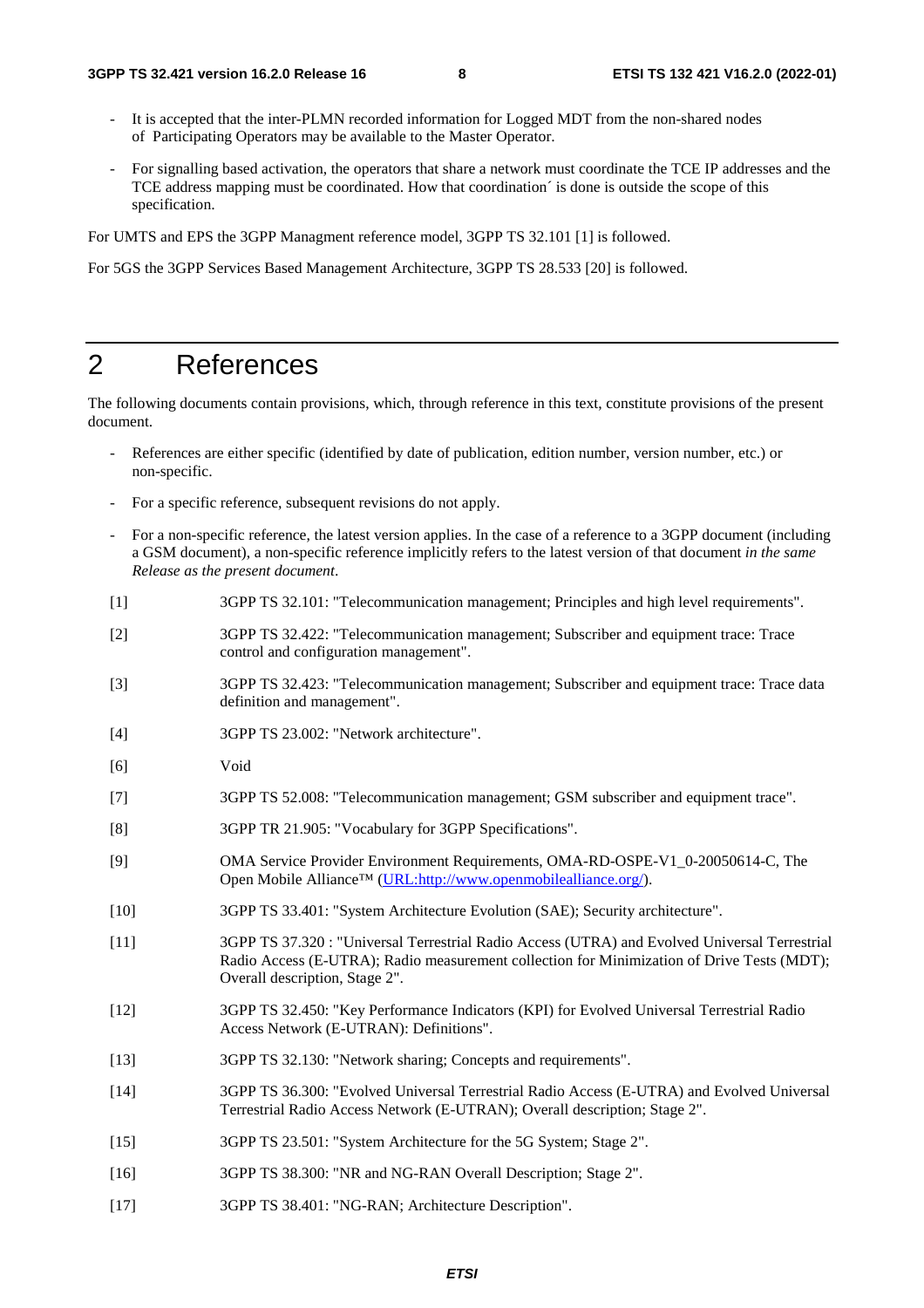- It is accepted that the inter-PLMN recorded information for Logged MDT from the non-shared nodes of Participating Operators may be available to the Master Operator.

- For signalling based activation, the operators that share a network must coordinate the TCE IP addresses and the TCE address mapping must be coordinated. How that coordination´ is done is outside the scope of this specification.

For UMTS and EPS the 3GPP Managment reference model, 3GPP TS 32.101 [1] is followed.

For 5GS the 3GPP Services Based Management Architecture, 3GPP TS 28.533 [20] is followed.

# 2 References

The following documents contain provisions, which, through reference in this text, constitute provisions of the present document.

- References are either specific (identified by date of publication, edition number, version number, etc.) or non-specific.

- For a specific reference, subsequent revisions do not apply.

- For a non-specific reference, the latest version applies. In the case of a reference to a 3GPP document (including a GSM document), a non-specific reference implicitly refers to the latest version of that document *in the same Release as the present document*.

[1] 3GPP TS 32.101: "Telecommunication management; Principles and high level requirements".

[2] 3GPP TS 32.422: "Telecommunication management; Subscriber and equipment trace: Trace control and configuration management".

[3] 3GPP TS 32.423: "Telecommunication management; Subscriber and equipment trace: Trace data definition and management".

[4] 3GPP TS 23.002: "Network architecture".

[6] Void

[7] 3GPP TS 52.008: "Telecommunication management; GSM subscriber and equipment trace".

[8] 3GPP TR 21.905: "Vocabulary for 3GPP Specifications".

[9] OMA Service Provider Environment Requirements, OMA-RD-OSPE-V1_0-20050614-C, The Open Mobile Alliance™ (URL:http://www.openmobilealliance.org/).

[10] 3GPP TS 33.401: "System Architecture Evolution (SAE); Security architecture".

[11] 3GPP TS 37.320 : "Universal Terrestrial Radio Access (UTRA) and Evolved Universal Terrestrial Radio Access (E-UTRA); Radio measurement collection for Minimization of Drive Tests (MDT); Overall description, Stage 2".

[12] 3GPP TS 32.450: "Key Performance Indicators (KPI) for Evolved Universal Terrestrial Radio Access Network (E-UTRAN): Definitions".

[13] 3GPP TS 32.130: "Network sharing; Concepts and requirements".

[14] 3GPP TS 36.300: "Evolved Universal Terrestrial Radio Access (E-UTRA) and Evolved Universal Terrestrial Radio Access Network (E-UTRAN); Overall description; Stage 2".

[15] 3GPP TS 23.501: "System Architecture for the 5G System; Stage 2".

[16] 3GPP TS 38.300: "NR and NG-RAN Overall Description; Stage 2".

[17] 3GPP TS 38.401: "NG-RAN; Architecture Description".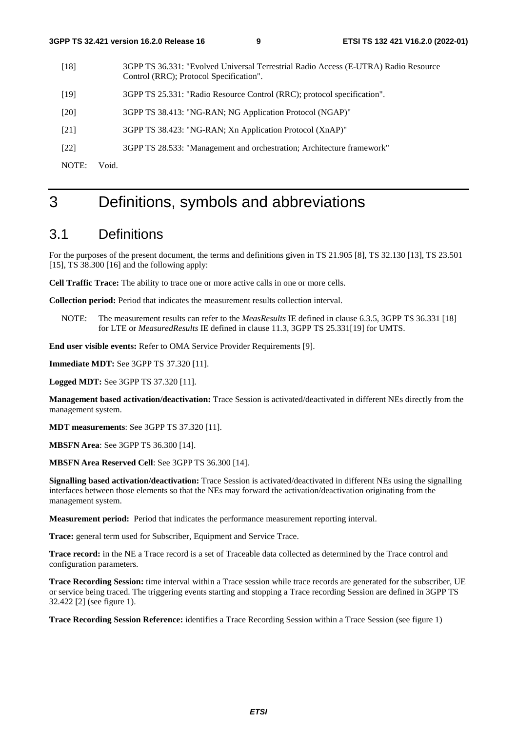[18] 3GPP TS 36.331: "Evolved Universal Terrestrial Radio Access (E-UTRA) Radio Resource Control (RRC); Protocol Specification".

[19] 3GPP TS 25.331: "Radio Resource Control (RRC); protocol specification".

[20] 3GPP TS 38.413: "NG-RAN; NG Application Protocol (NGAP)"

[21] 3GPP TS 38.423: "NG-RAN; Xn Application Protocol (XnAP)"

[22] 3GPP TS 28.533: "Management and orchestration; Architecture framework"

NOTE: Void.

# 3 Definitions, symbols and abbreviations

## 3.1 Definitions

For the purposes of the present document, the terms and definitions given in TS 21.905 [8], TS 32.130 [13], TS 23.501 [15], TS 38.300 [16] and the following apply:

**Cell Traffic Trace:** The ability to trace one or more active calls in one or more cells.

**Collection period:** Period that indicates the measurement results collection interval.

NOTE: The measurement results can refer to the *MeasResults* IE defined in clause 6.3.5, 3GPP TS 36.331 [18] for LTE or *MeasuredResults* IE defined in clause 11.3, 3GPP TS 25.331[19] for UMTS.

**End user visible events:** Refer to OMA Service Provider Requirements [9].

**Immediate MDT:** See 3GPP TS 37.320 [11].

**Logged MDT:** See 3GPP TS 37.320 [11].

**Management based activation/deactivation:** Trace Session is activated/deactivated in different NEs directly from the management system.

**MDT measurements**: See 3GPP TS 37.320 [11].

**MBSFN Area**: See 3GPP TS 36.300 [14].

**MBSFN Area Reserved Cell**: See 3GPP TS 36.300 [14].

**Signalling based activation/deactivation:** Trace Session is activated/deactivated in different NEs using the signalling interfaces between those elements so that the NEs may forward the activation/deactivation originating from the management system.

**Measurement period:** Period that indicates the performance measurement reporting interval.

**Trace:** general term used for Subscriber, Equipment and Service Trace.

**Trace record:** in the NE a Trace record is a set of Traceable data collected as determined by the Trace control and configuration parameters.

**Trace Recording Session:** time interval within a Trace session while trace records are generated for the subscriber, UE or service being traced. The triggering events starting and stopping a Trace recording Session are defined in 3GPP TS 32.422 [2] (see figure 1).

**Trace Recording Session Reference:** identifies a Trace Recording Session within a Trace Session (see figure 1)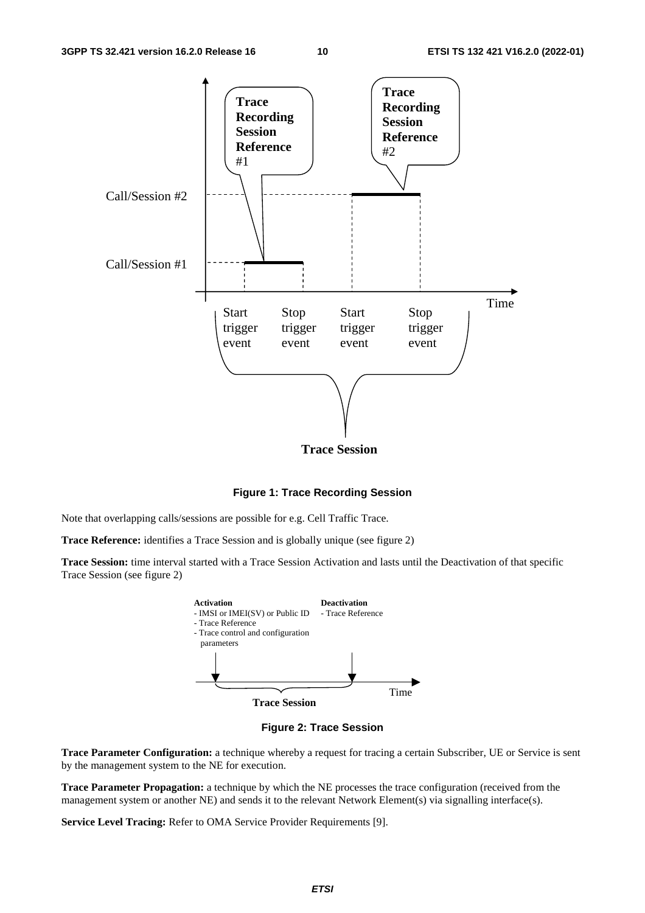**Figure 1: Trace Recording Session**

Note that overlapping calls/sessions are possible for e.g. Cell Traffic Trace.

**Trace Reference:** identifies a Trace Session and is globally unique (see figure 2)

**Trace Session:** time interval started with a Trace Session Activation and lasts until the Deactivation of that specific Trace Session (see figure 2)

**Figure 2: Trace Session**

**Trace Parameter Configuration:** a technique whereby a request for tracing a certain Subscriber, UE or Service is sent by the management system to the NE for execution.

**Trace Parameter Propagation:** a technique by which the NE processes the trace configuration (received from the management system or another NE) and sends it to the relevant Network Element(s) via signalling interface(s).

**Service Level Tracing:** Refer to OMA Service Provider Requirements [9].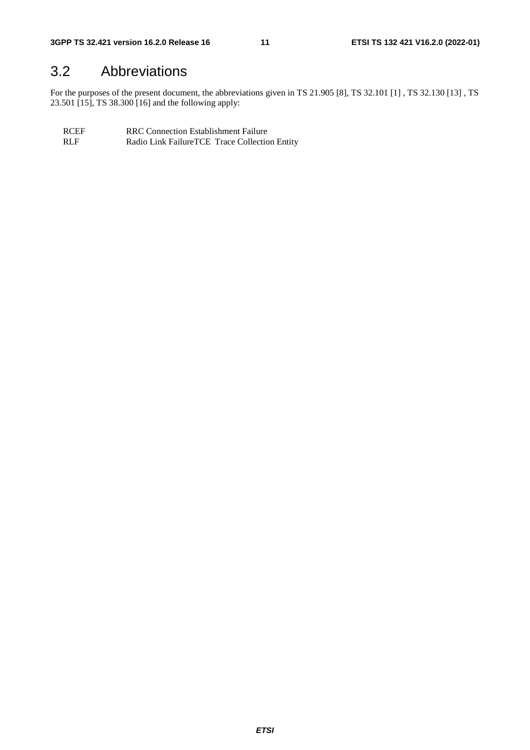## 3.2 Abbreviations

For the purposes of the present document, the abbreviations given in TS 21.905 [8], TS 32.101 [1] , TS 32.130 [13] , TS 23.501 [15], TS 38.300 [16] and the following apply:

RCEF RRC Connection Establishment Failure
RLF Radio Link FailureTCE Trace Collection Entity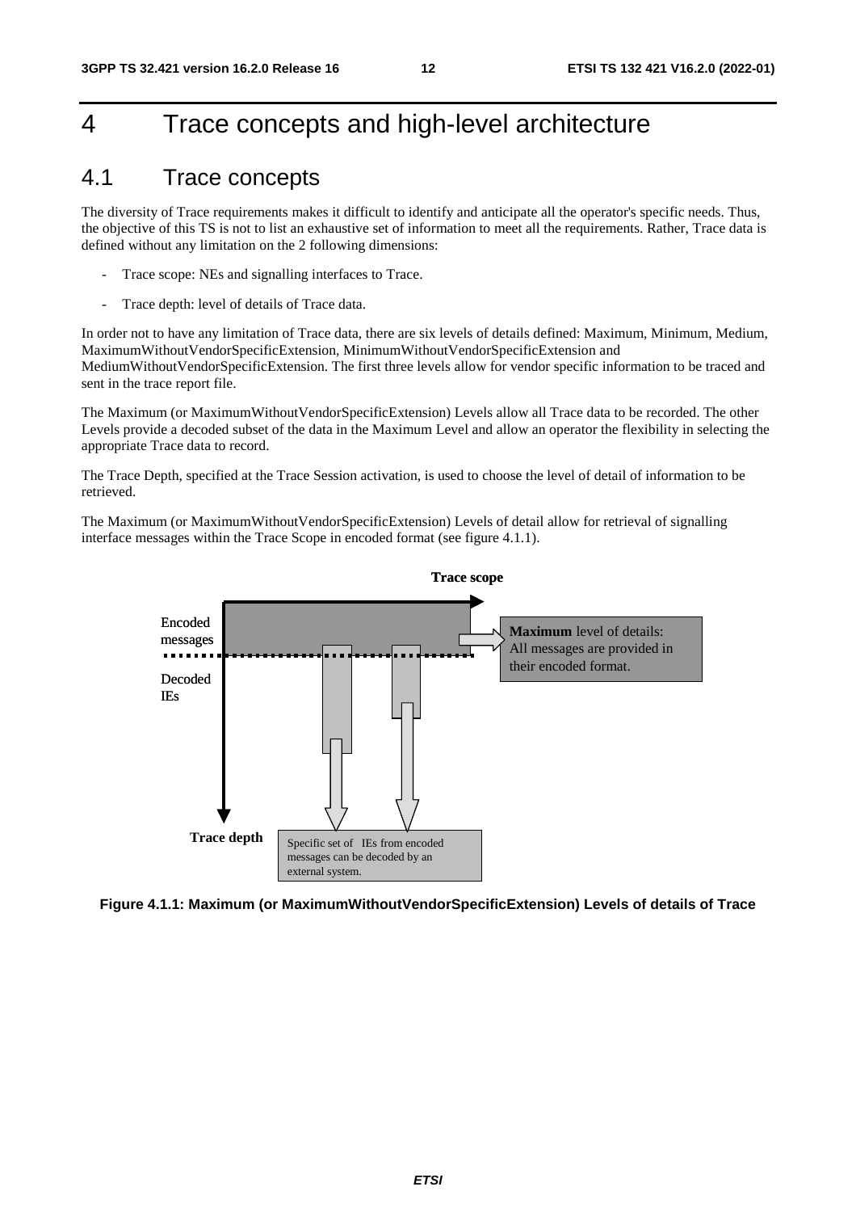# 4 Trace concepts and high-level architecture

## 4.1 Trace concepts

The diversity of Trace requirements makes it difficult to identify and anticipate all the operator's specific needs. Thus, the objective of this TS is not to list an exhaustive set of information to meet all the requirements. Rather, Trace data is defined without any limitation on the 2 following dimensions:

- Trace scope: NEs and signalling interfaces to Trace.
- Trace depth: level of details of Trace data.

In order not to have any limitation of Trace data, there are six levels of details defined: Maximum, Minimum, Medium, MaximumWithoutVendorSpecificExtension, MinimumWithoutVendorSpecificExtension and MediumWithoutVendorSpecificExtension. The first three levels allow for vendor specific information to be traced and sent in the trace report file.

The Maximum (or MaximumWithoutVendorSpecificExtension) Levels allow all Trace data to be recorded. The other Levels provide a decoded subset of the data in the Maximum Level and allow an operator the flexibility in selecting the appropriate Trace data to record.

The Trace Depth, specified at the Trace Session activation, is used to choose the level of detail of information to be retrieved.

The Maximum (or MaximumWithoutVendorSpecificExtension) Levels of detail allow for retrieval of signalling interface messages within the Trace Scope in encoded format (see figure 4.1.1).

Trace scope

Encoded messages

Decoded IEs

**Maximum** level of details: All messages are provided in their encoded format.

Trace depth

Specific set of IEs from encoded messages can be decoded by an external system.

**Figure 4.1.1: Maximum (or MaximumWithoutVendorSpecificExtension) Levels of details of Trace**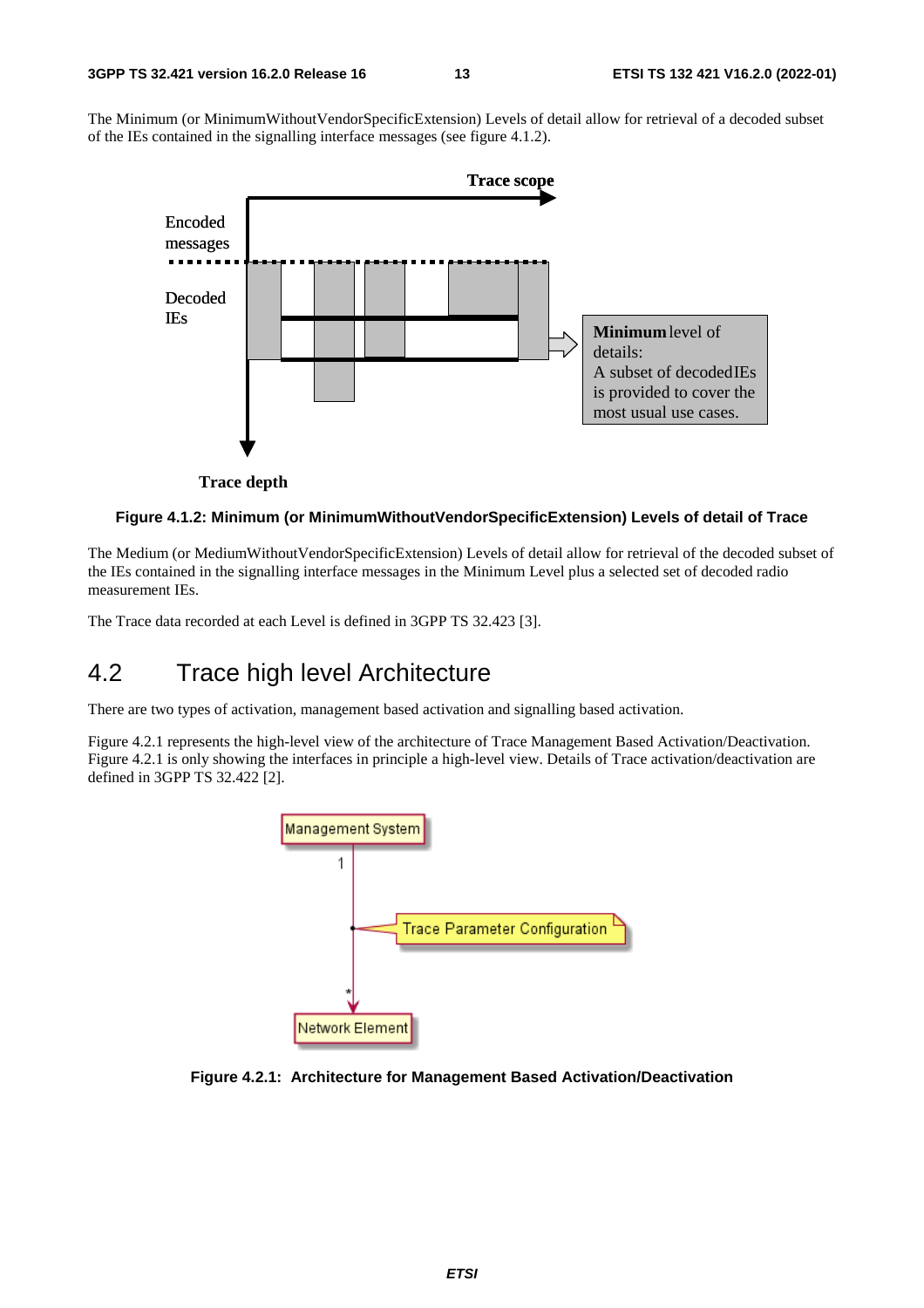The Minimum (or MinimumWithoutVendorSpecificExtension) Levels of detail allow for retrieval of a decoded subset of the IEs contained in the signalling interface messages (see figure 4.1.2).

**Figure 4.1.2: Minimum (or MinimumWithoutVendorSpecificExtension) Levels of detail of Trace**

The Medium (or MediumWithoutVendorSpecificExtension) Levels of detail allow for retrieval of the decoded subset of the IEs contained in the signalling interface messages in the Minimum Level plus a selected set of decoded radio measurement IEs.

The Trace data recorded at each Level is defined in 3GPP TS 32.423 [3].

## 4.2 Trace high level Architecture

There are two types of activation, management based activation and signalling based activation.

Figure 4.2.1 represents the high-level view of the architecture of Trace Management Based Activation/Deactivation. Figure 4.2.1 is only showing the interfaces in principle a high-level view. Details of Trace activation/deactivation are defined in 3GPP TS 32.422 [2].

**Figure 4.2.1: Architecture for Management Based Activation/Deactivation**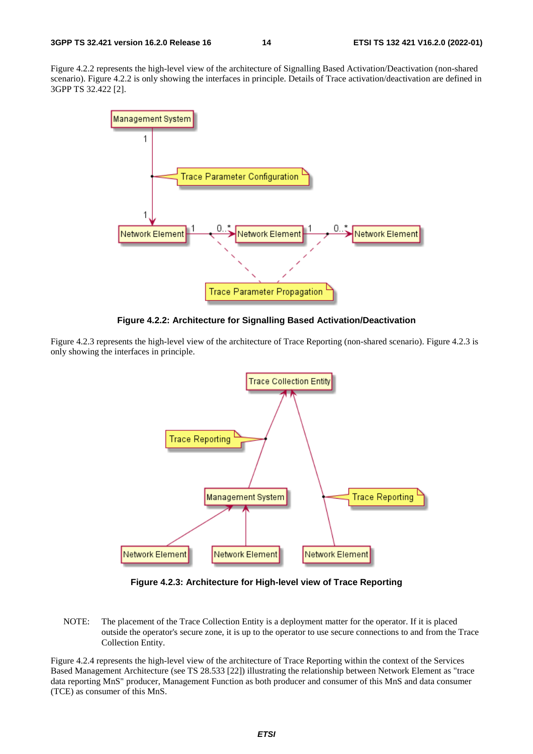Figure 4.2.2 represents the high-level view of the architecture of Signalling Based Activation/Deactivation (non-shared scenario). Figure 4.2.2 is only showing the interfaces in principle. Details of Trace activation/deactivation are defined in 3GPP TS 32.422 [2].

**Figure 4.2.2: Architecture for Signalling Based Activation/Deactivation**

Figure 4.2.3 represents the high-level view of the architecture of Trace Reporting (non-shared scenario). Figure 4.2.3 is only showing the interfaces in principle.

**Figure 4.2.3: Architecture for High-level view of Trace Reporting**

NOTE: The placement of the Trace Collection Entity is a deployment matter for the operator. If it is placed outside the operator's secure zone, it is up to the operator to use secure connections to and from the Trace Collection Entity.

Figure 4.2.4 represents the high-level view of the architecture of Trace Reporting within the context of the Services Based Management Architecture (see TS 28.533 [22]) illustrating the relationship between Network Element as "trace data reporting MnS" producer, Management Function as both producer and consumer of this MnS and data consumer (TCE) as consumer of this MnS.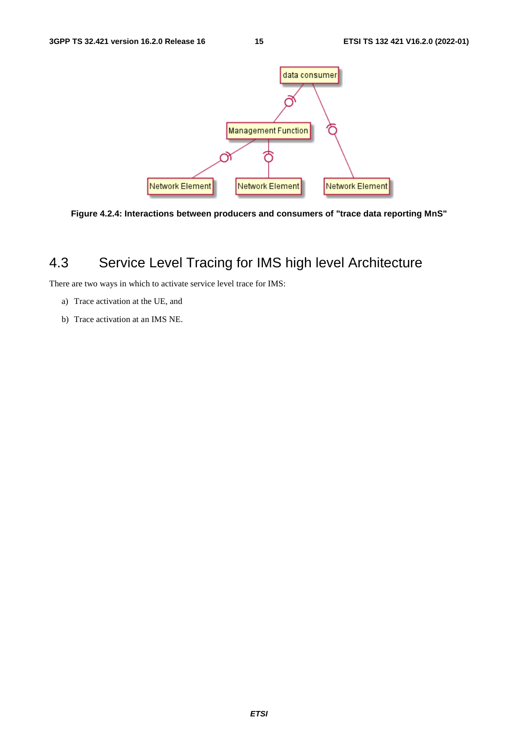Figure 4.2.4: Interactions between producers and consumers of "trace data reporting MnS"

## 4.3 Service Level Tracing for IMS high level Architecture

There are two ways in which to activate service level trace for IMS:

a) Trace activation at the UE, and

b) Trace activation at an IMS NE.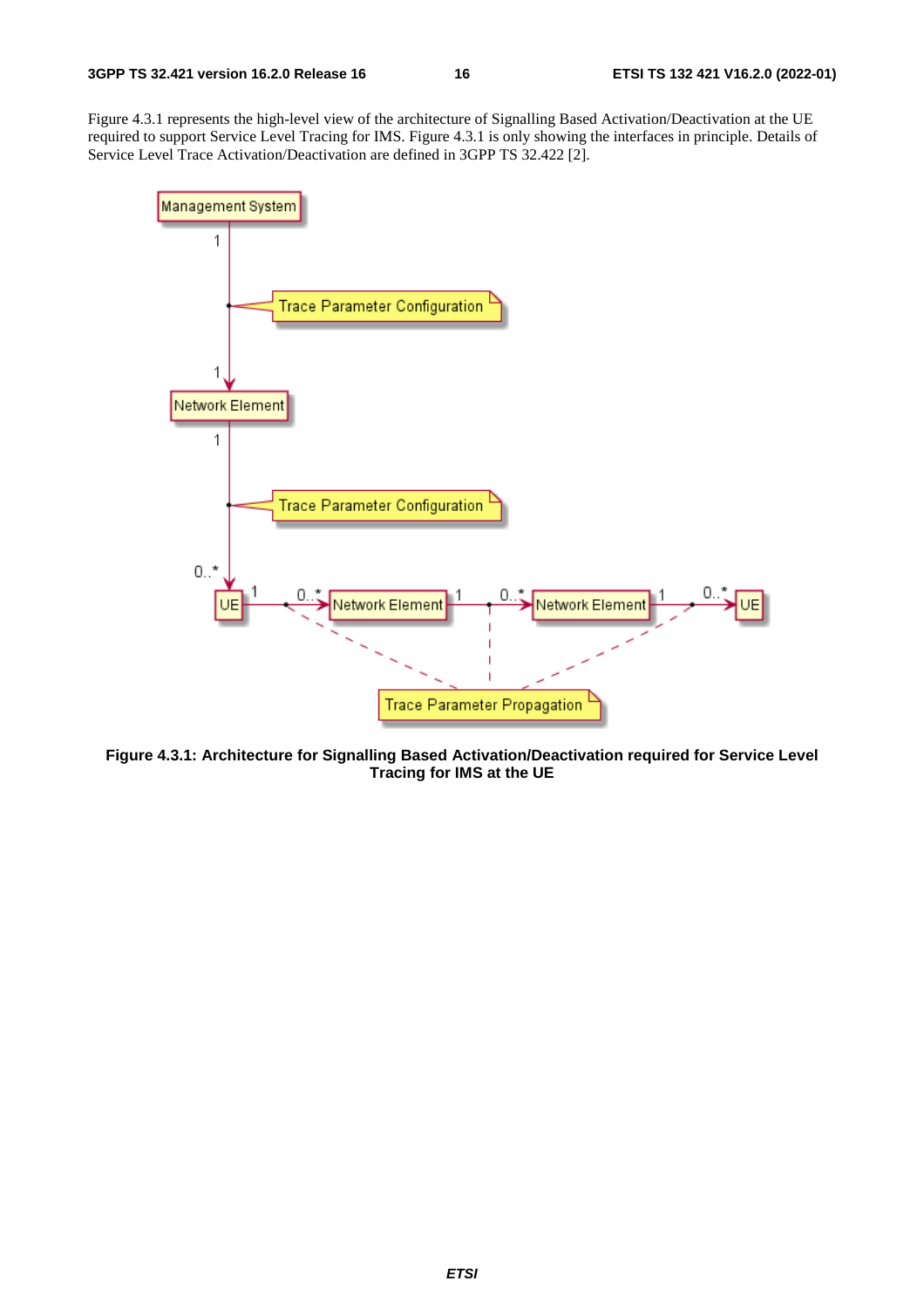Figure 4.3.1 represents the high-level view of the architecture of Signalling Based Activation/Deactivation at the UE required to support Service Level Tracing for IMS. Figure 4.3.1 is only showing the interfaces in principle. Details of Service Level Trace Activation/Deactivation are defined in 3GPP TS 32.422 [2].

**Figure 4.3.1: Architecture for Signalling Based Activation/Deactivation required for Service Level Tracing for IMS at the UE**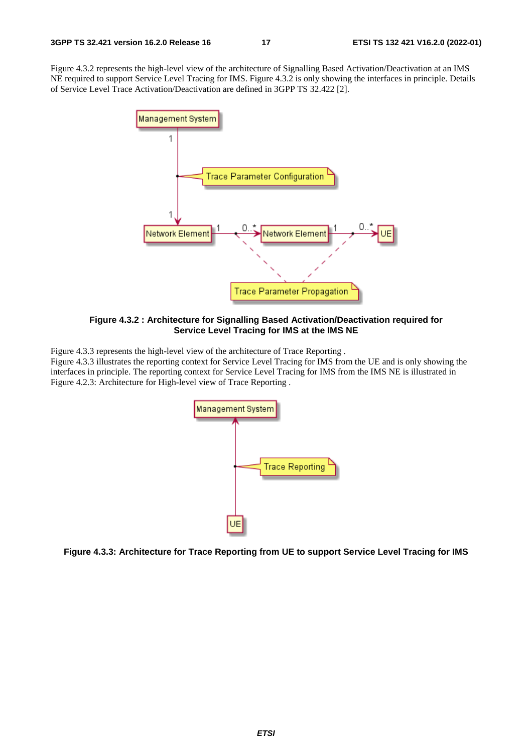Figure 4.3.2 represents the high-level view of the architecture of Signalling Based Activation/Deactivation at an IMS NE required to support Service Level Tracing for IMS. Figure 4.3.2 is only showing the interfaces in principle. Details of Service Level Trace Activation/Deactivation are defined in 3GPP TS 32.422 [2].

**Figure 4.3.2 : Architecture for Signalling Based Activation/Deactivation required for Service Level Tracing for IMS at the IMS NE**

Figure 4.3.3 represents the high-level view of the architecture of Trace Reporting .

Figure 4.3.3 illustrates the reporting context for Service Level Tracing for IMS from the UE and is only showing the interfaces in principle. The reporting context for Service Level Tracing for IMS from the IMS NE is illustrated in Figure 4.2.3: Architecture for High-level view of Trace Reporting .

**Figure 4.3.3: Architecture for Trace Reporting from UE to support Service Level Tracing for IMS**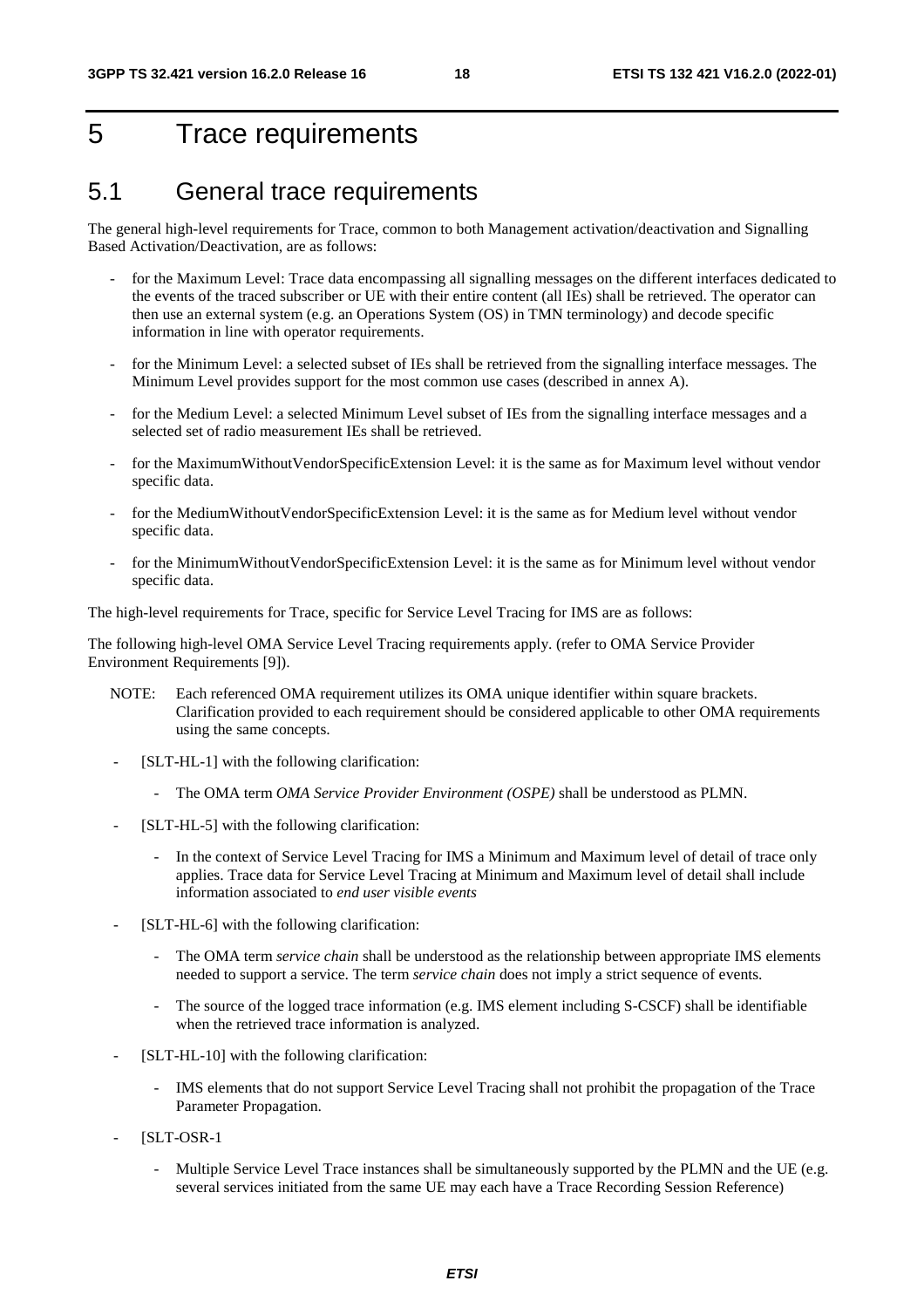# 5 Trace requirements

## 5.1 General trace requirements

The general high-level requirements for Trace, common to both Management activation/deactivation and Signalling Based Activation/Deactivation, are as follows:

- for the Maximum Level: Trace data encompassing all signalling messages on the different interfaces dedicated to the events of the traced subscriber or UE with their entire content (all IEs) shall be retrieved. The operator can then use an external system (e.g. an Operations System (OS) in TMN terminology) and decode specific information in line with operator requirements.
- for the Minimum Level: a selected subset of IEs shall be retrieved from the signalling interface messages. The Minimum Level provides support for the most common use cases (described in annex A).
- for the Medium Level: a selected Minimum Level subset of IEs from the signalling interface messages and a selected set of radio measurement IEs shall be retrieved.
- for the MaximumWithoutVendorSpecificExtension Level: it is the same as for Maximum level without vendor specific data.
- for the MediumWithoutVendorSpecificExtension Level: it is the same as for Medium level without vendor specific data.
- for the MinimumWithoutVendorSpecificExtension Level: it is the same as for Minimum level without vendor specific data.

The high-level requirements for Trace, specific for Service Level Tracing for IMS are as follows:

The following high-level OMA Service Level Tracing requirements apply. (refer to OMA Service Provider Environment Requirements [9]).

NOTE: Each referenced OMA requirement utilizes its OMA unique identifier within square brackets. Clarification provided to each requirement should be considered applicable to other OMA requirements using the same concepts.

- [SLT-HL-1] with the following clarification:
  - The OMA term *OMA Service Provider Environment (OSPE)* shall be understood as PLMN.
- [SLT-HL-5] with the following clarification:
  - In the context of Service Level Tracing for IMS a Minimum and Maximum level of detail of trace only applies. Trace data for Service Level Tracing at Minimum and Maximum level of detail shall include information associated to *end user visible events*
- [SLT-HL-6] with the following clarification:
  - The OMA term *service chain* shall be understood as the relationship between appropriate IMS elements needed to support a service. The term *service chain* does not imply a strict sequence of events.
  - The source of the logged trace information (e.g. IMS element including S-CSCF) shall be identifiable when the retrieved trace information is analyzed.
- [SLT-HL-10] with the following clarification:
  - IMS elements that do not support Service Level Tracing shall not prohibit the propagation of the Trace Parameter Propagation.
- [SLT-OSR-1
  - Multiple Service Level Trace instances shall be simultaneously supported by the PLMN and the UE (e.g. several services initiated from the same UE may each have a Trace Recording Session Reference)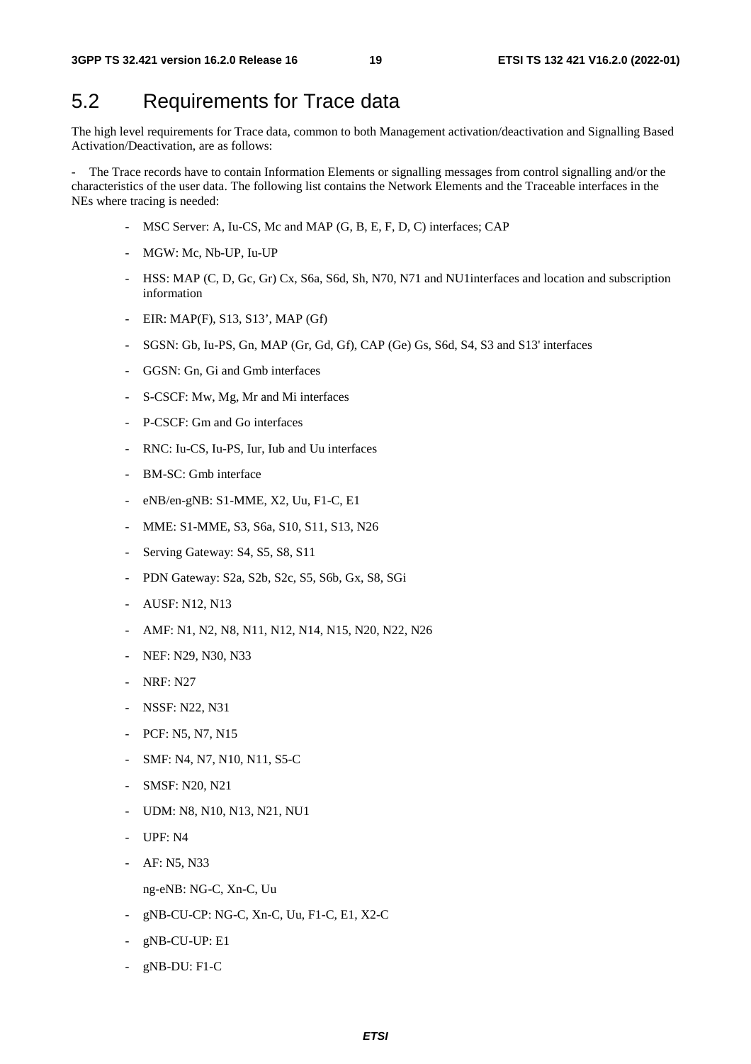# 5.2 Requirements for Trace data

The high level requirements for Trace data, common to both Management activation/deactivation and Signalling Based Activation/Deactivation, are as follows:

- The Trace records have to contain Information Elements or signalling messages from control signalling and/or the characteristics of the user data. The following list contains the Network Elements and the Traceable interfaces in the NEs where tracing is needed:

  - MSC Server: A, Iu-CS, Mc and MAP (G, B, E, F, D, C) interfaces; CAP
  - MGW: Mc, Nb-UP, Iu-UP
  - HSS: MAP (C, D, Gc, Gr) Cx, S6a, S6d, Sh, N70, N71 and NU1interfaces and location and subscription information
  - EIR: MAP(F), S13, S13', MAP (Gf)
  - SGSN: Gb, Iu-PS, Gn, MAP (Gr, Gd, Gf), CAP (Ge) Gs, S6d, S4, S3 and S13' interfaces
  - GGSN: Gn, Gi and Gmb interfaces
  - S-CSCF: Mw, Mg, Mr and Mi interfaces
  - P-CSCF: Gm and Go interfaces
  - RNC: Iu-CS, Iu-PS, Iur, Iub and Uu interfaces
  - BM-SC: Gmb interface
  - eNB/en-gNB: S1-MME, X2, Uu, F1-C, E1
  - MME: S1-MME, S3, S6a, S10, S11, S13, N26
  - Serving Gateway: S4, S5, S8, S11
  - PDN Gateway: S2a, S2b, S2c, S5, S6b, Gx, S8, SGi
  - AUSF: N12, N13
  - AMF: N1, N2, N8, N11, N12, N14, N15, N20, N22, N26
  - NEF: N29, N30, N33
  - NRF: N27
  - NSSF: N22, N31
  - PCF: N5, N7, N15
  - SMF: N4, N7, N10, N11, S5-C
  - SMSF: N20, N21
  - UDM: N8, N10, N13, N21, NU1
  - UPF: N4
  - AF: N5, N33

    ng-eNB: NG-C, Xn-C, Uu
  - gNB-CU-CP: NG-C, Xn-C, Uu, F1-C, E1, X2-C
  - gNB-CU-UP: E1
  - gNB-DU: F1-C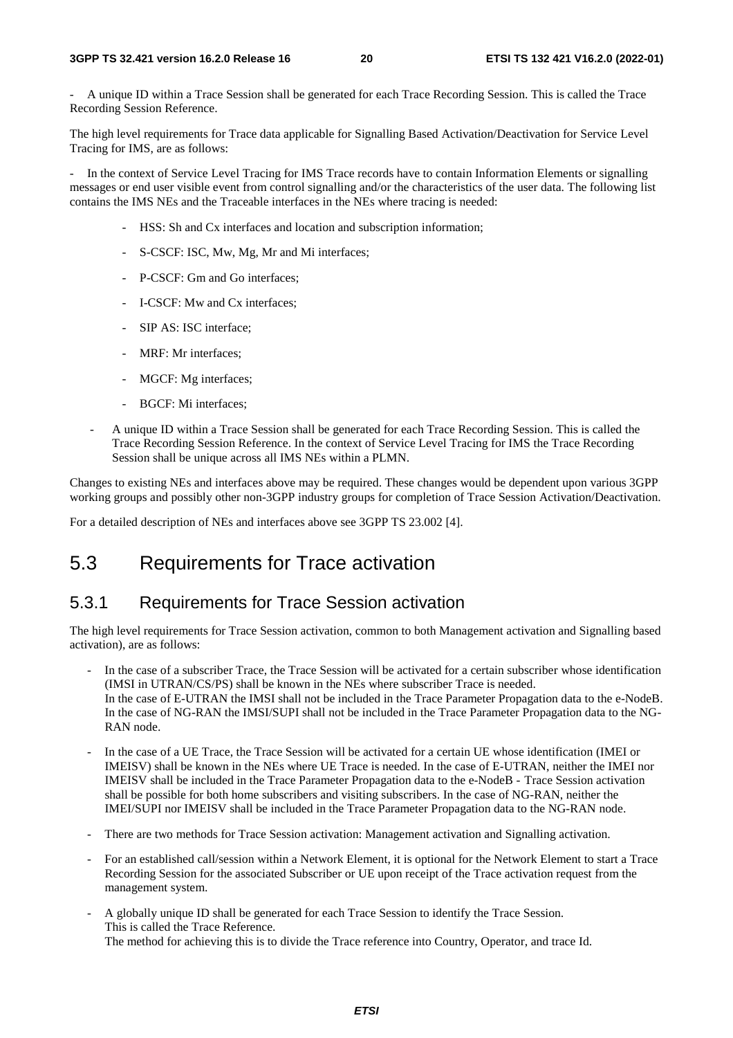- A unique ID within a Trace Session shall be generated for each Trace Recording Session. This is called the Trace Recording Session Reference.

The high level requirements for Trace data applicable for Signalling Based Activation/Deactivation for Service Level Tracing for IMS, are as follows:

- In the context of Service Level Tracing for IMS Trace records have to contain Information Elements or signalling messages or end user visible event from control signalling and/or the characteristics of the user data. The following list contains the IMS NEs and the Traceable interfaces in the NEs where tracing is needed:
    - HSS: Sh and Cx interfaces and location and subscription information;
    - S-CSCF: ISC, Mw, Mg, Mr and Mi interfaces;
    - P-CSCF: Gm and Go interfaces;
    - I-CSCF: Mw and Cx interfaces;
    - SIP AS: ISC interface;
    - MRF: Mr interfaces;
    - MGCF: Mg interfaces;
    - BGCF: Mi interfaces;
- A unique ID within a Trace Session shall be generated for each Trace Recording Session. This is called the Trace Recording Session Reference. In the context of Service Level Tracing for IMS the Trace Recording Session shall be unique across all IMS NEs within a PLMN.

Changes to existing NEs and interfaces above may be required. These changes would be dependent upon various 3GPP working groups and possibly other non-3GPP industry groups for completion of Trace Session Activation/Deactivation.

For a detailed description of NEs and interfaces above see 3GPP TS 23.002 [4].

## 5.3 Requirements for Trace activation

### 5.3.1 Requirements for Trace Session activation

The high level requirements for Trace Session activation, common to both Management activation and Signalling based activation), are as follows:

- In the case of a subscriber Trace, the Trace Session will be activated for a certain subscriber whose identification (IMSI in UTRAN/CS/PS) shall be known in the NEs where subscriber Trace is needed.  
  In the case of E-UTRAN the IMSI shall not be included in the Trace Parameter Propagation data to the e-NodeB. In the case of NG-RAN the IMSI/SUPI shall not be included in the Trace Parameter Propagation data to the NG-RAN node.
- In the case of a UE Trace, the Trace Session will be activated for a certain UE whose identification (IMEI or IMEISV) shall be known in the NEs where UE Trace is needed. In the case of E-UTRAN, neither the IMEI nor IMEISV shall be included in the Trace Parameter Propagation data to the e-NodeB - Trace Session activation shall be possible for both home subscribers and visiting subscribers. In the case of NG-RAN, neither the IMEI/SUPI nor IMEISV shall be included in the Trace Parameter Propagation data to the NG-RAN node.
- There are two methods for Trace Session activation: Management activation and Signalling activation.
- For an established call/session within a Network Element, it is optional for the Network Element to start a Trace Recording Session for the associated Subscriber or UE upon receipt of the Trace activation request from the management system.
- A globally unique ID shall be generated for each Trace Session to identify the Trace Session.  
  This is called the Trace Reference.  
  The method for achieving this is to divide the Trace reference into Country, Operator, and trace Id.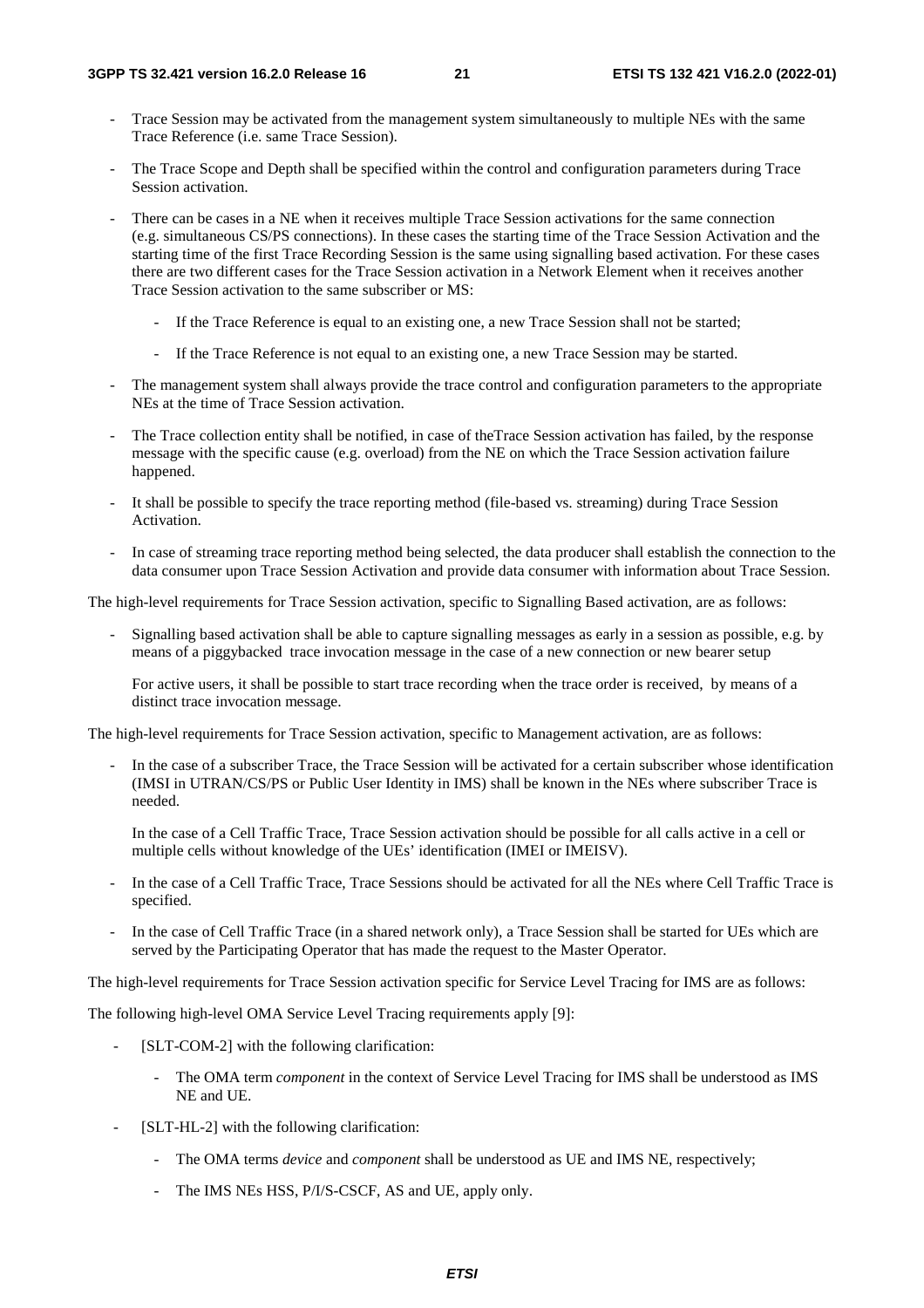- Trace Session may be activated from the management system simultaneously to multiple NEs with the same Trace Reference (i.e. same Trace Session).

- The Trace Scope and Depth shall be specified within the control and configuration parameters during Trace Session activation.

- There can be cases in a NE when it receives multiple Trace Session activations for the same connection (e.g. simultaneous CS/PS connections). In these cases the starting time of the Trace Session Activation and the starting time of the first Trace Recording Session is the same using signalling based activation. For these cases there are two different cases for the Trace Session activation in a Network Element when it receives another Trace Session activation to the same subscriber or MS:

  - If the Trace Reference is equal to an existing one, a new Trace Session shall not be started;

  - If the Trace Reference is not equal to an existing one, a new Trace Session may be started.

- The management system shall always provide the trace control and configuration parameters to the appropriate NEs at the time of Trace Session activation.

- The Trace collection entity shall be notified, in case of theTrace Session activation has failed, by the response message with the specific cause (e.g. overload) from the NE on which the Trace Session activation failure happened.

- It shall be possible to specify the trace reporting method (file-based vs. streaming) during Trace Session Activation.

- In case of streaming trace reporting method being selected, the data producer shall establish the connection to the data consumer upon Trace Session Activation and provide data consumer with information about Trace Session.

The high-level requirements for Trace Session activation, specific to Signalling Based activation, are as follows:

- Signalling based activation shall be able to capture signalling messages as early in a session as possible, e.g. by means of a piggybacked trace invocation message in the case of a new connection or new bearer setup

  For active users, it shall be possible to start trace recording when the trace order is received, by means of a distinct trace invocation message.

The high-level requirements for Trace Session activation, specific to Management activation, are as follows:

- In the case of a subscriber Trace, the Trace Session will be activated for a certain subscriber whose identification (IMSI in UTRAN/CS/PS or Public User Identity in IMS) shall be known in the NEs where subscriber Trace is needed.

  In the case of a Cell Traffic Trace, Trace Session activation should be possible for all calls active in a cell or multiple cells without knowledge of the UEs' identification (IMEI or IMEISV).

- In the case of a Cell Traffic Trace, Trace Sessions should be activated for all the NEs where Cell Traffic Trace is specified.

- In the case of Cell Traffic Trace (in a shared network only), a Trace Session shall be started for UEs which are served by the Participating Operator that has made the request to the Master Operator.

The high-level requirements for Trace Session activation specific for Service Level Tracing for IMS are as follows:

The following high-level OMA Service Level Tracing requirements apply [9]:

- [SLT-COM-2] with the following clarification:

  - The OMA term *component* in the context of Service Level Tracing for IMS shall be understood as IMS NE and UE.

- [SLT-HL-2] with the following clarification:

  - The OMA terms *device* and *component* shall be understood as UE and IMS NE, respectively;

  - The IMS NEs HSS, P/I/S-CSCF, AS and UE, apply only.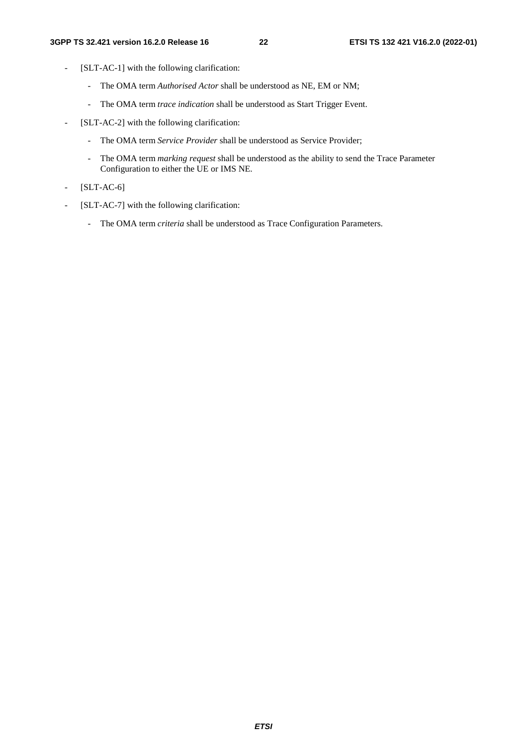- [SLT-AC-1] with the following clarification:
  - The OMA term *Authorised Actor* shall be understood as NE, EM or NM;
  - The OMA term *trace indication* shall be understood as Start Trigger Event.
- [SLT-AC-2] with the following clarification:
  - The OMA term *Service Provider* shall be understood as Service Provider;
  - The OMA term *marking request* shall be understood as the ability to send the Trace Parameter Configuration to either the UE or IMS NE.
- [SLT-AC-6]
- [SLT-AC-7] with the following clarification:
  - The OMA term *criteria* shall be understood as Trace Configuration Parameters.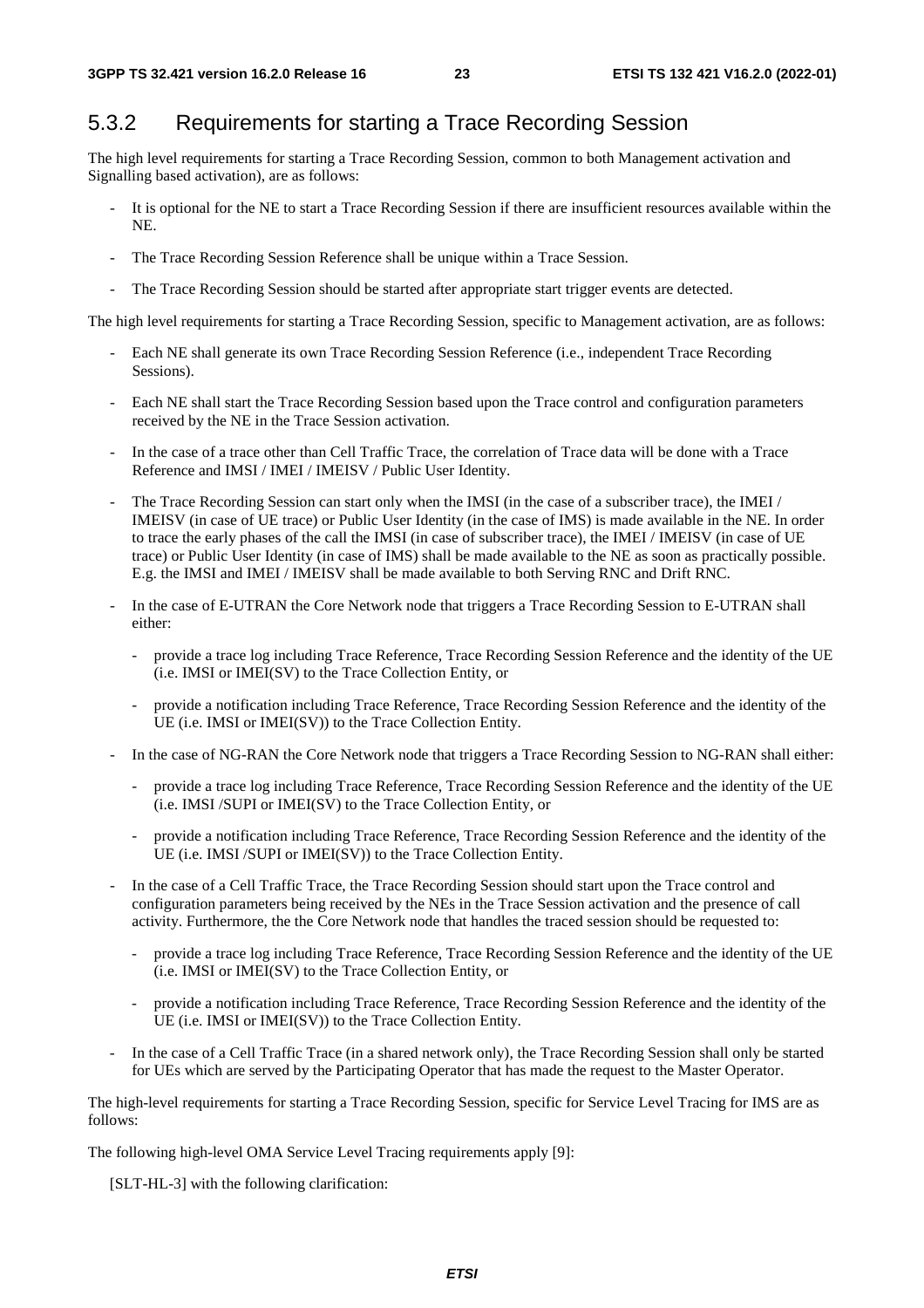## 5.3.2 Requirements for starting a Trace Recording Session

The high level requirements for starting a Trace Recording Session, common to both Management activation and Signalling based activation), are as follows:

- It is optional for the NE to start a Trace Recording Session if there are insufficient resources available within the NE.
- The Trace Recording Session Reference shall be unique within a Trace Session.
- The Trace Recording Session should be started after appropriate start trigger events are detected.

The high level requirements for starting a Trace Recording Session, specific to Management activation, are as follows:

- Each NE shall generate its own Trace Recording Session Reference (i.e., independent Trace Recording Sessions).
- Each NE shall start the Trace Recording Session based upon the Trace control and configuration parameters received by the NE in the Trace Session activation.
- In the case of a trace other than Cell Traffic Trace, the correlation of Trace data will be done with a Trace Reference and IMSI / IMEI / IMEISV / Public User Identity.
- The Trace Recording Session can start only when the IMSI (in the case of a subscriber trace), the IMEI / IMEISV (in case of UE trace) or Public User Identity (in the case of IMS) is made available in the NE. In order to trace the early phases of the call the IMSI (in case of subscriber trace), the IMEI / IMEISV (in case of UE trace) or Public User Identity (in case of IMS) shall be made available to the NE as soon as practically possible. E.g. the IMSI and IMEI / IMEISV shall be made available to both Serving RNC and Drift RNC.
- In the case of E-UTRAN the Core Network node that triggers a Trace Recording Session to E-UTRAN shall either:
  - provide a trace log including Trace Reference, Trace Recording Session Reference and the identity of the UE (i.e. IMSI or IMEI(SV) to the Trace Collection Entity, or
  - provide a notification including Trace Reference, Trace Recording Session Reference and the identity of the UE (i.e. IMSI or IMEI(SV)) to the Trace Collection Entity.
- In the case of NG-RAN the Core Network node that triggers a Trace Recording Session to NG-RAN shall either:
  - provide a trace log including Trace Reference, Trace Recording Session Reference and the identity of the UE (i.e. IMSI /SUPI or IMEI(SV) to the Trace Collection Entity, or
  - provide a notification including Trace Reference, Trace Recording Session Reference and the identity of the UE (i.e. IMSI /SUPI or IMEI(SV)) to the Trace Collection Entity.
- In the case of a Cell Traffic Trace, the Trace Recording Session should start upon the Trace control and configuration parameters being received by the NEs in the Trace Session activation and the presence of call activity. Furthermore, the the Core Network node that handles the traced session should be requested to:
  - provide a trace log including Trace Reference, Trace Recording Session Reference and the identity of the UE (i.e. IMSI or IMEI(SV) to the Trace Collection Entity, or
  - provide a notification including Trace Reference, Trace Recording Session Reference and the identity of the UE (i.e. IMSI or IMEI(SV)) to the Trace Collection Entity.
- In the case of a Cell Traffic Trace (in a shared network only), the Trace Recording Session shall only be started for UEs which are served by the Participating Operator that has made the request to the Master Operator.

The high-level requirements for starting a Trace Recording Session, specific for Service Level Tracing for IMS are as follows:

The following high-level OMA Service Level Tracing requirements apply [9]:

[SLT-HL-3] with the following clarification: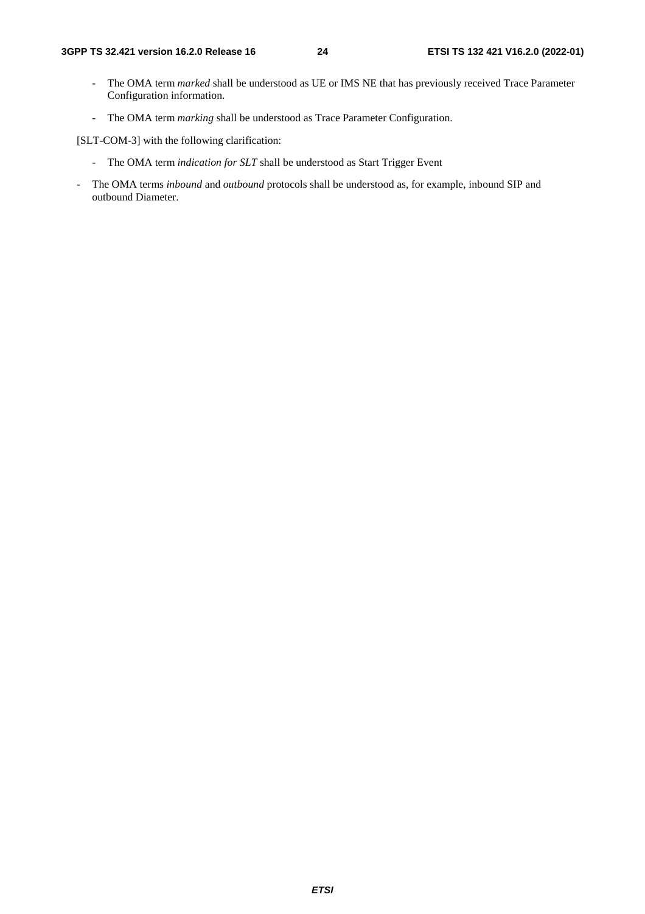- The OMA term *marked* shall be understood as UE or IMS NE that has previously received Trace Parameter Configuration information.
- The OMA term *marking* shall be understood as Trace Parameter Configuration.

[SLT-COM-3] with the following clarification:

- The OMA term *indication for SLT* shall be understood as Start Trigger Event

- The OMA terms *inbound* and *outbound* protocols shall be understood as, for example, inbound SIP and outbound Diameter.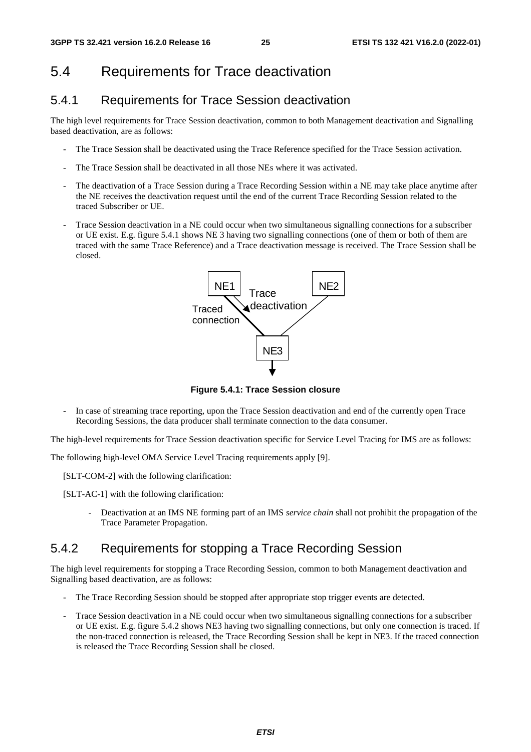## 5.4 Requirements for Trace deactivation

### 5.4.1 Requirements for Trace Session deactivation

The high level requirements for Trace Session deactivation, common to both Management deactivation and Signalling based deactivation, are as follows:

- The Trace Session shall be deactivated using the Trace Reference specified for the Trace Session activation.
- The Trace Session shall be deactivated in all those NEs where it was activated.
- The deactivation of a Trace Session during a Trace Recording Session within a NE may take place anytime after the NE receives the deactivation request until the end of the current Trace Recording Session related to the traced Subscriber or UE.
- Trace Session deactivation in a NE could occur when two simultaneous signalling connections for a subscriber or UE exist. E.g. figure 5.4.1 shows NE 3 having two signalling connections (one of them or both of them are traced with the same Trace Reference) and a Trace deactivation message is received. The Trace Session shall be closed.

**Figure 5.4.1: Trace Session closure**

- In case of streaming trace reporting, upon the Trace Session deactivation and end of the currently open Trace Recording Sessions, the data producer shall terminate connection to the data consumer.

The high-level requirements for Trace Session deactivation specific for Service Level Tracing for IMS are as follows:

The following high-level OMA Service Level Tracing requirements apply [9].

[SLT-COM-2] with the following clarification:

[SLT-AC-1] with the following clarification:

- Deactivation at an IMS NE forming part of an IMS *service chain* shall not prohibit the propagation of the Trace Parameter Propagation.

### 5.4.2 Requirements for stopping a Trace Recording Session

The high level requirements for stopping a Trace Recording Session, common to both Management deactivation and Signalling based deactivation, are as follows:

- The Trace Recording Session should be stopped after appropriate stop trigger events are detected.
- Trace Session deactivation in a NE could occur when two simultaneous signalling connections for a subscriber or UE exist. E.g. figure 5.4.2 shows NE3 having two signalling connections, but only one connection is traced. If the non-traced connection is released, the Trace Recording Session shall be kept in NE3. If the traced connection is released the Trace Recording Session shall be closed.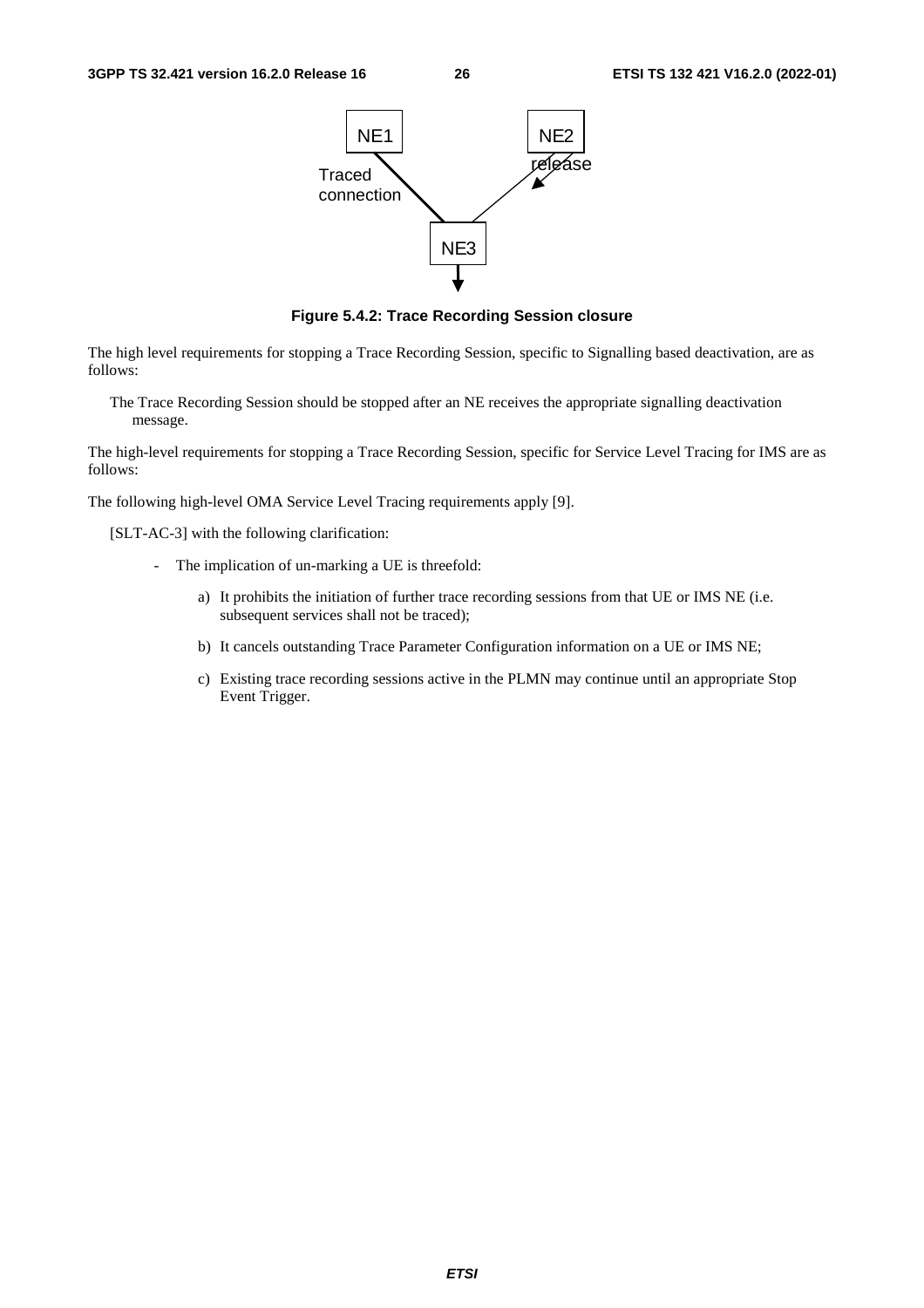**Figure 5.4.2: Trace Recording Session closure**

The high level requirements for stopping a Trace Recording Session, specific to Signalling based deactivation, are as follows:

The Trace Recording Session should be stopped after an NE receives the appropriate signalling deactivation message.

The high-level requirements for stopping a Trace Recording Session, specific for Service Level Tracing for IMS are as follows:

The following high-level OMA Service Level Tracing requirements apply [9].

[SLT-AC-3] with the following clarification:

- The implication of un-marking a UE is threefold:
  - a) It prohibits the initiation of further trace recording sessions from that UE or IMS NE (i.e. subsequent services shall not be traced);
  - b) It cancels outstanding Trace Parameter Configuration information on a UE or IMS NE;
  - c) Existing trace recording sessions active in the PLMN may continue until an appropriate Stop Event Trigger.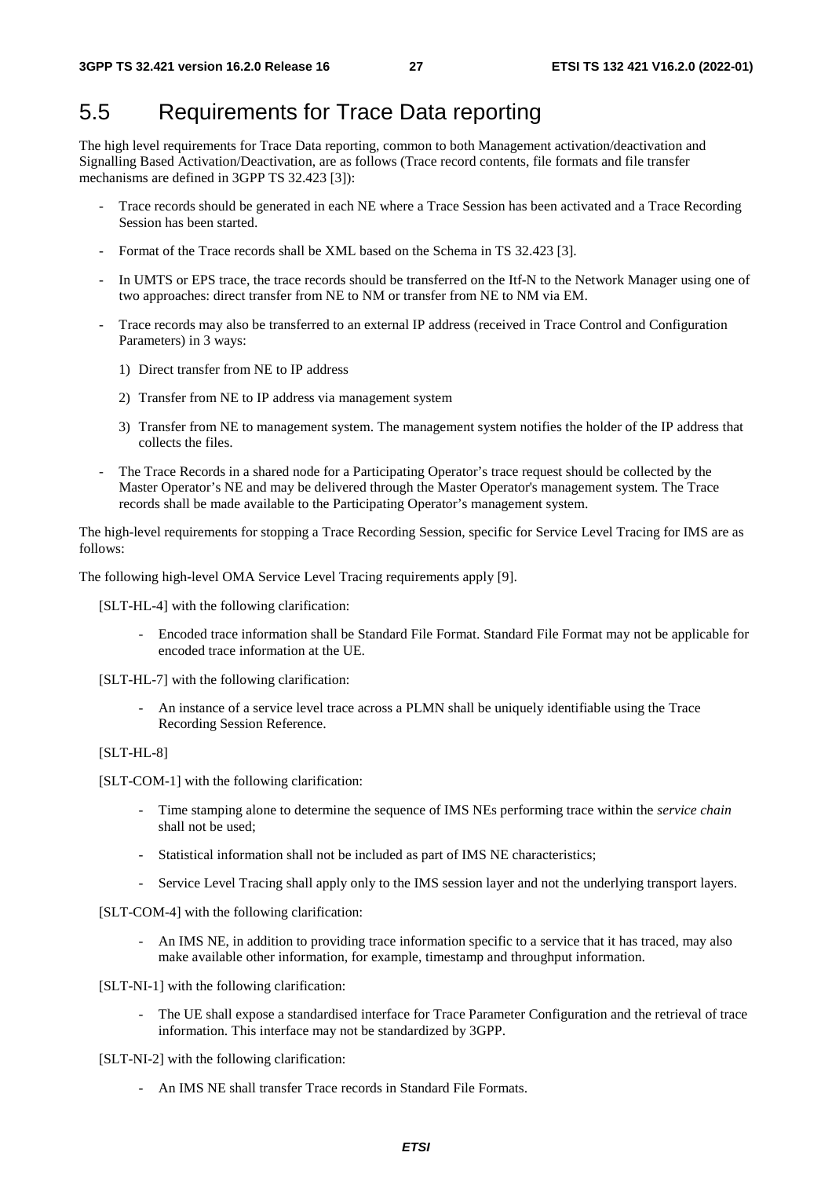# 5.5 Requirements for Trace Data reporting

The high level requirements for Trace Data reporting, common to both Management activation/deactivation and Signalling Based Activation/Deactivation, are as follows (Trace record contents, file formats and file transfer mechanisms are defined in 3GPP TS 32.423 [3]):

- Trace records should be generated in each NE where a Trace Session has been activated and a Trace Recording Session has been started.
- Format of the Trace records shall be XML based on the Schema in TS 32.423 [3].
- In UMTS or EPS trace, the trace records should be transferred on the Itf-N to the Network Manager using one of two approaches: direct transfer from NE to NM or transfer from NE to NM via EM.
- Trace records may also be transferred to an external IP address (received in Trace Control and Configuration Parameters) in 3 ways:
    1) Direct transfer from NE to IP address
    2) Transfer from NE to IP address via management system
    3) Transfer from NE to management system. The management system notifies the holder of the IP address that collects the files.
- The Trace Records in a shared node for a Participating Operator's trace request should be collected by the Master Operator's NE and may be delivered through the Master Operator's management system. The Trace records shall be made available to the Participating Operator's management system.

The high-level requirements for stopping a Trace Recording Session, specific for Service Level Tracing for IMS are as follows:

The following high-level OMA Service Level Tracing requirements apply [9].

[SLT-HL-4] with the following clarification:

- Encoded trace information shall be Standard File Format. Standard File Format may not be applicable for encoded trace information at the UE.

[SLT-HL-7] with the following clarification:

- An instance of a service level trace across a PLMN shall be uniquely identifiable using the Trace Recording Session Reference.

[SLT-HL-8]

[SLT-COM-1] with the following clarification:

- Time stamping alone to determine the sequence of IMS NEs performing trace within the *service chain* shall not be used;
- Statistical information shall not be included as part of IMS NE characteristics;
- Service Level Tracing shall apply only to the IMS session layer and not the underlying transport layers.

[SLT-COM-4] with the following clarification:

- An IMS NE, in addition to providing trace information specific to a service that it has traced, may also make available other information, for example, timestamp and throughput information.

[SLT-NI-1] with the following clarification:

- The UE shall expose a standardised interface for Trace Parameter Configuration and the retrieval of trace information. This interface may not be standardized by 3GPP.

[SLT-NI-2] with the following clarification:

- An IMS NE shall transfer Trace records in Standard File Formats.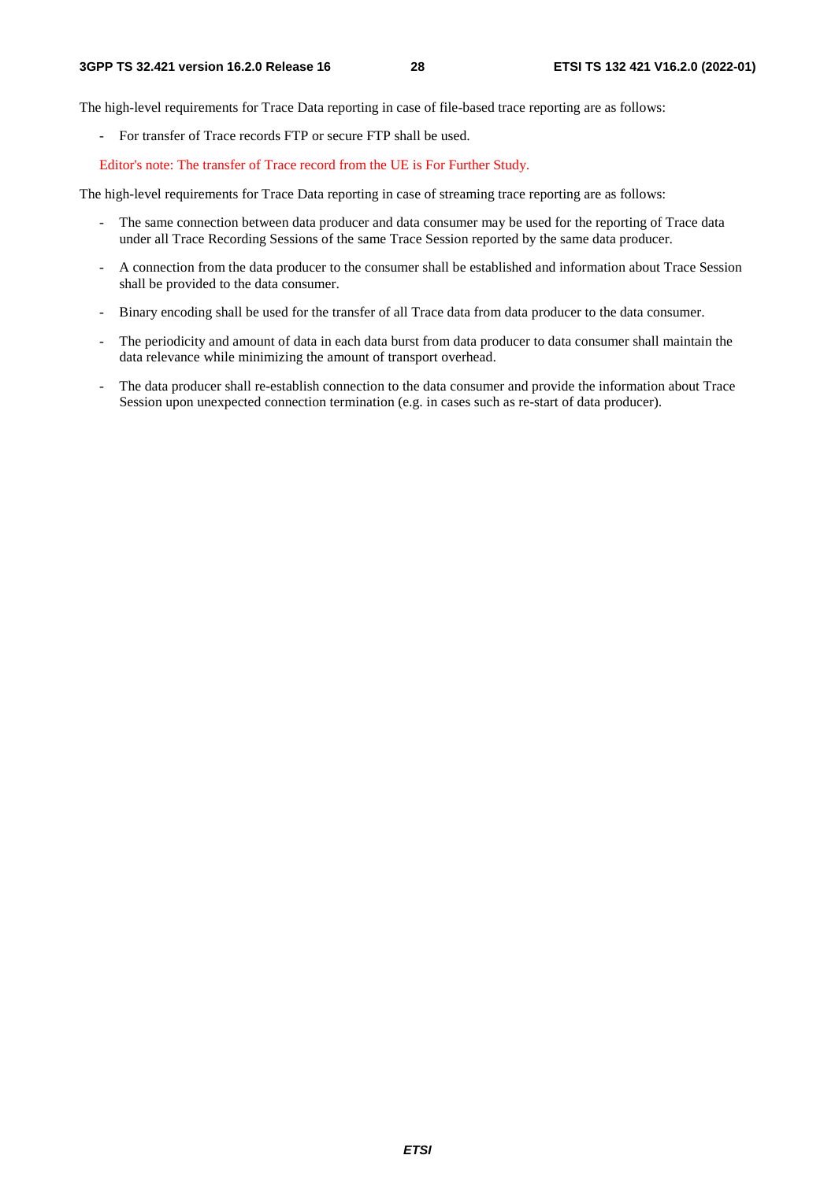The high-level requirements for Trace Data reporting in case of file-based trace reporting are as follows:

- For transfer of Trace records FTP or secure FTP shall be used.

Editor's note: The transfer of Trace record from the UE is For Further Study.

The high-level requirements for Trace Data reporting in case of streaming trace reporting are as follows:

- The same connection between data producer and data consumer may be used for the reporting of Trace data under all Trace Recording Sessions of the same Trace Session reported by the same data producer.
- A connection from the data producer to the consumer shall be established and information about Trace Session shall be provided to the data consumer.
- Binary encoding shall be used for the transfer of all Trace data from data producer to the data consumer.
- The periodicity and amount of data in each data burst from data producer to data consumer shall maintain the data relevance while minimizing the amount of transport overhead.
- The data producer shall re-establish connection to the data consumer and provide the information about Trace Session upon unexpected connection termination (e.g. in cases such as re-start of data producer).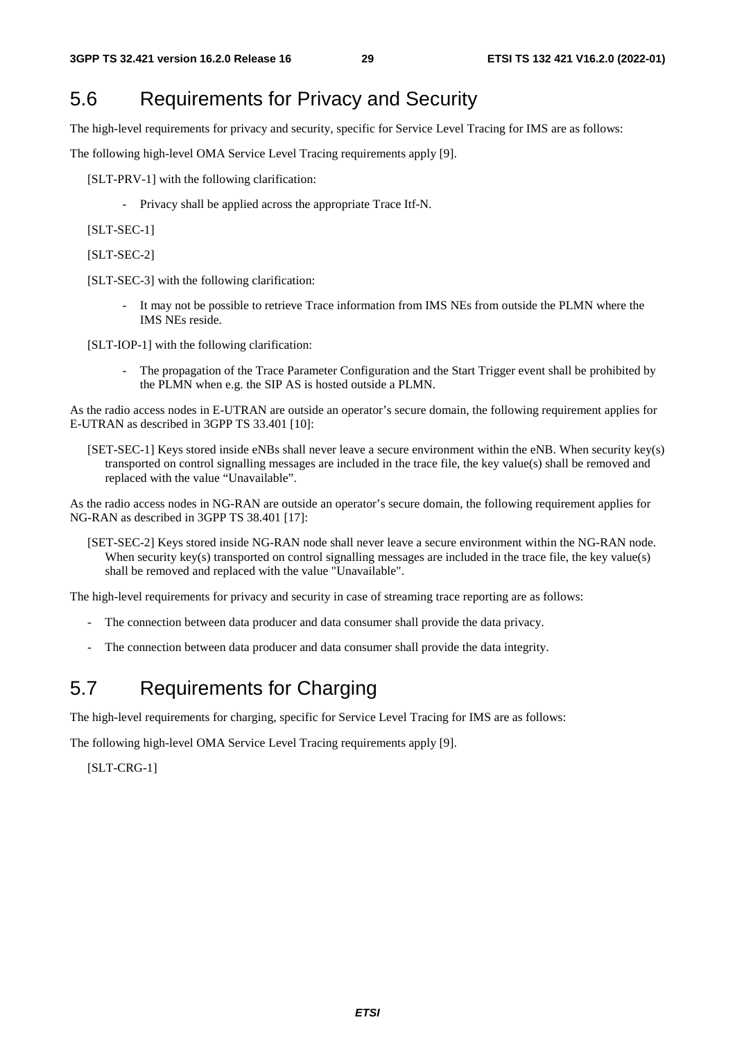## 5.6 Requirements for Privacy and Security

The high-level requirements for privacy and security, specific for Service Level Tracing for IMS are as follows:

The following high-level OMA Service Level Tracing requirements apply [9].

[SLT-PRV-1] with the following clarification:

- Privacy shall be applied across the appropriate Trace Itf-N.

[SLT-SEC-1]

[SLT-SEC-2]

[SLT-SEC-3] with the following clarification:

- It may not be possible to retrieve Trace information from IMS NEs from outside the PLMN where the IMS NEs reside.

[SLT-IOP-1] with the following clarification:

- The propagation of the Trace Parameter Configuration and the Start Trigger event shall be prohibited by the PLMN when e.g. the SIP AS is hosted outside a PLMN.

As the radio access nodes in E-UTRAN are outside an operator's secure domain, the following requirement applies for E-UTRAN as described in 3GPP TS 33.401 [10]:

[SET-SEC-1] Keys stored inside eNBs shall never leave a secure environment within the eNB. When security key(s) transported on control signalling messages are included in the trace file, the key value(s) shall be removed and replaced with the value "Unavailable".

As the radio access nodes in NG-RAN are outside an operator's secure domain, the following requirement applies for NG-RAN as described in 3GPP TS 38.401 [17]:

[SET-SEC-2] Keys stored inside NG-RAN node shall never leave a secure environment within the NG-RAN node. When security key(s) transported on control signalling messages are included in the trace file, the key value(s) shall be removed and replaced with the value "Unavailable".

The high-level requirements for privacy and security in case of streaming trace reporting are as follows:

- The connection between data producer and data consumer shall provide the data privacy.
- The connection between data producer and data consumer shall provide the data integrity.

## 5.7 Requirements for Charging

The high-level requirements for charging, specific for Service Level Tracing for IMS are as follows:

The following high-level OMA Service Level Tracing requirements apply [9].

[SLT-CRG-1]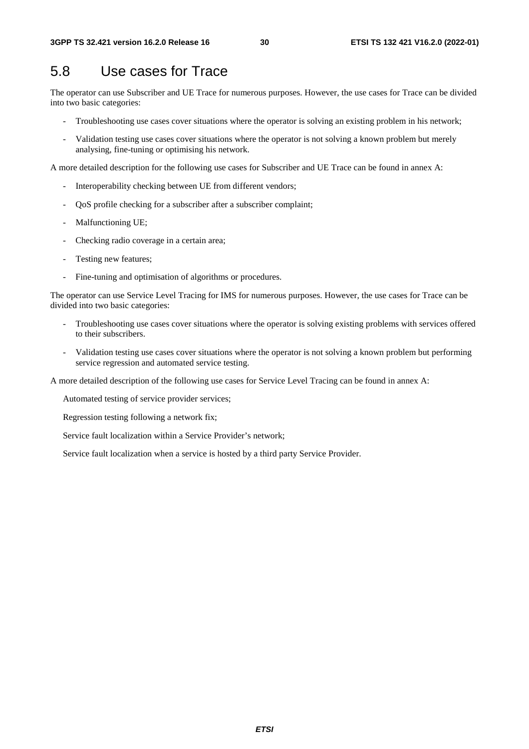## 5.8 Use cases for Trace

The operator can use Subscriber and UE Trace for numerous purposes. However, the use cases for Trace can be divided into two basic categories:

- Troubleshooting use cases cover situations where the operator is solving an existing problem in his network;
- Validation testing use cases cover situations where the operator is not solving a known problem but merely analysing, fine-tuning or optimising his network.

A more detailed description for the following use cases for Subscriber and UE Trace can be found in annex A:

- Interoperability checking between UE from different vendors;
- QoS profile checking for a subscriber after a subscriber complaint;
- Malfunctioning UE;
- Checking radio coverage in a certain area;
- Testing new features;
- Fine-tuning and optimisation of algorithms or procedures.

The operator can use Service Level Tracing for IMS for numerous purposes. However, the use cases for Trace can be divided into two basic categories:

- Troubleshooting use cases cover situations where the operator is solving existing problems with services offered to their subscribers.
- Validation testing use cases cover situations where the operator is not solving a known problem but performing service regression and automated service testing.

A more detailed description of the following use cases for Service Level Tracing can be found in annex A:

Automated testing of service provider services;

Regression testing following a network fix;

Service fault localization within a Service Provider's network;

Service fault localization when a service is hosted by a third party Service Provider.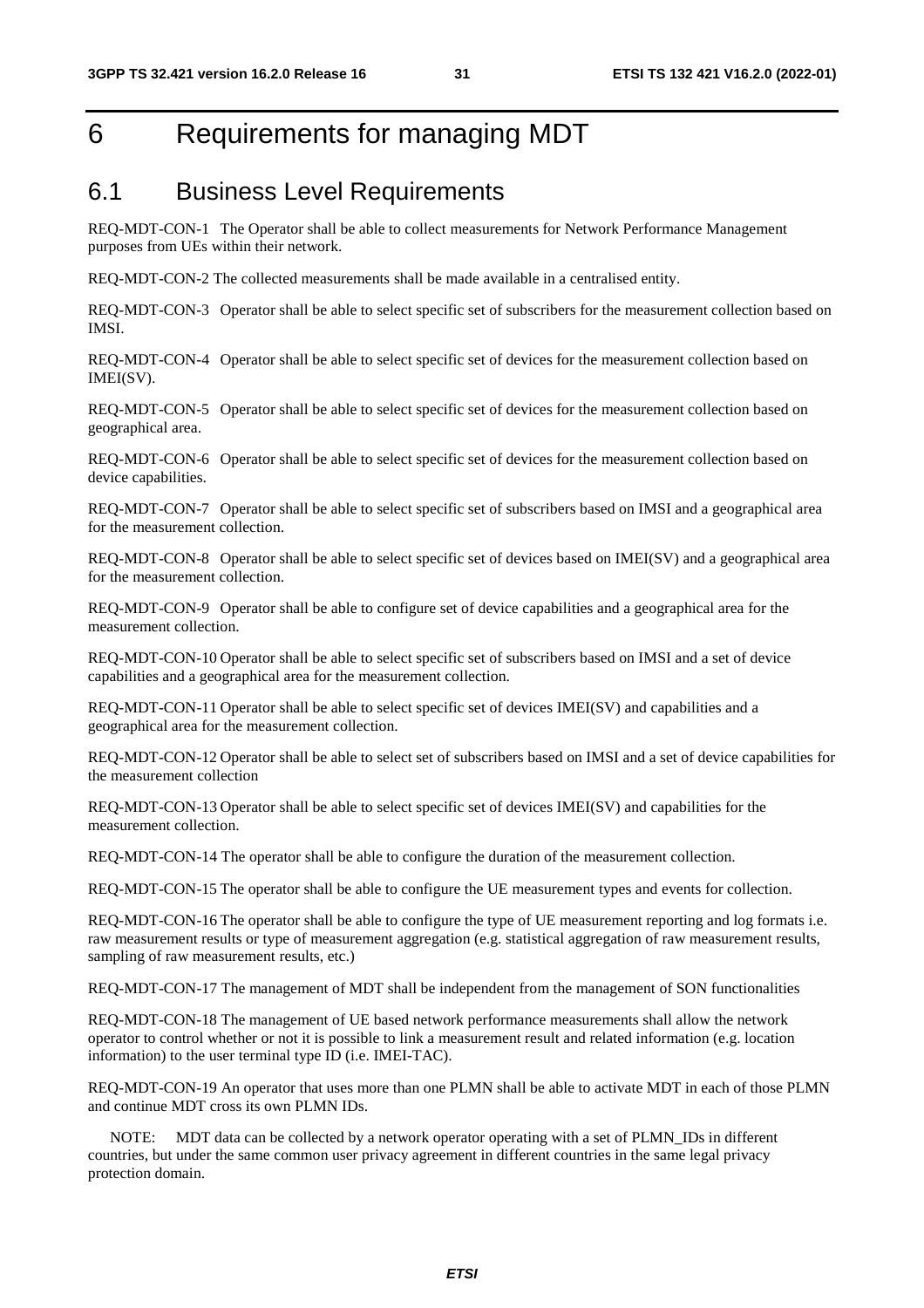# 6 Requirements for managing MDT

## 6.1 Business Level Requirements

REQ-MDT-CON-1 The Operator shall be able to collect measurements for Network Performance Management purposes from UEs within their network.

REQ-MDT-CON-2 The collected measurements shall be made available in a centralised entity.

REQ-MDT-CON-3 Operator shall be able to select specific set of subscribers for the measurement collection based on IMSI.

REQ-MDT-CON-4 Operator shall be able to select specific set of devices for the measurement collection based on IMEI(SV).

REQ-MDT-CON-5 Operator shall be able to select specific set of devices for the measurement collection based on geographical area.

REQ-MDT-CON-6 Operator shall be able to select specific set of devices for the measurement collection based on device capabilities.

REQ-MDT-CON-7 Operator shall be able to select specific set of subscribers based on IMSI and a geographical area for the measurement collection.

REQ-MDT-CON-8 Operator shall be able to select specific set of devices based on IMEI(SV) and a geographical area for the measurement collection.

REQ-MDT-CON-9 Operator shall be able to configure set of device capabilities and a geographical area for the measurement collection.

REQ-MDT-CON-10 Operator shall be able to select specific set of subscribers based on IMSI and a set of device capabilities and a geographical area for the measurement collection.

REQ-MDT-CON-11 Operator shall be able to select specific set of devices IMEI(SV) and capabilities and a geographical area for the measurement collection.

REQ-MDT-CON-12 Operator shall be able to select set of subscribers based on IMSI and a set of device capabilities for the measurement collection

REQ-MDT-CON-13 Operator shall be able to select specific set of devices IMEI(SV) and capabilities for the measurement collection.

REQ-MDT-CON-14 The operator shall be able to configure the duration of the measurement collection.

REQ-MDT-CON-15 The operator shall be able to configure the UE measurement types and events for collection.

REQ-MDT-CON-16 The operator shall be able to configure the type of UE measurement reporting and log formats i.e. raw measurement results or type of measurement aggregation (e.g. statistical aggregation of raw measurement results, sampling of raw measurement results, etc.)

REQ-MDT-CON-17 The management of MDT shall be independent from the management of SON functionalities

REQ-MDT-CON-18 The management of UE based network performance measurements shall allow the network operator to control whether or not it is possible to link a measurement result and related information (e.g. location information) to the user terminal type ID (i.e. IMEI-TAC).

REQ-MDT-CON-19 An operator that uses more than one PLMN shall be able to activate MDT in each of those PLMN and continue MDT cross its own PLMN IDs.

NOTE: MDT data can be collected by a network operator operating with a set of PLMN_IDs in different countries, but under the same common user privacy agreement in different countries in the same legal privacy protection domain.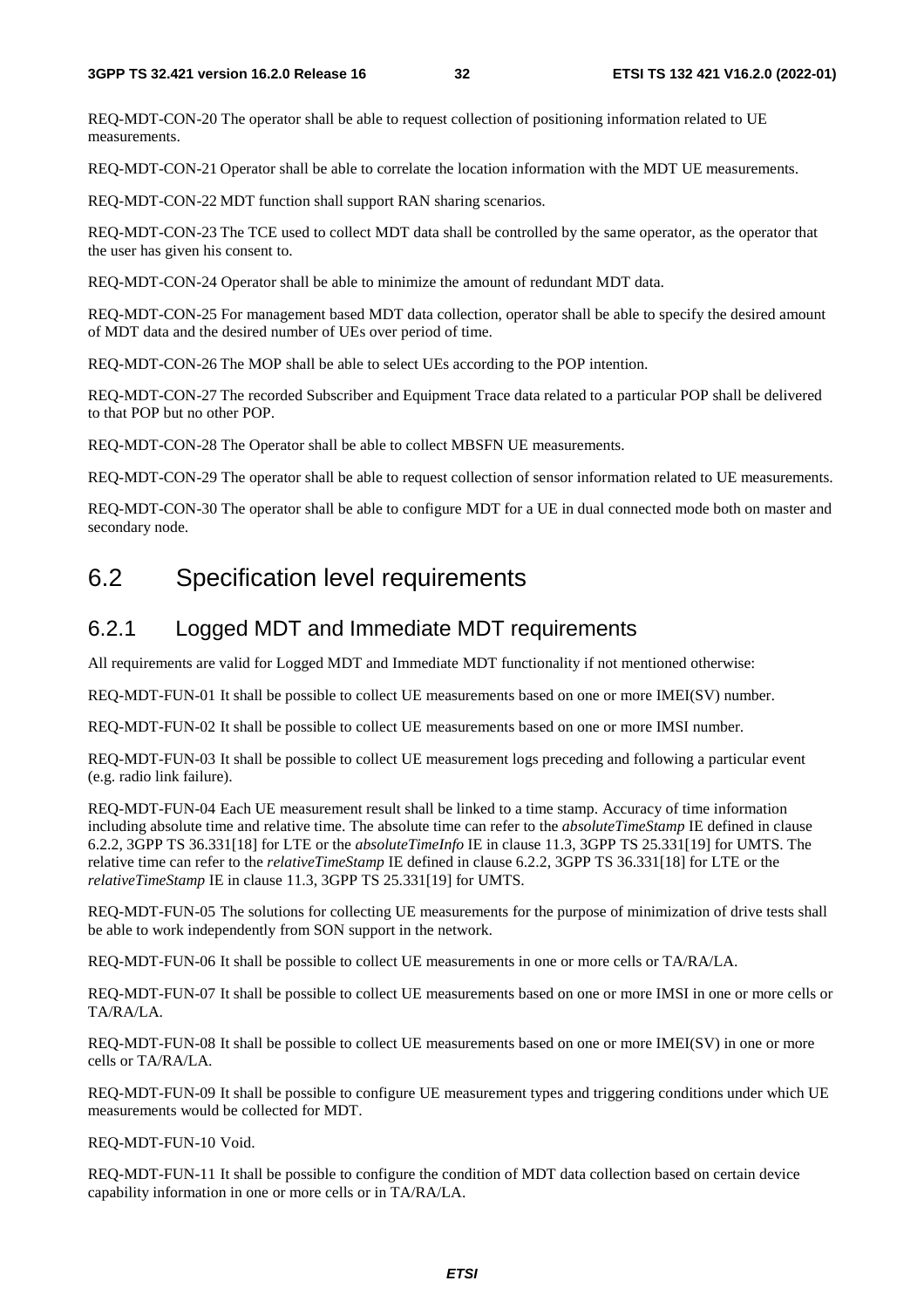REQ-MDT-CON-20 The operator shall be able to request collection of positioning information related to UE measurements.

REQ-MDT-CON-21 Operator shall be able to correlate the location information with the MDT UE measurements.

REQ-MDT-CON-22 MDT function shall support RAN sharing scenarios.

REQ-MDT-CON-23 The TCE used to collect MDT data shall be controlled by the same operator, as the operator that the user has given his consent to.

REQ-MDT-CON-24 Operator shall be able to minimize the amount of redundant MDT data.

REQ-MDT-CON-25 For management based MDT data collection, operator shall be able to specify the desired amount of MDT data and the desired number of UEs over period of time.

REQ-MDT-CON-26 The MOP shall be able to select UEs according to the POP intention.

REQ-MDT-CON-27 The recorded Subscriber and Equipment Trace data related to a particular POP shall be delivered to that POP but no other POP.

REQ-MDT-CON-28 The Operator shall be able to collect MBSFN UE measurements.

REQ-MDT-CON-29 The operator shall be able to request collection of sensor information related to UE measurements.

REQ-MDT-CON-30 The operator shall be able to configure MDT for a UE in dual connected mode both on master and secondary node.

## 6.2 Specification level requirements

### 6.2.1 Logged MDT and Immediate MDT requirements

All requirements are valid for Logged MDT and Immediate MDT functionality if not mentioned otherwise:

REQ-MDT-FUN-01 It shall be possible to collect UE measurements based on one or more IMEI(SV) number.

REQ-MDT-FUN-02 It shall be possible to collect UE measurements based on one or more IMSI number.

REQ-MDT-FUN-03 It shall be possible to collect UE measurement logs preceding and following a particular event (e.g. radio link failure).

REQ-MDT-FUN-04 Each UE measurement result shall be linked to a time stamp. Accuracy of time information including absolute time and relative time. The absolute time can refer to the *absoluteTimeStamp* IE defined in clause 6.2.2, 3GPP TS 36.331[18] for LTE or the *absoluteTimeInfo* IE in clause 11.3, 3GPP TS 25.331[19] for UMTS. The relative time can refer to the *relativeTimeStamp* IE defined in clause 6.2.2, 3GPP TS 36.331[18] for LTE or the *relativeTimeStamp* IE in clause 11.3, 3GPP TS 25.331[19] for UMTS.

REQ-MDT-FUN-05 The solutions for collecting UE measurements for the purpose of minimization of drive tests shall be able to work independently from SON support in the network.

REQ-MDT-FUN-06 It shall be possible to collect UE measurements in one or more cells or TA/RA/LA.

REQ-MDT-FUN-07 It shall be possible to collect UE measurements based on one or more IMSI in one or more cells or TA/RA/LA.

REQ-MDT-FUN-08 It shall be possible to collect UE measurements based on one or more IMEI(SV) in one or more cells or TA/RA/LA.

REQ-MDT-FUN-09 It shall be possible to configure UE measurement types and triggering conditions under which UE measurements would be collected for MDT.

REQ-MDT-FUN-10 Void.

REQ-MDT-FUN-11 It shall be possible to configure the condition of MDT data collection based on certain device capability information in one or more cells or in TA/RA/LA.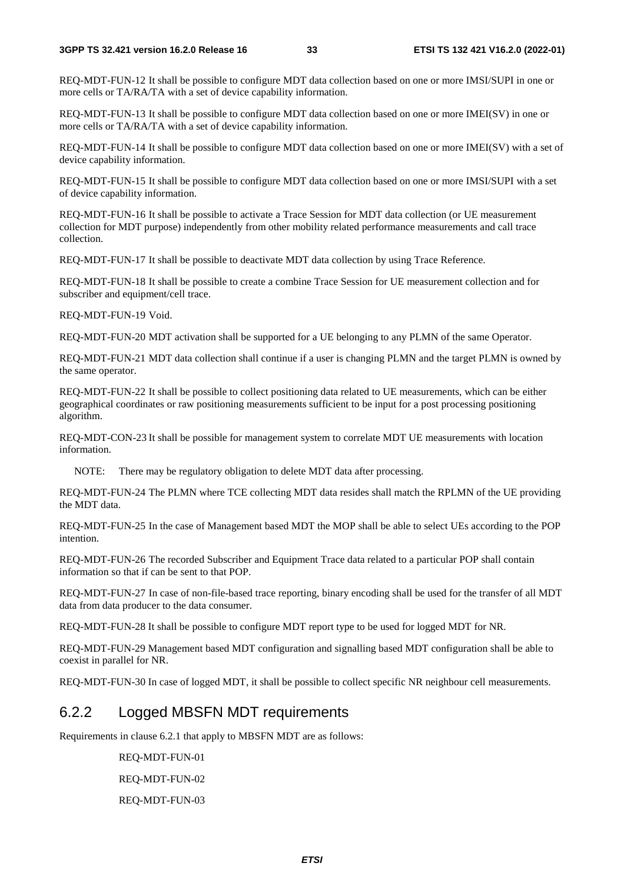REQ-MDT-FUN-12 It shall be possible to configure MDT data collection based on one or more IMSI/SUPI in one or more cells or TA/RA/TA with a set of device capability information.

REQ-MDT-FUN-13 It shall be possible to configure MDT data collection based on one or more IMEI(SV) in one or more cells or TA/RA/TA with a set of device capability information.

REQ-MDT-FUN-14 It shall be possible to configure MDT data collection based on one or more IMEI(SV) with a set of device capability information.

REQ-MDT-FUN-15 It shall be possible to configure MDT data collection based on one or more IMSI/SUPI with a set of device capability information.

REQ-MDT-FUN-16 It shall be possible to activate a Trace Session for MDT data collection (or UE measurement collection for MDT purpose) independently from other mobility related performance measurements and call trace collection.

REQ-MDT-FUN-17 It shall be possible to deactivate MDT data collection by using Trace Reference.

REQ-MDT-FUN-18 It shall be possible to create a combine Trace Session for UE measurement collection and for subscriber and equipment/cell trace.

REQ-MDT-FUN-19 Void.

REQ-MDT-FUN-20 MDT activation shall be supported for a UE belonging to any PLMN of the same Operator.

REQ-MDT-FUN-21 MDT data collection shall continue if a user is changing PLMN and the target PLMN is owned by the same operator.

REQ-MDT-FUN-22 It shall be possible to collect positioning data related to UE measurements, which can be either geographical coordinates or raw positioning measurements sufficient to be input for a post processing positioning algorithm.

REQ-MDT-CON-23 It shall be possible for management system to correlate MDT UE measurements with location information.

NOTE: There may be regulatory obligation to delete MDT data after processing.

REQ-MDT-FUN-24 The PLMN where TCE collecting MDT data resides shall match the RPLMN of the UE providing the MDT data.

REQ-MDT-FUN-25 In the case of Management based MDT the MOP shall be able to select UEs according to the POP intention.

REQ-MDT-FUN-26 The recorded Subscriber and Equipment Trace data related to a particular POP shall contain information so that if can be sent to that POP.

REQ-MDT-FUN-27 In case of non-file-based trace reporting, binary encoding shall be used for the transfer of all MDT data from data producer to the data consumer.

REQ-MDT-FUN-28 It shall be possible to configure MDT report type to be used for logged MDT for NR.

REQ-MDT-FUN-29 Management based MDT configuration and signalling based MDT configuration shall be able to coexist in parallel for NR.

REQ-MDT-FUN-30 In case of logged MDT, it shall be possible to collect specific NR neighbour cell measurements.

### 6.2.2 Logged MBSFN MDT requirements

Requirements in clause 6.2.1 that apply to MBSFN MDT are as follows:

REQ-MDT-FUN-01

REQ-MDT-FUN-02

REQ-MDT-FUN-03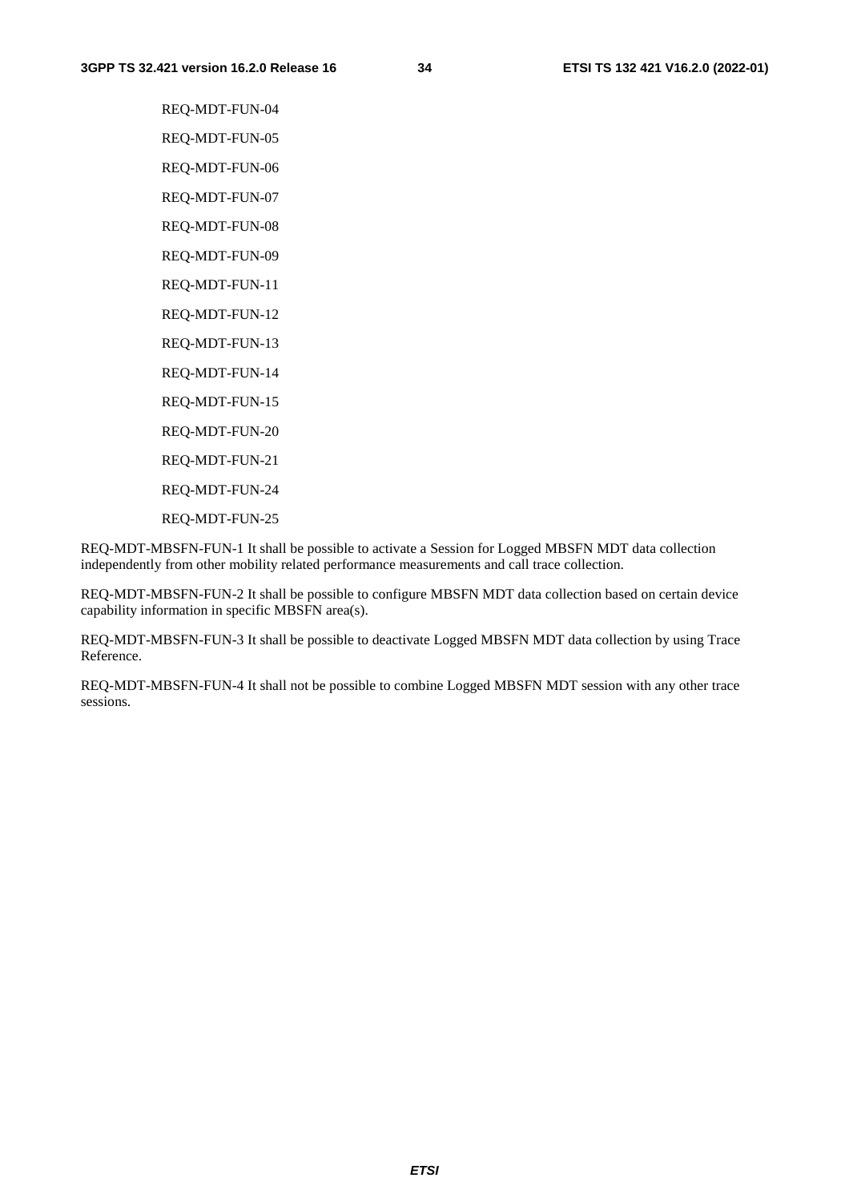REQ-MDT-FUN-04

REQ-MDT-FUN-05

REQ-MDT-FUN-06

REQ-MDT-FUN-07

REQ-MDT-FUN-08

REQ-MDT-FUN-09

REQ-MDT-FUN-11

REQ-MDT-FUN-12

REQ-MDT-FUN-13

REQ-MDT-FUN-14

REQ-MDT-FUN-15

REQ-MDT-FUN-20

REQ-MDT-FUN-21

REQ-MDT-FUN-24

REQ-MDT-FUN-25

REQ-MDT-MBSFN-FUN-1 It shall be possible to activate a Session for Logged MBSFN MDT data collection independently from other mobility related performance measurements and call trace collection.

REQ-MDT-MBSFN-FUN-2 It shall be possible to configure MBSFN MDT data collection based on certain device capability information in specific MBSFN area(s).

REQ-MDT-MBSFN-FUN-3 It shall be possible to deactivate Logged MBSFN MDT data collection by using Trace Reference.

REQ-MDT-MBSFN-FUN-4 It shall not be possible to combine Logged MBSFN MDT session with any other trace sessions.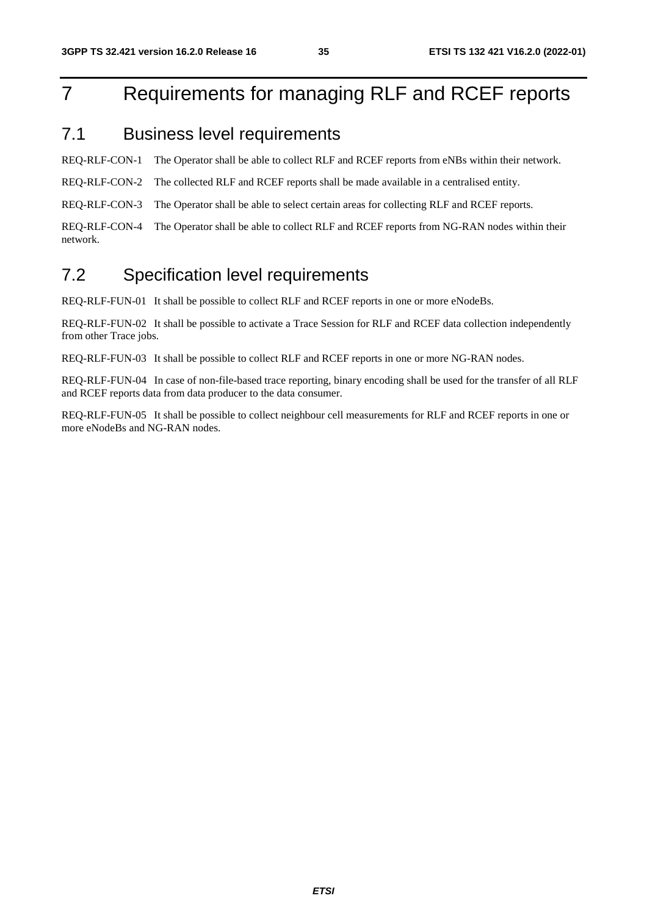# 7 Requirements for managing RLF and RCEF reports

## 7.1 Business level requirements

REQ-RLF-CON-1 The Operator shall be able to collect RLF and RCEF reports from eNBs within their network.

REQ-RLF-CON-2 The collected RLF and RCEF reports shall be made available in a centralised entity.

REQ-RLF-CON-3 The Operator shall be able to select certain areas for collecting RLF and RCEF reports.

REQ-RLF-CON-4 The Operator shall be able to collect RLF and RCEF reports from NG-RAN nodes within their network.

## 7.2 Specification level requirements

REQ-RLF-FUN-01 It shall be possible to collect RLF and RCEF reports in one or more eNodeBs.

REQ-RLF-FUN-02 It shall be possible to activate a Trace Session for RLF and RCEF data collection independently from other Trace jobs.

REQ-RLF-FUN-03 It shall be possible to collect RLF and RCEF reports in one or more NG-RAN nodes.

REQ-RLF-FUN-04 In case of non-file-based trace reporting, binary encoding shall be used for the transfer of all RLF and RCEF reports data from data producer to the data consumer.

REQ-RLF-FUN-05 It shall be possible to collect neighbour cell measurements for RLF and RCEF reports in one or more eNodeBs and NG-RAN nodes.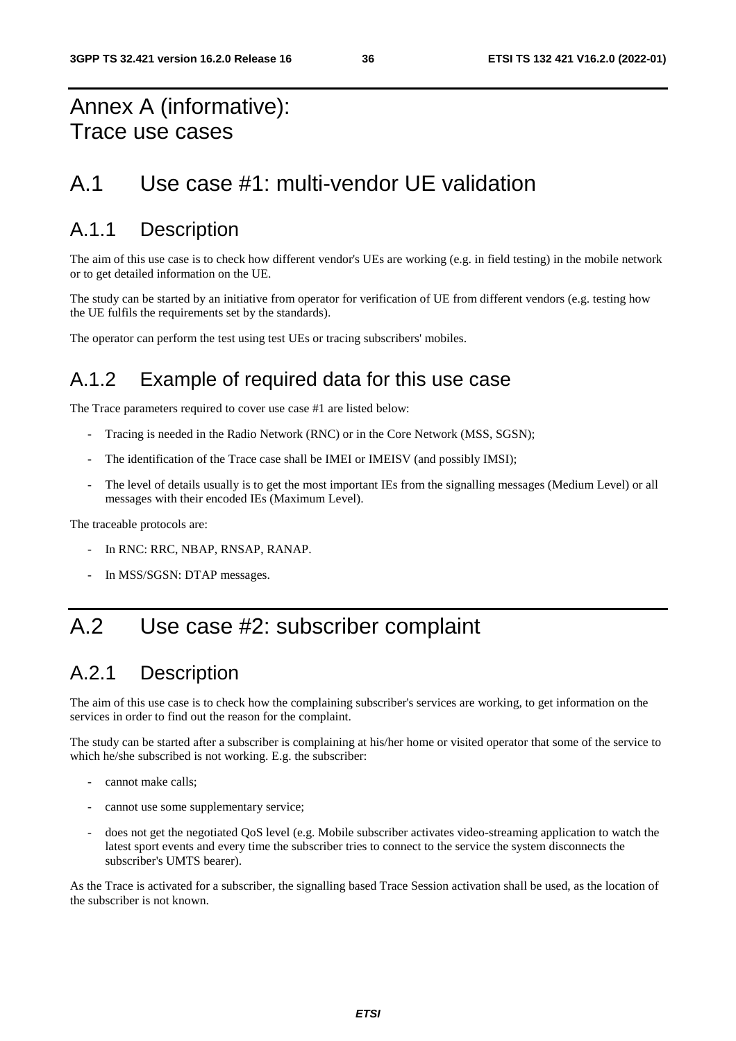# Annex A (informative): Trace use cases

# A.1 Use case #1: multi-vendor UE validation

## A.1.1 Description

The aim of this use case is to check how different vendor's UEs are working (e.g. in field testing) in the mobile network or to get detailed information on the UE.

The study can be started by an initiative from operator for verification of UE from different vendors (e.g. testing how the UE fulfils the requirements set by the standards).

The operator can perform the test using test UEs or tracing subscribers' mobiles.

## A.1.2 Example of required data for this use case

The Trace parameters required to cover use case #1 are listed below:

- Tracing is needed in the Radio Network (RNC) or in the Core Network (MSS, SGSN);
- The identification of the Trace case shall be IMEI or IMEISV (and possibly IMSI);
- The level of details usually is to get the most important IEs from the signalling messages (Medium Level) or all messages with their encoded IEs (Maximum Level).

The traceable protocols are:

- In RNC: RRC, NBAP, RNSAP, RANAP.
- In MSS/SGSN: DTAP messages.

# A.2 Use case #2: subscriber complaint

## A.2.1 Description

The aim of this use case is to check how the complaining subscriber's services are working, to get information on the services in order to find out the reason for the complaint.

The study can be started after a subscriber is complaining at his/her home or visited operator that some of the service to which he/she subscribed is not working. E.g. the subscriber:

- cannot make calls;
- cannot use some supplementary service;
- does not get the negotiated QoS level (e.g. Mobile subscriber activates video-streaming application to watch the latest sport events and every time the subscriber tries to connect to the service the system disconnects the subscriber's UMTS bearer).

As the Trace is activated for a subscriber, the signalling based Trace Session activation shall be used, as the location of the subscriber is not known.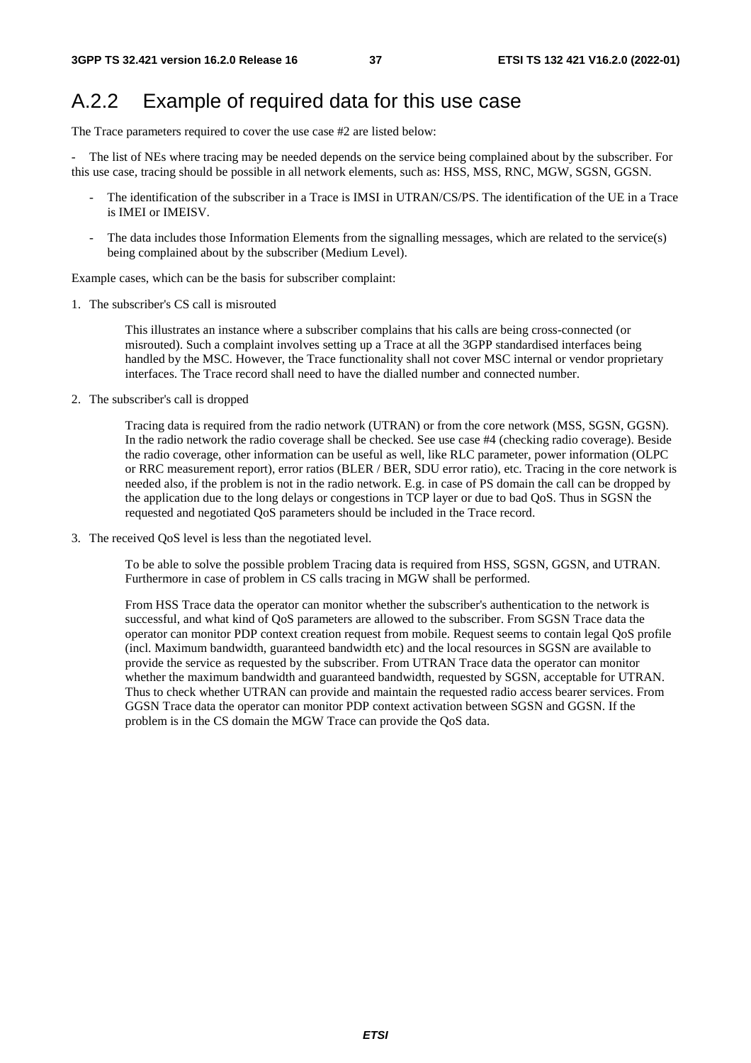## A.2.2 Example of required data for this use case

The Trace parameters required to cover the use case #2 are listed below:

- The list of NEs where tracing may be needed depends on the service being complained about by the subscriber. For this use case, tracing should be possible in all network elements, such as: HSS, MSS, RNC, MGW, SGSN, GGSN.

- The identification of the subscriber in a Trace is IMSI in UTRAN/CS/PS. The identification of the UE in a Trace is IMEI or IMEISV.
- The data includes those Information Elements from the signalling messages, which are related to the service(s) being complained about by the subscriber (Medium Level).

Example cases, which can be the basis for subscriber complaint:

1. The subscriber's CS call is misrouted

   This illustrates an instance where a subscriber complains that his calls are being cross-connected (or misrouted). Such a complaint involves setting up a Trace at all the 3GPP standardised interfaces being handled by the MSC. However, the Trace functionality shall not cover MSC internal or vendor proprietary interfaces. The Trace record shall need to have the dialled number and connected number.

2. The subscriber's call is dropped

   Tracing data is required from the radio network (UTRAN) or from the core network (MSS, SGSN, GGSN). In the radio network the radio coverage shall be checked. See use case #4 (checking radio coverage). Beside the radio coverage, other information can be useful as well, like RLC parameter, power information (OLPC or RRC measurement report), error ratios (BLER / BER, SDU error ratio), etc. Tracing in the core network is needed also, if the problem is not in the radio network. E.g. in case of PS domain the call can be dropped by the application due to the long delays or congestions in TCP layer or due to bad QoS. Thus in SGSN the requested and negotiated QoS parameters should be included in the Trace record.

3. The received QoS level is less than the negotiated level.

   To be able to solve the possible problem Tracing data is required from HSS, SGSN, GGSN, and UTRAN. Furthermore in case of problem in CS calls tracing in MGW shall be performed.

   From HSS Trace data the operator can monitor whether the subscriber's authentication to the network is successful, and what kind of QoS parameters are allowed to the subscriber. From SGSN Trace data the operator can monitor PDP context creation request from mobile. Request seems to contain legal QoS profile (incl. Maximum bandwidth, guaranteed bandwidth etc) and the local resources in SGSN are available to provide the service as requested by the subscriber. From UTRAN Trace data the operator can monitor whether the maximum bandwidth and guaranteed bandwidth, requested by SGSN, acceptable for UTRAN. Thus to check whether UTRAN can provide and maintain the requested radio access bearer services. From GGSN Trace data the operator can monitor PDP context activation between SGSN and GGSN. If the problem is in the CS domain the MGW Trace can provide the QoS data.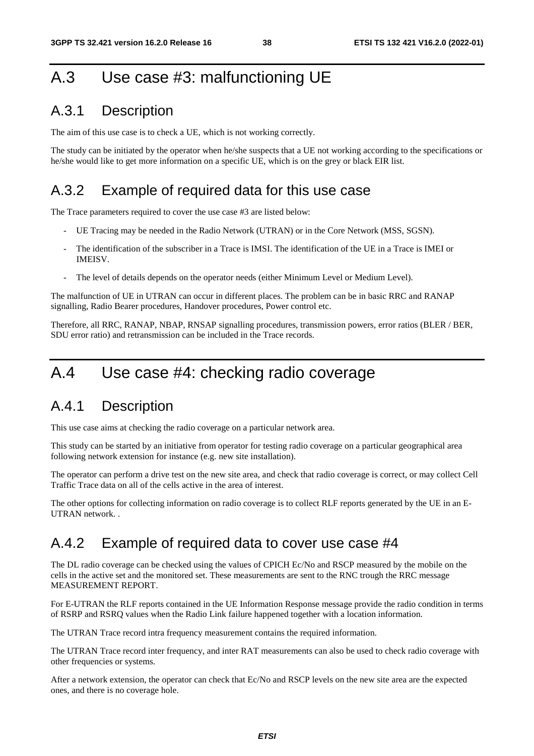# A.3 Use case #3: malfunctioning UE

## A.3.1 Description

The aim of this use case is to check a UE, which is not working correctly.

The study can be initiated by the operator when he/she suspects that a UE not working according to the specifications or he/she would like to get more information on a specific UE, which is on the grey or black EIR list.

## A.3.2 Example of required data for this use case

The Trace parameters required to cover the use case #3 are listed below:

- UE Tracing may be needed in the Radio Network (UTRAN) or in the Core Network (MSS, SGSN).
- The identification of the subscriber in a Trace is IMSI. The identification of the UE in a Trace is IMEI or IMEISV.
- The level of details depends on the operator needs (either Minimum Level or Medium Level).

The malfunction of UE in UTRAN can occur in different places. The problem can be in basic RRC and RANAP signalling, Radio Bearer procedures, Handover procedures, Power control etc.

Therefore, all RRC, RANAP, NBAP, RNSAP signalling procedures, transmission powers, error ratios (BLER / BER, SDU error ratio) and retransmission can be included in the Trace records.

# A.4 Use case #4: checking radio coverage

## A.4.1 Description

This use case aims at checking the radio coverage on a particular network area.

This study can be started by an initiative from operator for testing radio coverage on a particular geographical area following network extension for instance (e.g. new site installation).

The operator can perform a drive test on the new site area, and check that radio coverage is correct, or may collect Cell Traffic Trace data on all of the cells active in the area of interest.

The other options for collecting information on radio coverage is to collect RLF reports generated by the UE in an E-UTRAN network. .

## A.4.2 Example of required data to cover use case #4

The DL radio coverage can be checked using the values of CPICH Ec/No and RSCP measured by the mobile on the cells in the active set and the monitored set. These measurements are sent to the RNC trough the RRC message MEASUREMENT REPORT.

For E-UTRAN the RLF reports contained in the UE Information Response message provide the radio condition in terms of RSRP and RSRQ values when the Radio Link failure happened together with a location information.

The UTRAN Trace record intra frequency measurement contains the required information.

The UTRAN Trace record inter frequency, and inter RAT measurements can also be used to check radio coverage with other frequencies or systems.

After a network extension, the operator can check that Ec/No and RSCP levels on the new site area are the expected ones, and there is no coverage hole.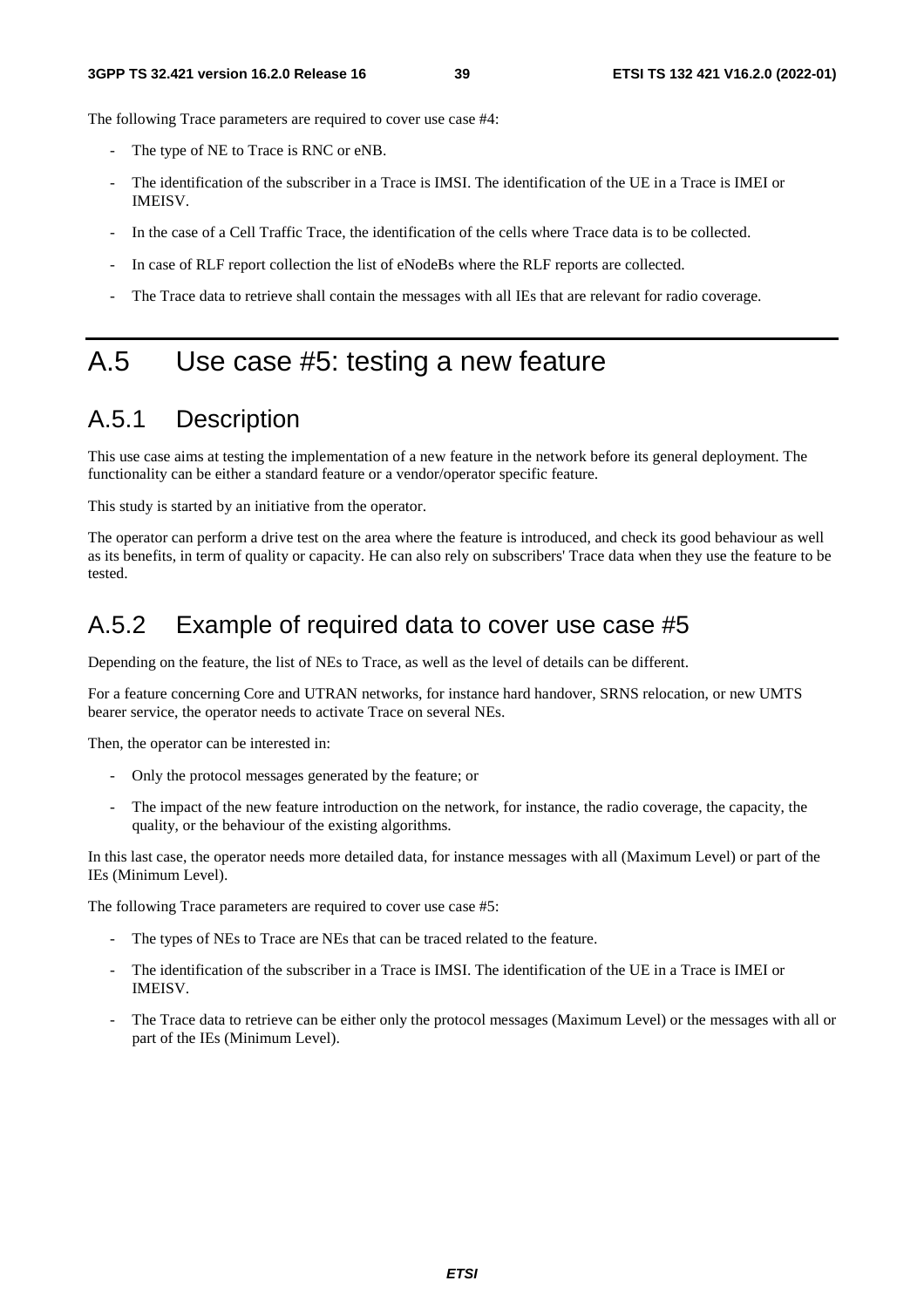The following Trace parameters are required to cover use case #4:

- The type of NE to Trace is RNC or eNB.
- The identification of the subscriber in a Trace is IMSI. The identification of the UE in a Trace is IMEI or IMEISV.
- In the case of a Cell Traffic Trace, the identification of the cells where Trace data is to be collected.
- In case of RLF report collection the list of eNodeBs where the RLF reports are collected.
- The Trace data to retrieve shall contain the messages with all IEs that are relevant for radio coverage.

# A.5 Use case #5: testing a new feature

## A.5.1 Description

This use case aims at testing the implementation of a new feature in the network before its general deployment. The functionality can be either a standard feature or a vendor/operator specific feature.

This study is started by an initiative from the operator.

The operator can perform a drive test on the area where the feature is introduced, and check its good behaviour as well as its benefits, in term of quality or capacity. He can also rely on subscribers' Trace data when they use the feature to be tested.

## A.5.2 Example of required data to cover use case #5

Depending on the feature, the list of NEs to Trace, as well as the level of details can be different.

For a feature concerning Core and UTRAN networks, for instance hard handover, SRNS relocation, or new UMTS bearer service, the operator needs to activate Trace on several NEs.

Then, the operator can be interested in:

- Only the protocol messages generated by the feature; or
- The impact of the new feature introduction on the network, for instance, the radio coverage, the capacity, the quality, or the behaviour of the existing algorithms.

In this last case, the operator needs more detailed data, for instance messages with all (Maximum Level) or part of the IEs (Minimum Level).

The following Trace parameters are required to cover use case #5:

- The types of NEs to Trace are NEs that can be traced related to the feature.
- The identification of the subscriber in a Trace is IMSI. The identification of the UE in a Trace is IMEI or IMEISV.
- The Trace data to retrieve can be either only the protocol messages (Maximum Level) or the messages with all or part of the IEs (Minimum Level).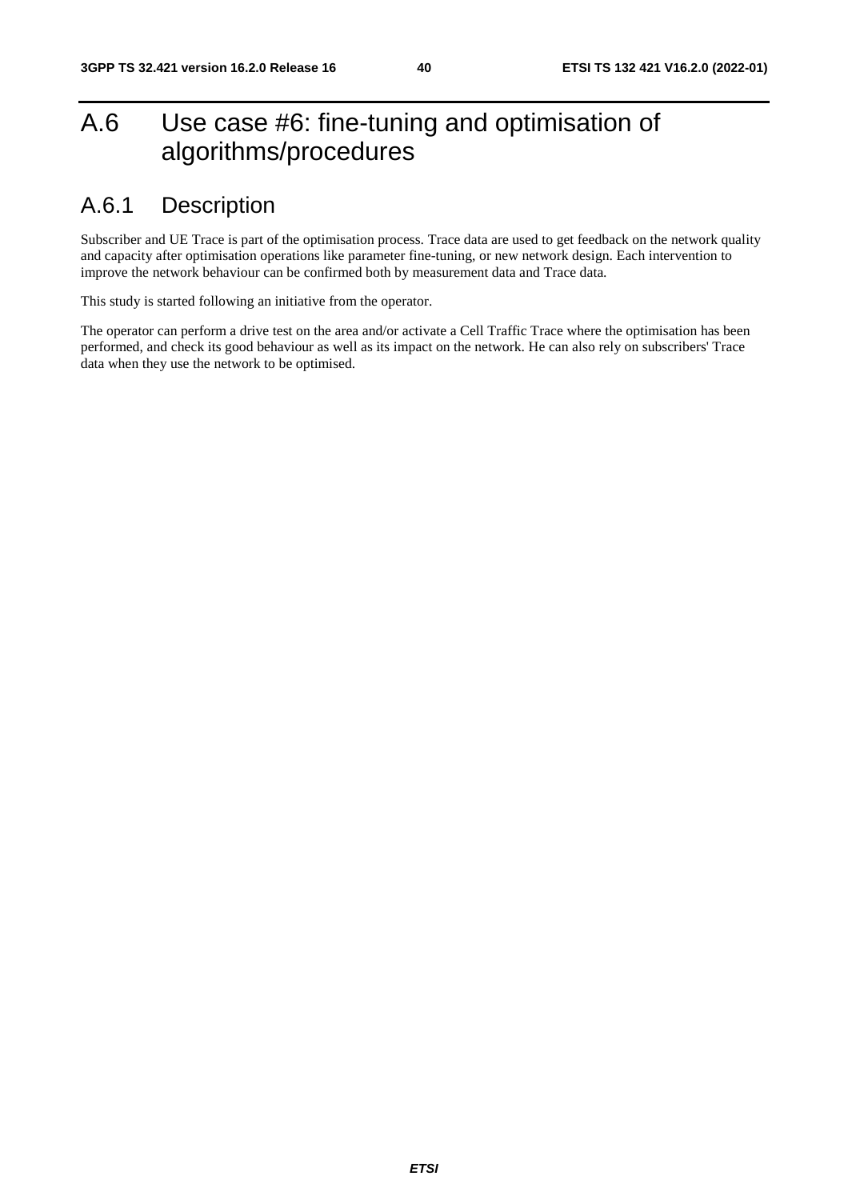# A.6 Use case #6: fine-tuning and optimisation of algorithms/procedures

## A.6.1 Description

Subscriber and UE Trace is part of the optimisation process. Trace data are used to get feedback on the network quality and capacity after optimisation operations like parameter fine-tuning, or new network design. Each intervention to improve the network behaviour can be confirmed both by measurement data and Trace data.

This study is started following an initiative from the operator.

The operator can perform a drive test on the area and/or activate a Cell Traffic Trace where the optimisation has been performed, and check its good behaviour as well as its impact on the network. He can also rely on subscribers' Trace data when they use the network to be optimised.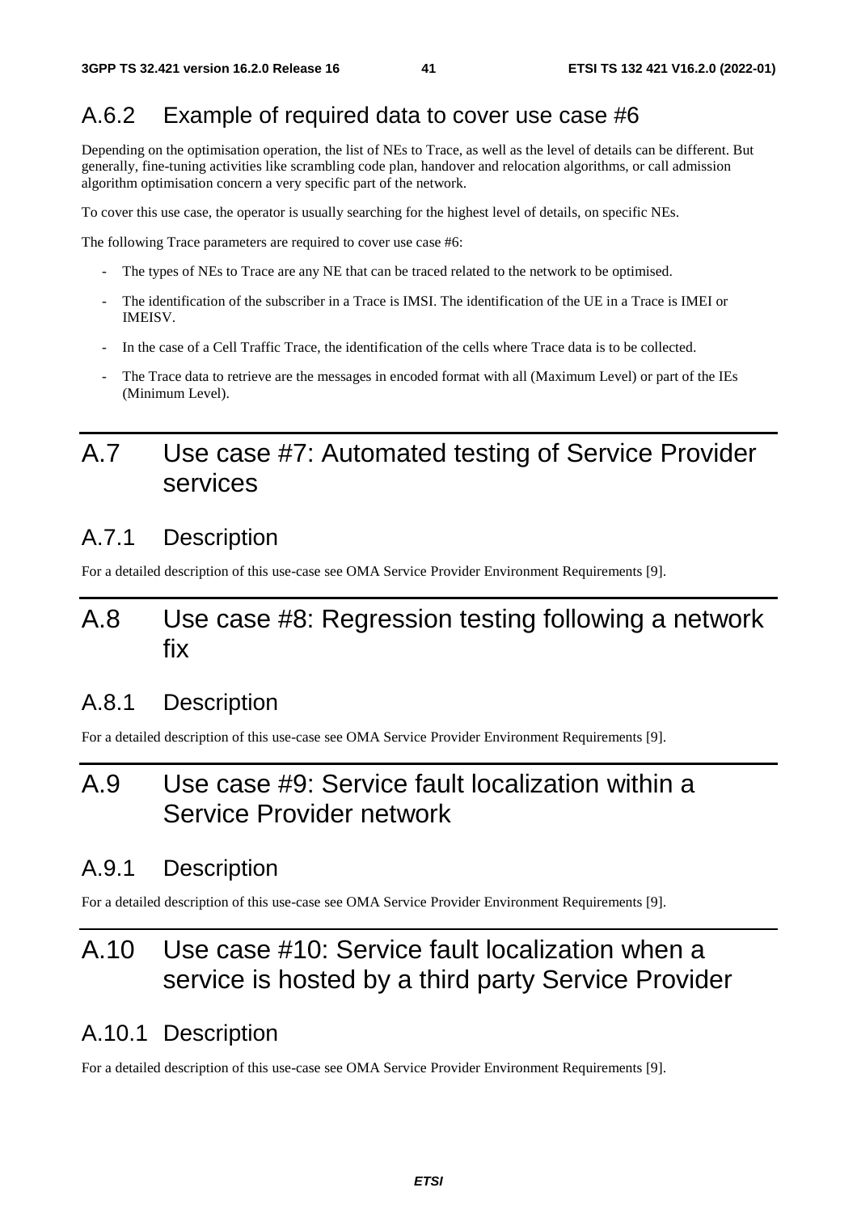### A.6.2 Example of required data to cover use case #6

Depending on the optimisation operation, the list of NEs to Trace, as well as the level of details can be different. But generally, fine-tuning activities like scrambling code plan, handover and relocation algorithms, or call admission algorithm optimisation concern a very specific part of the network.

To cover this use case, the operator is usually searching for the highest level of details, on specific NEs.

The following Trace parameters are required to cover use case #6:

- The types of NEs to Trace are any NE that can be traced related to the network to be optimised.
- The identification of the subscriber in a Trace is IMSI. The identification of the UE in a Trace is IMEI or IMEISV.
- In the case of a Cell Traffic Trace, the identification of the cells where Trace data is to be collected.
- The Trace data to retrieve are the messages in encoded format with all (Maximum Level) or part of the IEs (Minimum Level).

## A.7 Use case #7: Automated testing of Service Provider services

### A.7.1 Description

For a detailed description of this use-case see OMA Service Provider Environment Requirements [9].

## A.8 Use case #8: Regression testing following a network fix

### A.8.1 Description

For a detailed description of this use-case see OMA Service Provider Environment Requirements [9].

## A.9 Use case #9: Service fault localization within a Service Provider network

### A.9.1 Description

For a detailed description of this use-case see OMA Service Provider Environment Requirements [9].

## A.10 Use case #10: Service fault localization when a service is hosted by a third party Service Provider

### A.10.1 Description

For a detailed description of this use-case see OMA Service Provider Environment Requirements [9].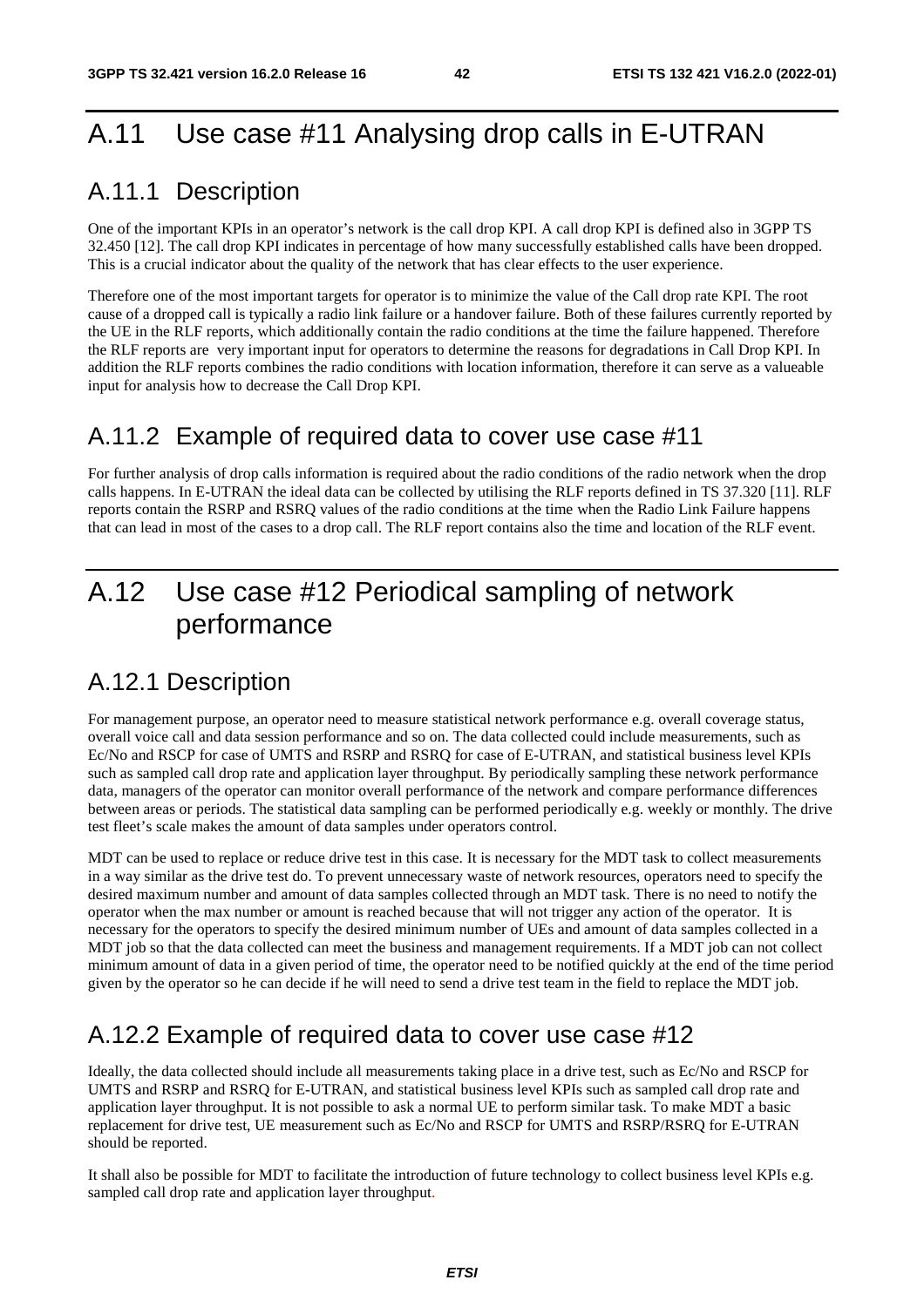# A.11 Use case #11 Analysing drop calls in E-UTRAN

## A.11.1 Description

One of the important KPIs in an operator's network is the call drop KPI. A call drop KPI is defined also in 3GPP TS 32.450 [12]. The call drop KPI indicates in percentage of how many successfully established calls have been dropped. This is a crucial indicator about the quality of the network that has clear effects to the user experience.

Therefore one of the most important targets for operator is to minimize the value of the Call drop rate KPI. The root cause of a dropped call is typically a radio link failure or a handover failure. Both of these failures currently reported by the UE in the RLF reports, which additionally contain the radio conditions at the time the failure happened. Therefore the RLF reports are very important input for operators to determine the reasons for degradations in Call Drop KPI. In addition the RLF reports combines the radio conditions with location information, therefore it can serve as a valueable input for analysis how to decrease the Call Drop KPI.

## A.11.2 Example of required data to cover use case #11

For further analysis of drop calls information is required about the radio conditions of the radio network when the drop calls happens. In E-UTRAN the ideal data can be collected by utilising the RLF reports defined in TS 37.320 [11]. RLF reports contain the RSRP and RSRQ values of the radio conditions at the time when the Radio Link Failure happens that can lead in most of the cases to a drop call. The RLF report contains also the time and location of the RLF event.

# A.12 Use case #12 Periodical sampling of network performance

## A.12.1 Description

For management purpose, an operator need to measure statistical network performance e.g. overall coverage status, overall voice call and data session performance and so on. The data collected could include measurements, such as Ec/No and RSCP for case of UMTS and RSRP and RSRQ for case of E-UTRAN, and statistical business level KPIs such as sampled call drop rate and application layer throughput. By periodically sampling these network performance data, managers of the operator can monitor overall performance of the network and compare performance differences between areas or periods. The statistical data sampling can be performed periodically e.g. weekly or monthly. The drive test fleet's scale makes the amount of data samples under operators control.

MDT can be used to replace or reduce drive test in this case. It is necessary for the MDT task to collect measurements in a way similar as the drive test do. To prevent unnecessary waste of network resources, operators need to specify the desired maximum number and amount of data samples collected through an MDT task. There is no need to notify the operator when the max number or amount is reached because that will not trigger any action of the operator. It is necessary for the operators to specify the desired minimum number of UEs and amount of data samples collected in a MDT job so that the data collected can meet the business and management requirements. If a MDT job can not collect minimum amount of data in a given period of time, the operator need to be notified quickly at the end of the time period given by the operator so he can decide if he will need to send a drive test team in the field to replace the MDT job.

## A.12.2 Example of required data to cover use case #12

Ideally, the data collected should include all measurements taking place in a drive test, such as Ec/No and RSCP for UMTS and RSRP and RSRQ for E-UTRAN, and statistical business level KPIs such as sampled call drop rate and application layer throughput. It is not possible to ask a normal UE to perform similar task. To make MDT a basic replacement for drive test, UE measurement such as Ec/No and RSCP for UMTS and RSRP/RSRQ for E-UTRAN should be reported.

It shall also be possible for MDT to facilitate the introduction of future technology to collect business level KPIs e.g. sampled call drop rate and application layer throughput.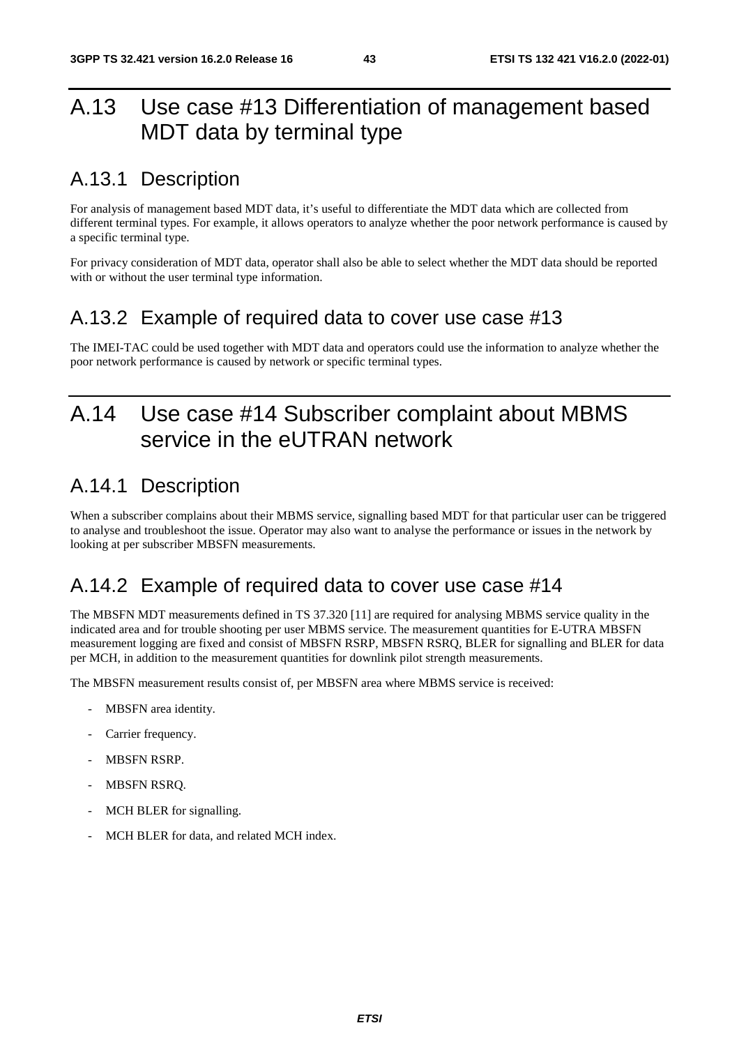# A.13 Use case #13 Differentiation of management based MDT data by terminal type

## A.13.1 Description

For analysis of management based MDT data, it's useful to differentiate the MDT data which are collected from different terminal types. For example, it allows operators to analyze whether the poor network performance is caused by a specific terminal type.

For privacy consideration of MDT data, operator shall also be able to select whether the MDT data should be reported with or without the user terminal type information.

## A.13.2 Example of required data to cover use case #13

The IMEI-TAC could be used together with MDT data and operators could use the information to analyze whether the poor network performance is caused by network or specific terminal types.

# A.14 Use case #14 Subscriber complaint about MBMS service in the eUTRAN network

## A.14.1 Description

When a subscriber complains about their MBMS service, signalling based MDT for that particular user can be triggered to analyse and troubleshoot the issue. Operator may also want to analyse the performance or issues in the network by looking at per subscriber MBSFN measurements.

## A.14.2 Example of required data to cover use case #14

The MBSFN MDT measurements defined in TS 37.320 [11] are required for analysing MBMS service quality in the indicated area and for trouble shooting per user MBMS service. The measurement quantities for E-UTRA MBSFN measurement logging are fixed and consist of MBSFN RSRP, MBSFN RSRQ, BLER for signalling and BLER for data per MCH, in addition to the measurement quantities for downlink pilot strength measurements.

The MBSFN measurement results consist of, per MBSFN area where MBMS service is received:

- MBSFN area identity.
- Carrier frequency.
- MBSFN RSRP.
- MBSFN RSRQ.
- MCH BLER for signalling.
- MCH BLER for data, and related MCH index.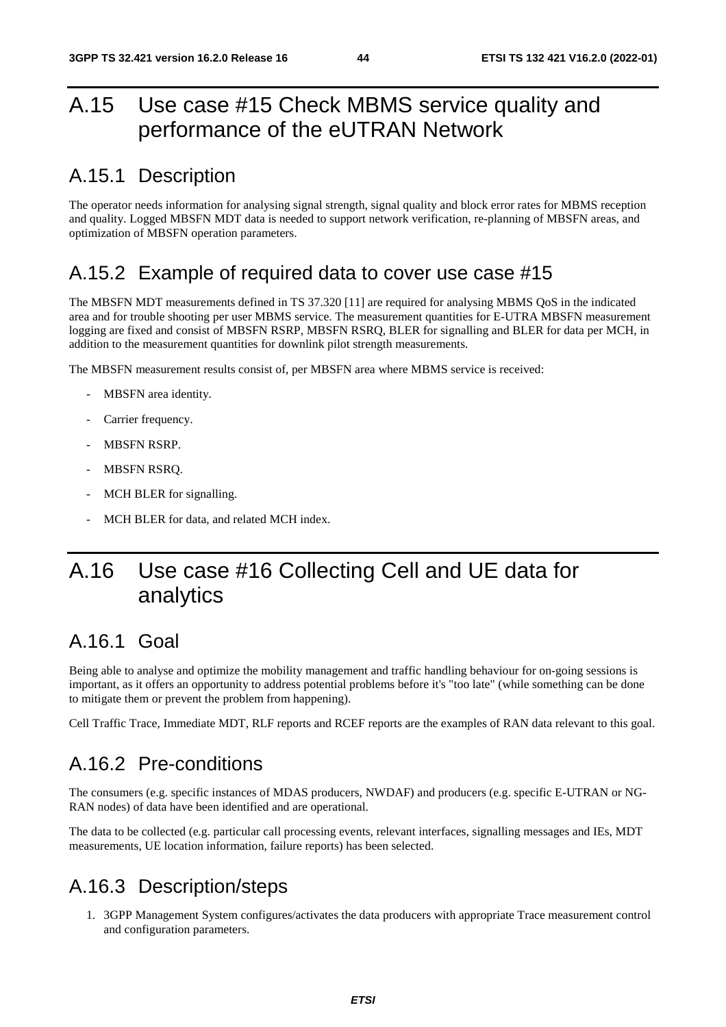# A.15 Use case #15 Check MBMS service quality and performance of the eUTRAN Network

## A.15.1 Description

The operator needs information for analysing signal strength, signal quality and block error rates for MBMS reception and quality. Logged MBSFN MDT data is needed to support network verification, re-planning of MBSFN areas, and optimization of MBSFN operation parameters.

## A.15.2 Example of required data to cover use case #15

The MBSFN MDT measurements defined in TS 37.320 [11] are required for analysing MBMS QoS in the indicated area and for trouble shooting per user MBMS service. The measurement quantities for E-UTRA MBSFN measurement logging are fixed and consist of MBSFN RSRP, MBSFN RSRQ, BLER for signalling and BLER for data per MCH, in addition to the measurement quantities for downlink pilot strength measurements.

The MBSFN measurement results consist of, per MBSFN area where MBMS service is received:

- MBSFN area identity.
- Carrier frequency.
- MBSFN RSRP.
- MBSFN RSRQ.
- MCH BLER for signalling.
- MCH BLER for data, and related MCH index.

# A.16 Use case #16 Collecting Cell and UE data for analytics

## A.16.1 Goal

Being able to analyse and optimize the mobility management and traffic handling behaviour for on-going sessions is important, as it offers an opportunity to address potential problems before it's "too late" (while something can be done to mitigate them or prevent the problem from happening).

Cell Traffic Trace, Immediate MDT, RLF reports and RCEF reports are the examples of RAN data relevant to this goal.

## A.16.2 Pre-conditions

The consumers (e.g. specific instances of MDAS producers, NWDAF) and producers (e.g. specific E-UTRAN or NG-RAN nodes) of data have been identified and are operational.

The data to be collected (e.g. particular call processing events, relevant interfaces, signalling messages and IEs, MDT measurements, UE location information, failure reports) has been selected.

## A.16.3 Description/steps

1. 3GPP Management System configures/activates the data producers with appropriate Trace measurement control and configuration parameters.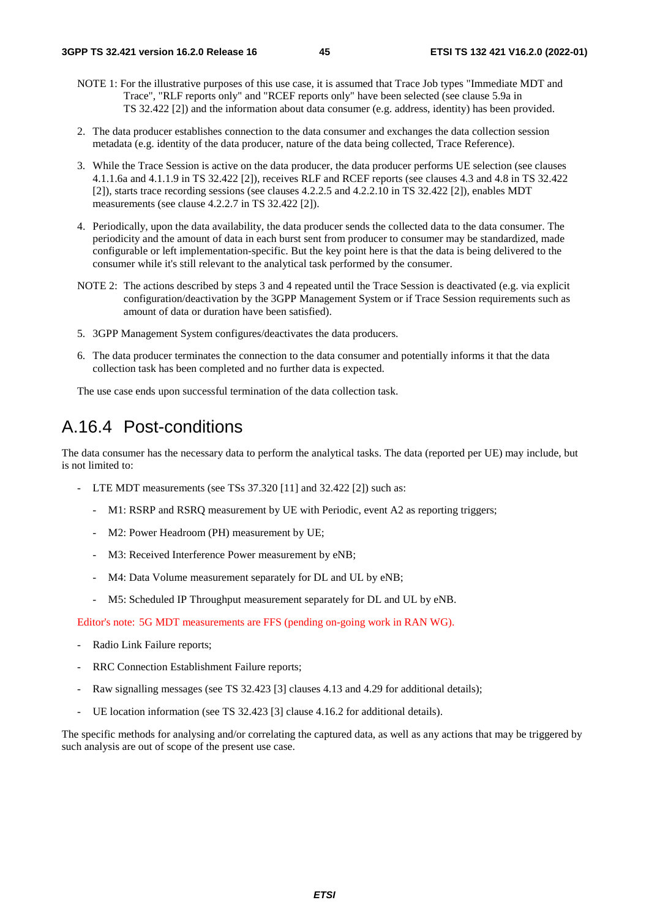NOTE 1: For the illustrative purposes of this use case, it is assumed that Trace Job types "Immediate MDT and Trace", "RLF reports only" and "RCEF reports only" have been selected (see clause 5.9a in TS 32.422 [2]) and the information about data consumer (e.g. address, identity) has been provided.

2. The data producer establishes connection to the data consumer and exchanges the data collection session metadata (e.g. identity of the data producer, nature of the data being collected, Trace Reference).

3. While the Trace Session is active on the data producer, the data producer performs UE selection (see clauses 4.1.1.6a and 4.1.1.9 in TS 32.422 [2]), receives RLF and RCEF reports (see clauses 4.3 and 4.8 in TS 32.422 [2]), starts trace recording sessions (see clauses 4.2.2.5 and 4.2.2.10 in TS 32.422 [2]), enables MDT measurements (see clause 4.2.2.7 in TS 32.422 [2]).

4. Periodically, upon the data availability, the data producer sends the collected data to the data consumer. The periodicity and the amount of data in each burst sent from producer to consumer may be standardized, made configurable or left implementation-specific. But the key point here is that the data is being delivered to the consumer while it's still relevant to the analytical task performed by the consumer.

NOTE 2: The actions described by steps 3 and 4 repeated until the Trace Session is deactivated (e.g. via explicit configuration/deactivation by the 3GPP Management System or if Trace Session requirements such as amount of data or duration have been satisfied).

5. 3GPP Management System configures/deactivates the data producers.

6. The data producer terminates the connection to the data consumer and potentially informs it that the data collection task has been completed and no further data is expected.

The use case ends upon successful termination of the data collection task.

## A.16.4 Post-conditions

The data consumer has the necessary data to perform the analytical tasks. The data (reported per UE) may include, but is not limited to:

- LTE MDT measurements (see TSs 37.320 [11] and 32.422 [2]) such as:
  - M1: RSRP and RSRQ measurement by UE with Periodic, event A2 as reporting triggers;
  - M2: Power Headroom (PH) measurement by UE;
  - M3: Received Interference Power measurement by eNB;
  - M4: Data Volume measurement separately for DL and UL by eNB;
  - M5: Scheduled IP Throughput measurement separately for DL and UL by eNB.

Editor's note: 5G MDT measurements are FFS (pending on-going work in RAN WG).

- Radio Link Failure reports;
- RRC Connection Establishment Failure reports;
- Raw signalling messages (see TS 32.423 [3] clauses 4.13 and 4.29 for additional details);
- UE location information (see TS 32.423 [3] clause 4.16.2 for additional details).

The specific methods for analysing and/or correlating the captured data, as well as any actions that may be triggered by such analysis are out of scope of the present use case.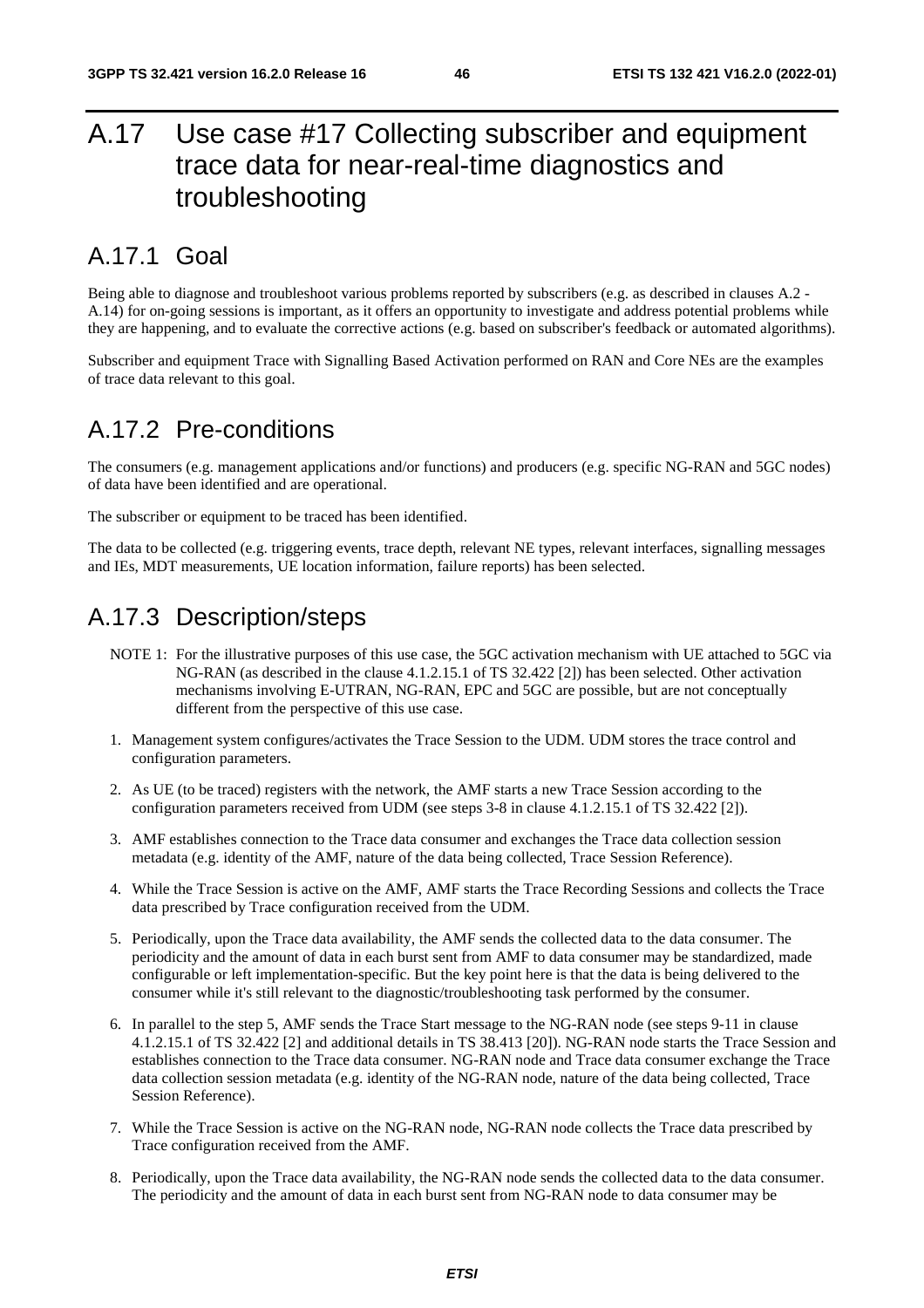# A.17 Use case #17 Collecting subscriber and equipment trace data for near-real-time diagnostics and troubleshooting

## A.17.1 Goal

Being able to diagnose and troubleshoot various problems reported by subscribers (e.g. as described in clauses A.2 - A.14) for on-going sessions is important, as it offers an opportunity to investigate and address potential problems while they are happening, and to evaluate the corrective actions (e.g. based on subscriber's feedback or automated algorithms).

Subscriber and equipment Trace with Signalling Based Activation performed on RAN and Core NEs are the examples of trace data relevant to this goal.

## A.17.2 Pre-conditions

The consumers (e.g. management applications and/or functions) and producers (e.g. specific NG-RAN and 5GC nodes) of data have been identified and are operational.

The subscriber or equipment to be traced has been identified.

The data to be collected (e.g. triggering events, trace depth, relevant NE types, relevant interfaces, signalling messages and IEs, MDT measurements, UE location information, failure reports) has been selected.

## A.17.3 Description/steps

NOTE 1: For the illustrative purposes of this use case, the 5GC activation mechanism with UE attached to 5GC via NG-RAN (as described in the clause 4.1.2.15.1 of TS 32.422 [2]) has been selected. Other activation mechanisms involving E-UTRAN, NG-RAN, EPC and 5GC are possible, but are not conceptually different from the perspective of this use case.

1. Management system configures/activates the Trace Session to the UDM. UDM stores the trace control and configuration parameters.
2. As UE (to be traced) registers with the network, the AMF starts a new Trace Session according to the configuration parameters received from UDM (see steps 3-8 in clause 4.1.2.15.1 of TS 32.422 [2]).
3. AMF establishes connection to the Trace data consumer and exchanges the Trace data collection session metadata (e.g. identity of the AMF, nature of the data being collected, Trace Session Reference).
4. While the Trace Session is active on the AMF, AMF starts the Trace Recording Sessions and collects the Trace data prescribed by Trace configuration received from the UDM.
5. Periodically, upon the Trace data availability, the AMF sends the collected data to the data consumer. The periodicity and the amount of data in each burst sent from AMF to data consumer may be standardized, made configurable or left implementation-specific. But the key point here is that the data is being delivered to the consumer while it's still relevant to the diagnostic/troubleshooting task performed by the consumer.
6. In parallel to the step 5, AMF sends the Trace Start message to the NG-RAN node (see steps 9-11 in clause 4.1.2.15.1 of TS 32.422 [2] and additional details in TS 38.413 [20]). NG-RAN node starts the Trace Session and establishes connection to the Trace data consumer. NG-RAN node and Trace data consumer exchange the Trace data collection session metadata (e.g. identity of the NG-RAN node, nature of the data being collected, Trace Session Reference).
7. While the Trace Session is active on the NG-RAN node, NG-RAN node collects the Trace data prescribed by Trace configuration received from the AMF.
8. Periodically, upon the Trace data availability, the NG-RAN node sends the collected data to the data consumer. The periodicity and the amount of data in each burst sent from NG-RAN node to data consumer may be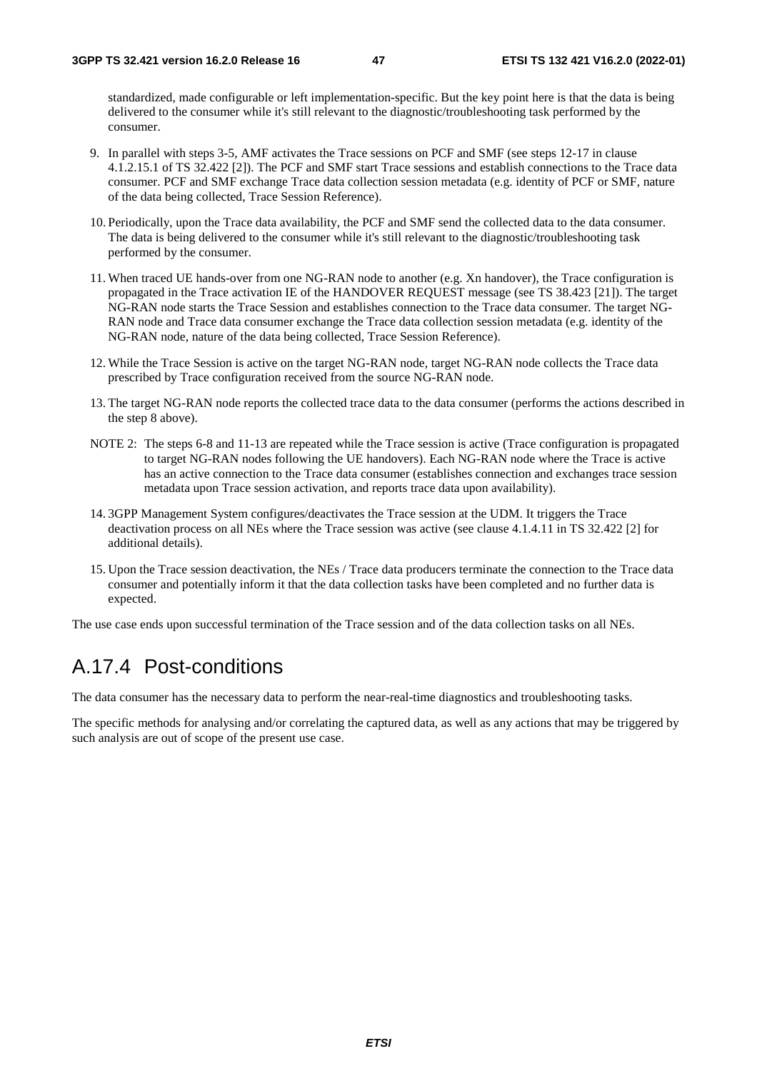standardized, made configurable or left implementation-specific. But the key point here is that the data is being delivered to the consumer while it's still relevant to the diagnostic/troubleshooting task performed by the consumer.

9. In parallel with steps 3-5, AMF activates the Trace sessions on PCF and SMF (see steps 12-17 in clause 4.1.2.15.1 of TS 32.422 [2]). The PCF and SMF start Trace sessions and establish connections to the Trace data consumer. PCF and SMF exchange Trace data collection session metadata (e.g. identity of PCF or SMF, nature of the data being collected, Trace Session Reference).

10. Periodically, upon the Trace data availability, the PCF and SMF send the collected data to the data consumer. The data is being delivered to the consumer while it's still relevant to the diagnostic/troubleshooting task performed by the consumer.

11. When traced UE hands-over from one NG-RAN node to another (e.g. Xn handover), the Trace configuration is propagated in the Trace activation IE of the HANDOVER REQUEST message (see TS 38.423 [21]). The target NG-RAN node starts the Trace Session and establishes connection to the Trace data consumer. The target NG-RAN node and Trace data consumer exchange the Trace data collection session metadata (e.g. identity of the NG-RAN node, nature of the data being collected, Trace Session Reference).

12. While the Trace Session is active on the target NG-RAN node, target NG-RAN node collects the Trace data prescribed by Trace configuration received from the source NG-RAN node.

13. The target NG-RAN node reports the collected trace data to the data consumer (performs the actions described in the step 8 above).

NOTE 2: The steps 6-8 and 11-13 are repeated while the Trace session is active (Trace configuration is propagated to target NG-RAN nodes following the UE handovers). Each NG-RAN node where the Trace is active has an active connection to the Trace data consumer (establishes connection and exchanges trace session metadata upon Trace session activation, and reports trace data upon availability).

14. 3GPP Management System configures/deactivates the Trace session at the UDM. It triggers the Trace deactivation process on all NEs where the Trace session was active (see clause 4.1.4.11 in TS 32.422 [2] for additional details).

15. Upon the Trace session deactivation, the NEs / Trace data producers terminate the connection to the Trace data consumer and potentially inform it that the data collection tasks have been completed and no further data is expected.

The use case ends upon successful termination of the Trace session and of the data collection tasks on all NEs.

## A.17.4 Post-conditions

The data consumer has the necessary data to perform the near-real-time diagnostics and troubleshooting tasks.

The specific methods for analysing and/or correlating the captured data, as well as any actions that may be triggered by such analysis are out of scope of the present use case.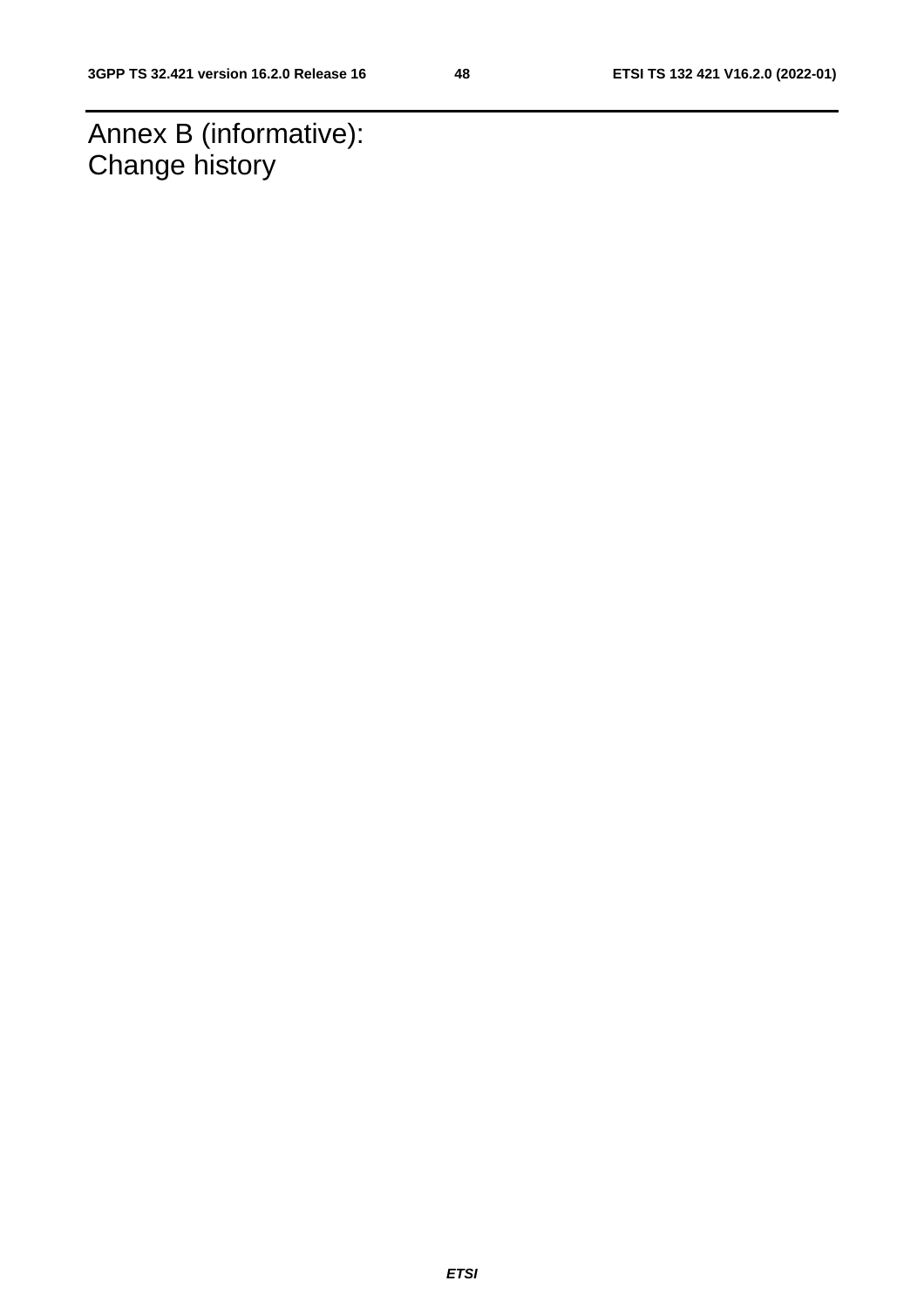# Annex B (informative): Change history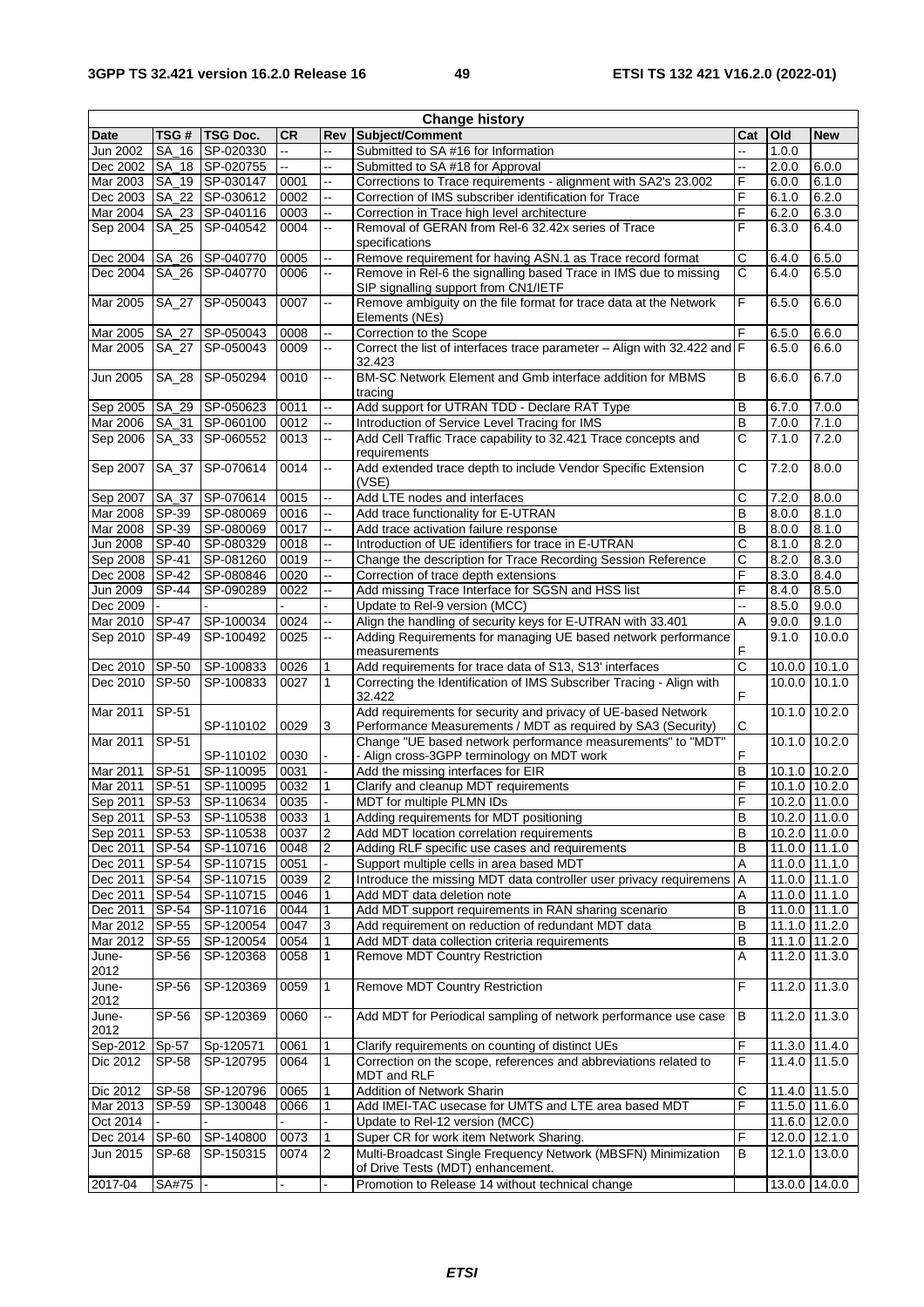| Change history | | | | | | | | |
|---|---|---|---|---|---|---|---|---|
| **Date** | **TSG #** | **TSG Doc.** | **CR** | **Rev** | **Subject/Comment** | **Cat** | **Old** | **New** |
| Jun 2002 | SA_16 | SP-020330 | -- | -- | Submitted to SA #16 for Information | -- | 1.0.0 | |
| Dec 2002 | SA_18 | SP-020755 | -- | -- | Submitted to SA #18 for Approval | -- | 2.0.0 | 6.0.0 |
| Mar 2003 | SA_19 | SP-030147 | 0001 | -- | Corrections to Trace requirements - alignment with SA2's 23.002 | F | 6.0.0 | 6.1.0 |
| Dec 2003 | SA_22 | SP-030612 | 0002 | -- | Correction of IMS subscriber identification for Trace | F | 6.1.0 | 6.2.0 |
| Mar 2004 | SA_23 | SP-040116 | 0003 | -- | Correction in Trace high level architecture | F | 6.2.0 | 6.3.0 |
| Sep 2004 | SA_25 | SP-040542 | 0004 | -- | Removal of GERAN from Rel-6 32.42x series of Trace specifications | F | 6.3.0 | 6.4.0 |
| Dec 2004 | SA_26 | SP-040770 | 0005 | -- | Remove requirement for having ASN.1 as Trace record format | C | 6.4.0 | 6.5.0 |
| Dec 2004 | SA_26 | SP-040770 | 0006 | -- | Remove in Rel-6 the signalling based Trace in IMS due to missing SIP signalling support from CN1/IETF | C | 6.4.0 | 6.5.0 |
| Mar 2005 | SA_27 | SP-050043 | 0007 | -- | Remove ambiguity on the file format for trace data at the Network Elements (NEs) | F | 6.5.0 | 6.6.0 |
| Mar 2005 | SA_27 | SP-050043 | 0008 | -- | Correction to the Scope | F | 6.5.0 | 6.6.0 |
| Mar 2005 | SA_27 | SP-050043 | 0009 | -- | Correct the list of interfaces trace parameter – Align with 32.422 and 32.423 | F | 6.5.0 | 6.6.0 |
| Jun 2005 | SA_28 | SP-050294 | 0010 | -- | BM-SC Network Element and Gmb interface addition for MBMS tracing | B | 6.6.0 | 6.7.0 |
| Sep 2005 | SA_29 | SP-050623 | 0011 | -- | Add support for UTRAN TDD - Declare RAT Type | B | 6.7.0 | 7.0.0 |
| Mar 2006 | SA_31 | SP-060100 | 0012 | -- | Introduction of Service Level Tracing for IMS | B | 7.0.0 | 7.1.0 |
| Sep 2006 | SA_33 | SP-060552 | 0013 | -- | Add Cell Traffic Trace capability to 32.421 Trace concepts and requirements | C | 7.1.0 | 7.2.0 |
| Sep 2007 | SA_37 | SP-070614 | 0014 | -- | Add extended trace depth to include Vendor Specific Extension (VSE) | C | 7.2.0 | 8.0.0 |
| Sep 2007 | SA_37 | SP-070614 | 0015 | -- | Add LTE nodes and interfaces | C | 7.2.0 | 8.0.0 |
| Mar 2008 | SP-39 | SP-080069 | 0016 | -- | Add trace functionality for E-UTRAN | B | 8.0.0 | 8.1.0 |
| Mar 2008 | SP-39 | SP-080069 | 0017 | -- | Add trace activation failure response | B | 8.0.0 | 8.1.0 |
| Jun 2008 | SP-40 | SP-080329 | 0018 | -- | Introduction of UE identifiers for trace in E-UTRAN | C | 8.1.0 | 8.2.0 |
| Sep 2008 | SP-41 | SP-081260 | 0019 | -- | Change the description for Trace Recording Session Reference | C | 8.2.0 | 8.3.0 |
| Dec 2008 | SP-42 | SP-080846 | 0020 | -- | Correction of trace depth extensions | F | 8.3.0 | 8.4.0 |
| Jun 2009 | SP-44 | SP-090289 | 0022 | -- | Add missing Trace Interface for SGSN and HSS list | F | 8.4.0 | 8.5.0 |
| Dec 2009 | - | - | - | - | Update to Rel-9 version (MCC) | -- | 8.5.0 | 9.0.0 |
| Mar 2010 | SP-47 | SP-100034 | 0024 | -- | Align the handling of security keys for E-UTRAN with 33.401 | A | 9.0.0 | 9.1.0 |
| Sep 2010 | SP-49 | SP-100492 | 0025 | -- | Adding Requirements for managing UE based network performance measurements | F | 9.1.0 | 10.0.0 |
| Dec 2010 | SP-50 | SP-100833 | 0026 | 1 | Add requirements for trace data of S13, S13' interfaces | C | 10.0.0 | 10.1.0 |
| Dec 2010 | SP-50 | SP-100833 | 0027 | 1 | Correcting the Identification of IMS Subscriber Tracing - Align with 32.422 | F | 10.0.0 | 10.1.0 |
| Mar 2011 | SP-51 | SP-110102 | 0029 | 3 | Add requirements for security and privacy of UE-based Network Performance Measurements / MDT as required by SA3 (Security) | C | 10.1.0 | 10.2.0 |
| Mar 2011 | SP-51 | SP-110102 | 0030 | - | Change "UE based network performance measurements" to "MDT" - Align cross-3GPP terminology on MDT work | F | 10.1.0 | 10.2.0 |
| Mar 2011 | SP-51 | SP-110095 | 0031 | - | Add the missing interfaces for EIR | B | 10.1.0 | 10.2.0 |
| Mar 2011 | SP-51 | SP-110095 | 0032 | 1 | Clarify and cleanup MDT requirements | F | 10.1.0 | 10.2.0 |
| Sep 2011 | SP-53 | SP-110634 | 0035 | - | MDT for multiple PLMN IDs | F | 10.2.0 | 11.0.0 |
| Sep 2011 | SP-53 | SP-110538 | 0033 | 1 | Adding requirements for MDT positioning | B | 10.2.0 | 11.0.0 |
| Sep 2011 | SP-53 | SP-110538 | 0037 | 2 | Add MDT location correlation requirements | B | 10.2.0 | 11.0.0 |
| Dec 2011 | SP-54 | SP-110716 | 0048 | 2 | Adding RLF specific use cases and requirements | B | 11.0.0 | 11.1.0 |
| Dec 2011 | SP-54 | SP-110715 | 0051 | - | Support multiple cells in area based MDT | A | 11.0.0 | 11.1.0 |
| Dec 2011 | SP-54 | SP-110715 | 0039 | 2 | Introduce the missing MDT data controller user privacy requiremens | A | 11.0.0 | 11.1.0 |
| Dec 2011 | SP-54 | SP-110715 | 0046 | 1 | Add MDT data deletion note | A | 11.0.0 | 11.1.0 |
| Dec 2011 | SP-54 | SP-110716 | 0044 | 1 | Add MDT support requirements in RAN sharing scenario | B | 11.0.0 | 11.1.0 |
| Mar 2012 | SP-55 | SP-120054 | 0047 | 3 | Add requirement on reduction of redundant MDT data | B | 11.1.0 | 11.2.0 |
| Mar 2012 | SP-55 | SP-120054 | 0054 | 1 | Add MDT data collection criteria requirements | B | 11.1.0 | 11.2.0 |
| June-2012 | SP-56 | SP-120368 | 0058 | 1 | Remove MDT Country Restriction | A | 11.2.0 | 11.3.0 |
| June-2012 | SP-56 | SP-120369 | 0059 | 1 | Remove MDT Country Restriction | F | 11.2.0 | 11.3.0 |
| June-2012 | SP-56 | SP-120369 | 0060 | -- | Add MDT for Periodical sampling of network performance use case | B | 11.2.0 | 11.3.0 |
| Sep-2012 | Sp-57 | Sp-120571 | 0061 | 1 | Clarify requirements on counting of distinct UEs | F | 11.3.0 | 11.4.0 |
| Dic 2012 | SP-58 | SP-120795 | 0064 | 1 | Correction on the scope, references and abbreviations related to MDT and RLF | F | 11.4.0 | 11.5.0 |
| Dic 2012 | SP-58 | SP-120796 | 0065 | 1 | Addition of Network Sharin | C | 11.4.0 | 11.5.0 |
| Mar 2013 | SP-59 | SP-130048 | 0066 | 1 | Add IMEI-TAC usecase for UMTS and LTE area based MDT | F | 11.5.0 | 11.6.0 |
| Oct 2014 | - | - | - | - | Update to Rel-12 version (MCC) | | 11.6.0 | 12.0.0 |
| Dec 2014 | SP-60 | SP-140800 | 0073 | 1 | Super CR for work item Network Sharing. | F | 12.0.0 | 12.1.0 |
| Jun 2015 | SP-68 | SP-150315 | 0074 | 2 | Multi-Broadcast Single Frequency Network (MBSFN) Minimization of Drive Tests (MDT) enhancement. | B | 12.1.0 | 13.0.0 |
| 2017-04 | SA#75 | - | - | - | Promotion to Release 14 without technical change | | 13.0.0 | 14.0.0 |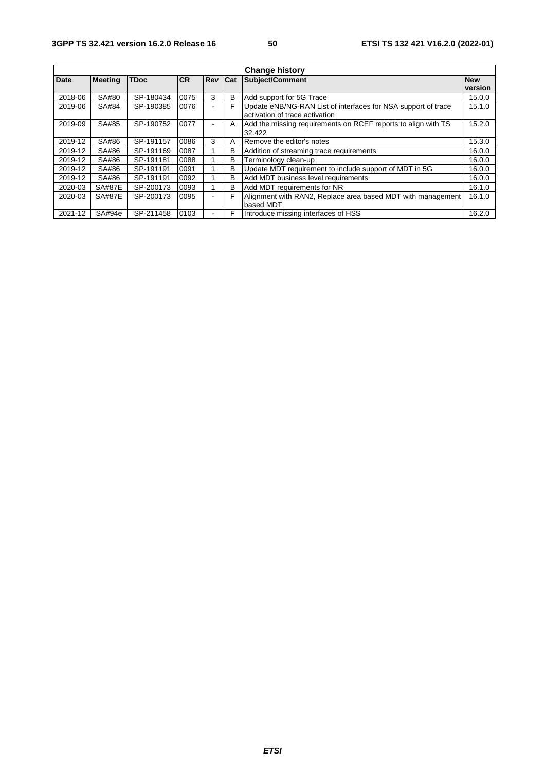| Change history | | | | | | | |
|---|---|---|---|---|---|---|---|
| **Date** | **Meeting** | **TDoc** | **CR** | **Rev** | **Cat** | **Subject/Comment** | **New version** |
| 2018-06 | SA#80 | SP-180434 | 0075 | 3 | B | Add support for 5G Trace | 15.0.0 |
| 2019-06 | SA#84 | SP-190385 | 0076 | - | F | Update eNB/NG-RAN List of interfaces for NSA support of trace activation of trace activation | 15.1.0 |
| 2019-09 | SA#85 | SP-190752 | 0077 | - | A | Add the missing requirements on RCEF reports to align with TS 32.422 | 15.2.0 |
| 2019-12 | SA#86 | SP-191157 | 0086 | 3 | A | Remove the editor's notes | 15.3.0 |
| 2019-12 | SA#86 | SP-191169 | 0087 | 1 | B | Addition of streaming trace requirements | 16.0.0 |
| 2019-12 | SA#86 | SP-191181 | 0088 | 1 | B | Terminology clean-up | 16.0.0 |
| 2019-12 | SA#86 | SP-191191 | 0091 | 1 | B | Update MDT requirement to include support of MDT in 5G | 16.0.0 |
| 2019-12 | SA#86 | SP-191191 | 0092 | 1 | B | Add MDT business level requirements | 16.0.0 |
| 2020-03 | SA#87E | SP-200173 | 0093 | 1 | B | Add MDT requirements for NR | 16.1.0 |
| 2020-03 | SA#87E | SP-200173 | 0095 | - | F | Alignment with RAN2, Replace area based MDT with management based MDT | 16.1.0 |
| 2021-12 | SA#94e | SP-211458 | 0103 | - | F | Introduce missing interfaces of HSS | 16.2.0 |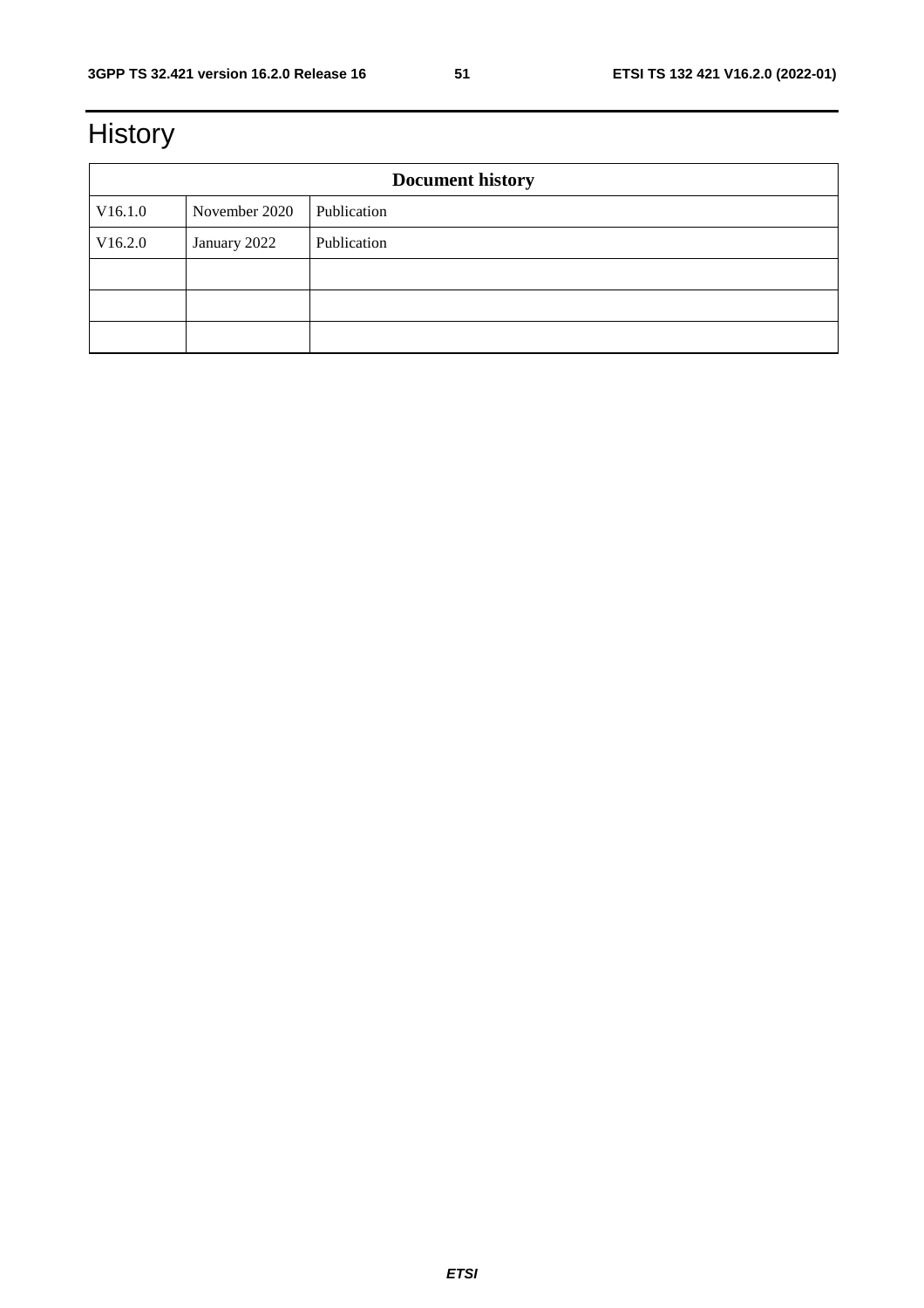# History

| Document history | | |
|---|---|---|
| V16.1.0 | November 2020 | Publication |
| V16.2.0 | January 2022 | Publication |
| | | |
| | | |
| | | |